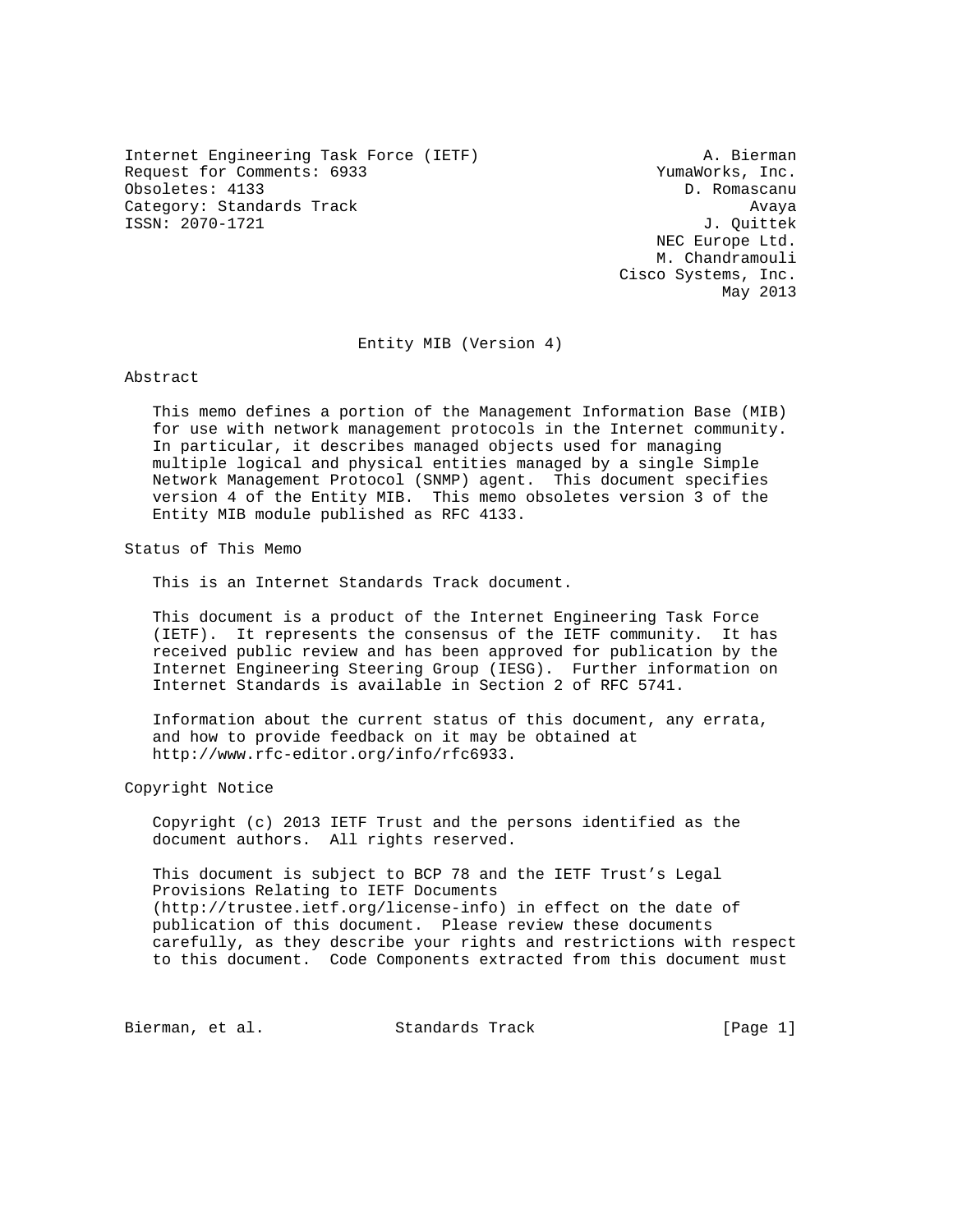Internet Engineering Task Force (IETF)  
Request for Comments: 6933  
Obsoletes: 4133  
Category: Standards Track  
ISSN: 2070-1721

A. Bierman  
YumaWorks, Inc.  
D. Romascanu  
Avaya  
J. Quittek  
NEC Europe Ltd.  
M. Chandramouli  
Cisco Systems, Inc.  
May 2013

# Entity MIB (Version 4)

## Abstract

This memo defines a portion of the Management Information Base (MIB) for use with network management protocols in the Internet community. In particular, it describes managed objects used for managing multiple logical and physical entities managed by a single Simple Network Management Protocol (SNMP) agent. This document specifies version 4 of the Entity MIB. This memo obsoletes version 3 of the Entity MIB module published as RFC 4133.

## Status of This Memo

This is an Internet Standards Track document.

This document is a product of the Internet Engineering Task Force (IETF). It represents the consensus of the IETF community. It has received public review and has been approved for publication by the Internet Engineering Steering Group (IESG). Further information on Internet Standards is available in Section 2 of RFC 5741.

Information about the current status of this document, any errata, and how to provide feedback on it may be obtained at http://www.rfc-editor.org/info/rfc6933.

## Copyright Notice

Copyright (c) 2013 IETF Trust and the persons identified as the document authors. All rights reserved.

This document is subject to BCP 78 and the IETF Trust's Legal Provisions Relating to IETF Documents (http://trustee.ietf.org/license-info) in effect on the date of publication of this document. Please review these documents carefully, as they describe your rights and restrictions with respect to this document. Code Components extracted from this document must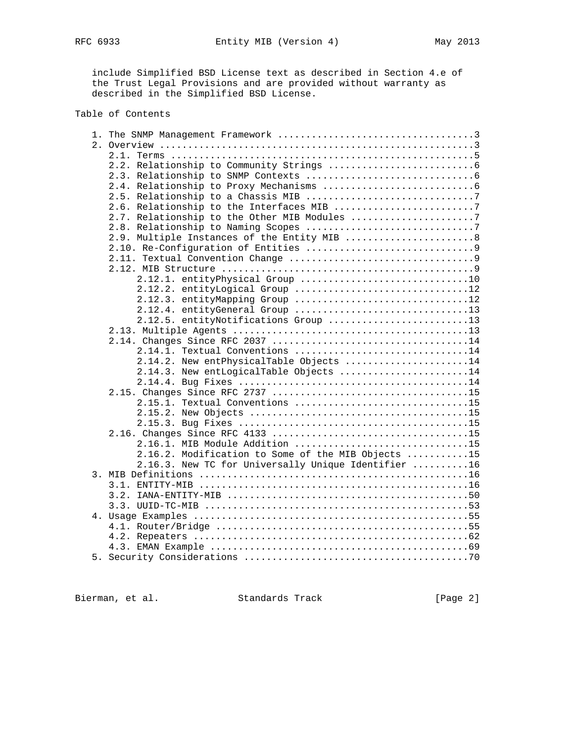include Simplified BSD License text as described in Section 4.e of the Trust Legal Provisions and are provided without warranty as described in the Simplified BSD License.

## Table of Contents

```
   1. The SNMP Management Framework ...................................3
   2. Overview ........................................................3
      2.1. Terms ......................................................5
      2.2. Relationship to Community Strings ..........................6
      2.3. Relationship to SNMP Contexts ..............................6
      2.4. Relationship to Proxy Mechanisms ...........................6
      2.5. Relationship to a Chassis MIB ..............................7
      2.6. Relationship to the Interfaces MIB .........................7
      2.7. Relationship to the Other MIB Modules ......................7
      2.8. Relationship to Naming Scopes ..............................7
      2.9. Multiple Instances of the Entity MIB .......................8
      2.10. Re-Configuration of Entities ..............................9
      2.11. Textual Convention Change .................................9
      2.12. MIB Structure .............................................9
           2.12.1. entityPhysical Group ..............................10
           2.12.2. entityLogical Group ...............................12
           2.12.3. entityMapping Group ...............................12
           2.12.4. entityGeneral Group ...............................13
           2.12.5. entityNotifications Group .........................13
      2.13. Multiple Agents ..........................................13
      2.14. Changes Since RFC 2037 ...................................14
           2.14.1. Textual Conventions ...............................14
           2.14.2. New entPhysicalTable Objects ......................14
           2.14.3. New entLogicalTable Objects .......................14
           2.14.4. Bug Fixes .........................................14
      2.15. Changes Since RFC 2737 ...................................15
           2.15.1. Textual Conventions ...............................15
           2.15.2. New Objects .......................................15
           2.15.3. Bug Fixes .........................................15
      2.16. Changes Since RFC 4133 ...................................15
           2.16.1. MIB Module Addition ...............................15
           2.16.2. Modification to Some of the MIB Objects ...........15
           2.16.3. New TC for Universally Unique Identifier ..........16
   3. MIB Definitions ................................................16
      3.1. ENTITY-MIB ................................................16
      3.2. IANA-ENTITY-MIB ...........................................50
      3.3. UUID-TC-MIB ...............................................53
   4. Usage Examples .................................................55
      4.1. Router/Bridge .............................................55
      4.2. Repeaters .................................................62
      4.3. EMAN Example ..............................................69
   5. Security Considerations ........................................70
```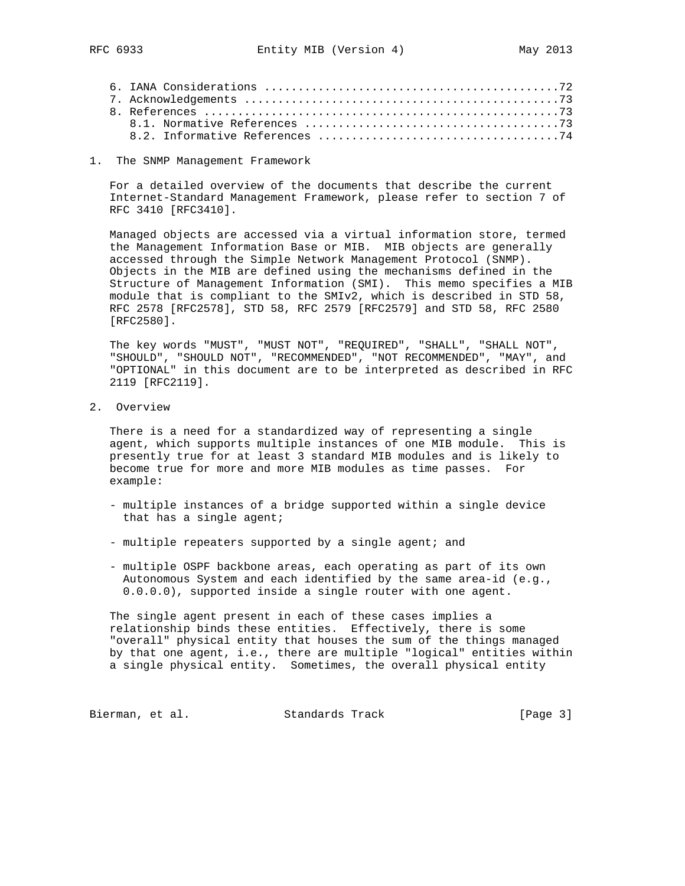6. IANA Considerations ...........................................72
   7. Acknowledgements ..............................................73
   8. References ....................................................73
      8.1. Normative References .....................................73
      8.2. Informative References ...................................74

## 1. The SNMP Management Framework

For a detailed overview of the documents that describe the current Internet-Standard Management Framework, please refer to section 7 of RFC 3410 [RFC3410].

Managed objects are accessed via a virtual information store, termed the Management Information Base or MIB. MIB objects are generally accessed through the Simple Network Management Protocol (SNMP). Objects in the MIB are defined using the mechanisms defined in the Structure of Management Information (SMI). This memo specifies a MIB module that is compliant to the SMIv2, which is described in STD 58, RFC 2578 [RFC2578], STD 58, RFC 2579 [RFC2579] and STD 58, RFC 2580 [RFC2580].

The key words "MUST", "MUST NOT", "REQUIRED", "SHALL", "SHALL NOT", "SHOULD", "SHOULD NOT", "RECOMMENDED", "NOT RECOMMENDED", "MAY", and "OPTIONAL" in this document are to be interpreted as described in RFC 2119 [RFC2119].

## 2. Overview

There is a need for a standardized way of representing a single agent, which supports multiple instances of one MIB module. This is presently true for at least 3 standard MIB modules and is likely to become true for more and more MIB modules as time passes. For example:

- multiple instances of a bridge supported within a single device that has a single agent;

- multiple repeaters supported by a single agent; and

- multiple OSPF backbone areas, each operating as part of its own Autonomous System and each identified by the same area-id (e.g., 0.0.0.0), supported inside a single router with one agent.

The single agent present in each of these cases implies a relationship binds these entities. Effectively, there is some "overall" physical entity that houses the sum of the things managed by that one agent, i.e., there are multiple "logical" entities within a single physical entity. Sometimes, the overall physical entity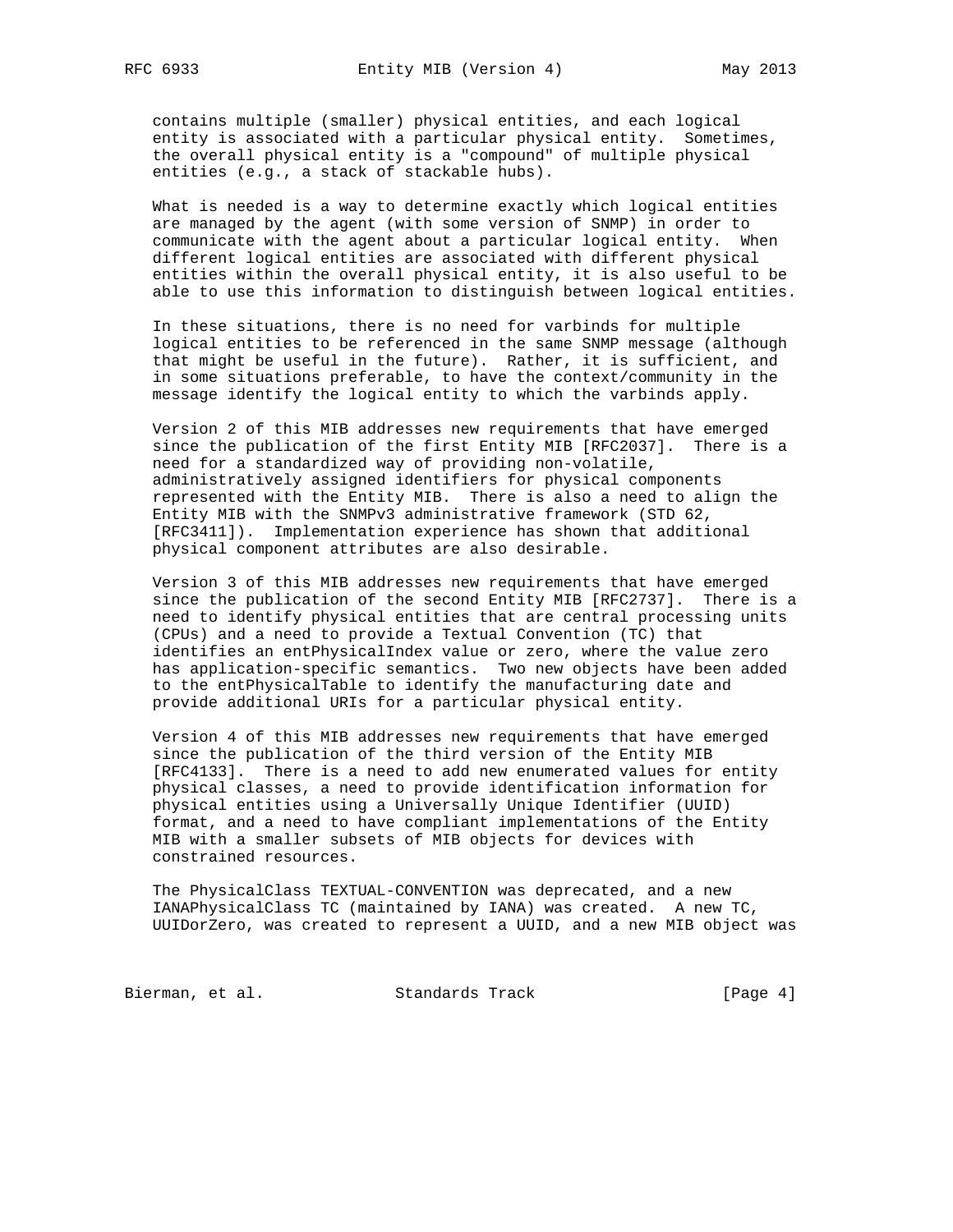contains multiple (smaller) physical entities, and each logical entity is associated with a particular physical entity. Sometimes, the overall physical entity is a "compound" of multiple physical entities (e.g., a stack of stackable hubs).

What is needed is a way to determine exactly which logical entities are managed by the agent (with some version of SNMP) in order to communicate with the agent about a particular logical entity. When different logical entities are associated with different physical entities within the overall physical entity, it is also useful to be able to use this information to distinguish between logical entities.

In these situations, there is no need for varbinds for multiple logical entities to be referenced in the same SNMP message (although that might be useful in the future). Rather, it is sufficient, and in some situations preferable, to have the context/community in the message identify the logical entity to which the varbinds apply.

Version 2 of this MIB addresses new requirements that have emerged since the publication of the first Entity MIB [RFC2037]. There is a need for a standardized way of providing non-volatile, administratively assigned identifiers for physical components represented with the Entity MIB. There is also a need to align the Entity MIB with the SNMPv3 administrative framework (STD 62, [RFC3411]). Implementation experience has shown that additional physical component attributes are also desirable.

Version 3 of this MIB addresses new requirements that have emerged since the publication of the second Entity MIB [RFC2737]. There is a need to identify physical entities that are central processing units (CPUs) and a need to provide a Textual Convention (TC) that identifies an entPhysicalIndex value or zero, where the value zero has application-specific semantics. Two new objects have been added to the entPhysicalTable to identify the manufacturing date and provide additional URIs for a particular physical entity.

Version 4 of this MIB addresses new requirements that have emerged since the publication of the third version of the Entity MIB [RFC4133]. There is a need to add new enumerated values for entity physical classes, a need to provide identification information for physical entities using a Universally Unique Identifier (UUID) format, and a need to have compliant implementations of the Entity MIB with a smaller subsets of MIB objects for devices with constrained resources.

The PhysicalClass TEXTUAL-CONVENTION was deprecated, and a new IANAPhysicalClass TC (maintained by IANA) was created. A new TC, UUIDorZero, was created to represent a UUID, and a new MIB object was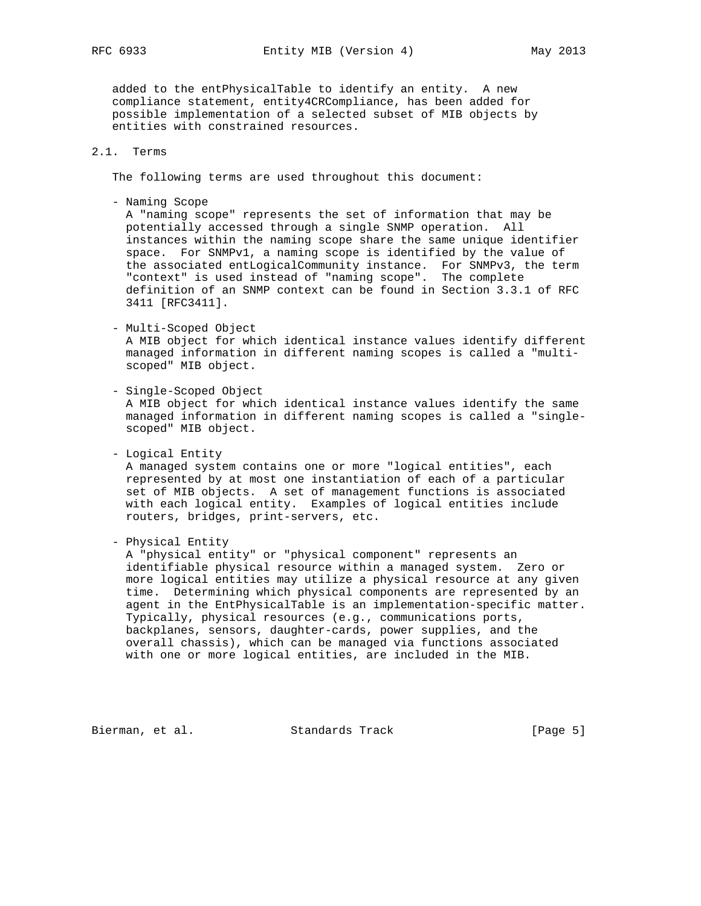added to the entPhysicalTable to identify an entity. A new compliance statement, entity4CRCompliance, has been added for possible implementation of a selected subset of MIB objects by entities with constrained resources.

## 2.1. Terms

The following terms are used throughout this document:

- Naming Scope
  A "naming scope" represents the set of information that may be potentially accessed through a single SNMP operation. All instances within the naming scope share the same unique identifier space. For SNMPv1, a naming scope is identified by the value of the associated entLogicalCommunity instance. For SNMPv3, the term "context" is used instead of "naming scope". The complete definition of an SNMP context can be found in Section 3.3.1 of RFC 3411 [RFC3411].

- Multi-Scoped Object
  A MIB object for which identical instance values identify different managed information in different naming scopes is called a "multi-scoped" MIB object.

- Single-Scoped Object
  A MIB object for which identical instance values identify the same managed information in different naming scopes is called a "single-scoped" MIB object.

- Logical Entity
  A managed system contains one or more "logical entities", each represented by at most one instantiation of each of a particular set of MIB objects. A set of management functions is associated with each logical entity. Examples of logical entities include routers, bridges, print-servers, etc.

- Physical Entity
  A "physical entity" or "physical component" represents an identifiable physical resource within a managed system. Zero or more logical entities may utilize a physical resource at any given time. Determining which physical components are represented by an agent in the EntPhysicalTable is an implementation-specific matter. Typically, physical resources (e.g., communications ports, backplanes, sensors, daughter-cards, power supplies, and the overall chassis), which can be managed via functions associated with one or more logical entities, are included in the MIB.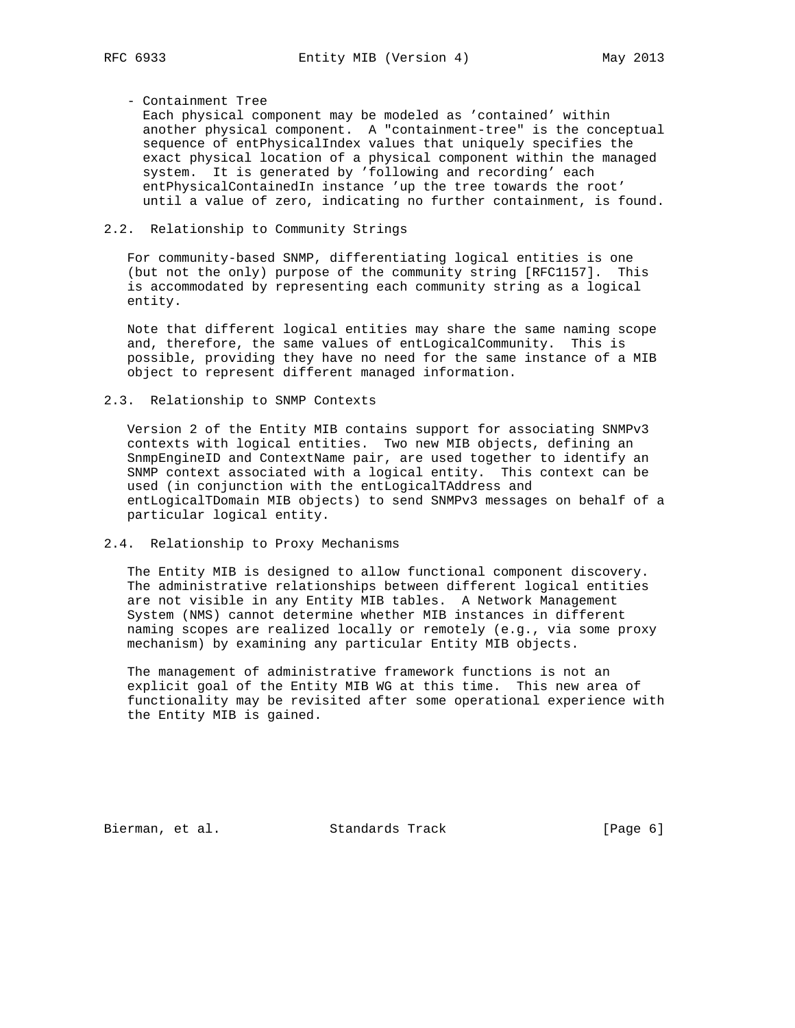- Containment Tree
  Each physical component may be modeled as 'contained' within another physical component. A "containment-tree" is the conceptual sequence of entPhysicalIndex values that uniquely specifies the exact physical location of a physical component within the managed system. It is generated by 'following and recording' each entPhysicalContainedIn instance 'up the tree towards the root' until a value of zero, indicating no further containment, is found.

## 2.2. Relationship to Community Strings

For community-based SNMP, differentiating logical entities is one (but not the only) purpose of the community string [RFC1157]. This is accommodated by representing each community string as a logical entity.

Note that different logical entities may share the same naming scope and, therefore, the same values of entLogicalCommunity. This is possible, providing they have no need for the same instance of a MIB object to represent different managed information.

## 2.3. Relationship to SNMP Contexts

Version 2 of the Entity MIB contains support for associating SNMPv3 contexts with logical entities. Two new MIB objects, defining an SnmpEngineID and ContextName pair, are used together to identify an SNMP context associated with a logical entity. This context can be used (in conjunction with the entLogicalTAddress and entLogicalTDomain MIB objects) to send SNMPv3 messages on behalf of a particular logical entity.

## 2.4. Relationship to Proxy Mechanisms

The Entity MIB is designed to allow functional component discovery. The administrative relationships between different logical entities are not visible in any Entity MIB tables. A Network Management System (NMS) cannot determine whether MIB instances in different naming scopes are realized locally or remotely (e.g., via some proxy mechanism) by examining any particular Entity MIB objects.

The management of administrative framework functions is not an explicit goal of the Entity MIB WG at this time. This new area of functionality may be revisited after some operational experience with the Entity MIB is gained.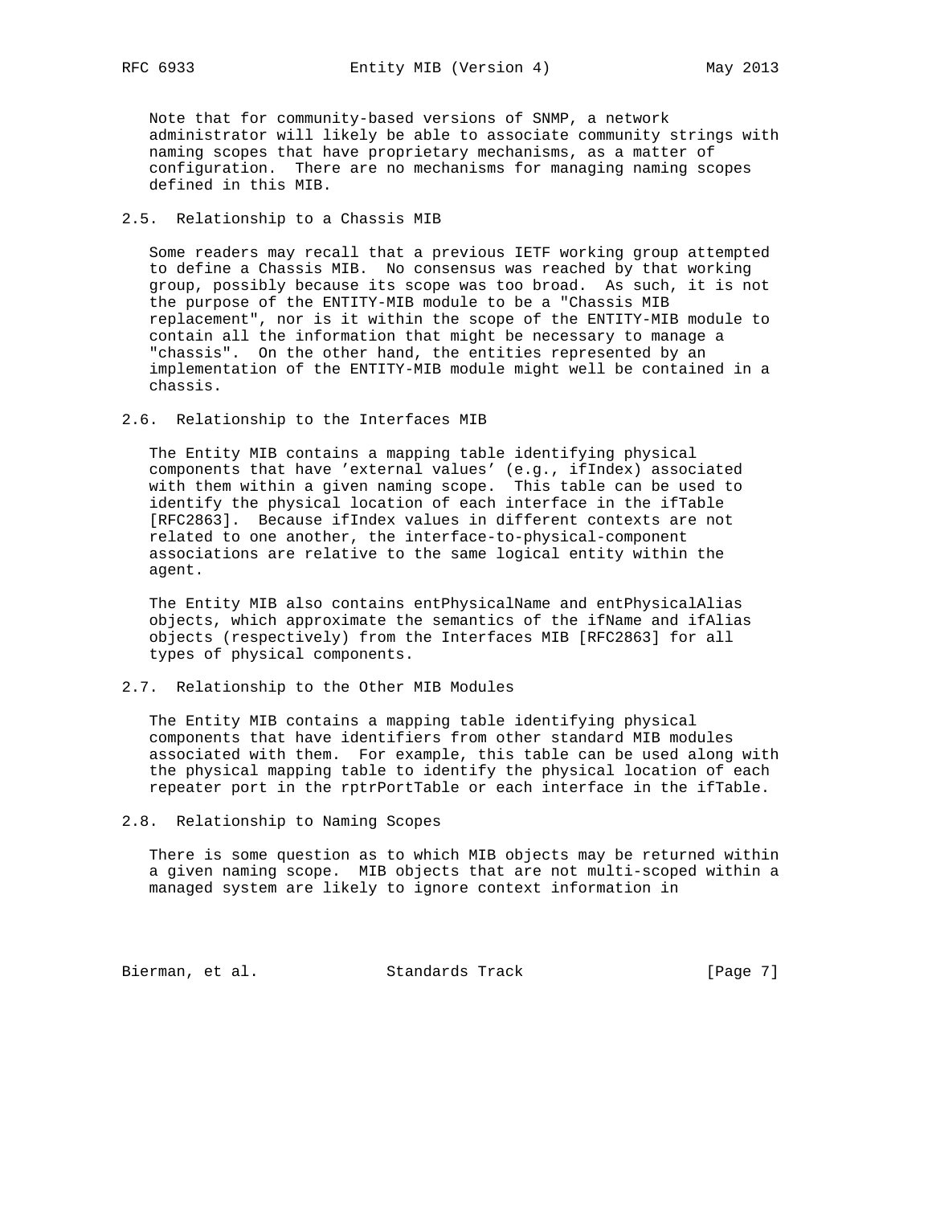Note that for community-based versions of SNMP, a network administrator will likely be able to associate community strings with naming scopes that have proprietary mechanisms, as a matter of configuration. There are no mechanisms for managing naming scopes defined in this MIB.

## 2.5. Relationship to a Chassis MIB

Some readers may recall that a previous IETF working group attempted to define a Chassis MIB. No consensus was reached by that working group, possibly because its scope was too broad. As such, it is not the purpose of the ENTITY-MIB module to be a "Chassis MIB replacement", nor is it within the scope of the ENTITY-MIB module to contain all the information that might be necessary to manage a "chassis". On the other hand, the entities represented by an implementation of the ENTITY-MIB module might well be contained in a chassis.

## 2.6. Relationship to the Interfaces MIB

The Entity MIB contains a mapping table identifying physical components that have 'external values' (e.g., ifIndex) associated with them within a given naming scope. This table can be used to identify the physical location of each interface in the ifTable [RFC2863]. Because ifIndex values in different contexts are not related to one another, the interface-to-physical-component associations are relative to the same logical entity within the agent.

The Entity MIB also contains entPhysicalName and entPhysicalAlias objects, which approximate the semantics of the ifName and ifAlias objects (respectively) from the Interfaces MIB [RFC2863] for all types of physical components.

## 2.7. Relationship to the Other MIB Modules

The Entity MIB contains a mapping table identifying physical components that have identifiers from other standard MIB modules associated with them. For example, this table can be used along with the physical mapping table to identify the physical location of each repeater port in the rptrPortTable or each interface in the ifTable.

## 2.8. Relationship to Naming Scopes

There is some question as to which MIB objects may be returned within a given naming scope. MIB objects that are not multi-scoped within a managed system are likely to ignore context information in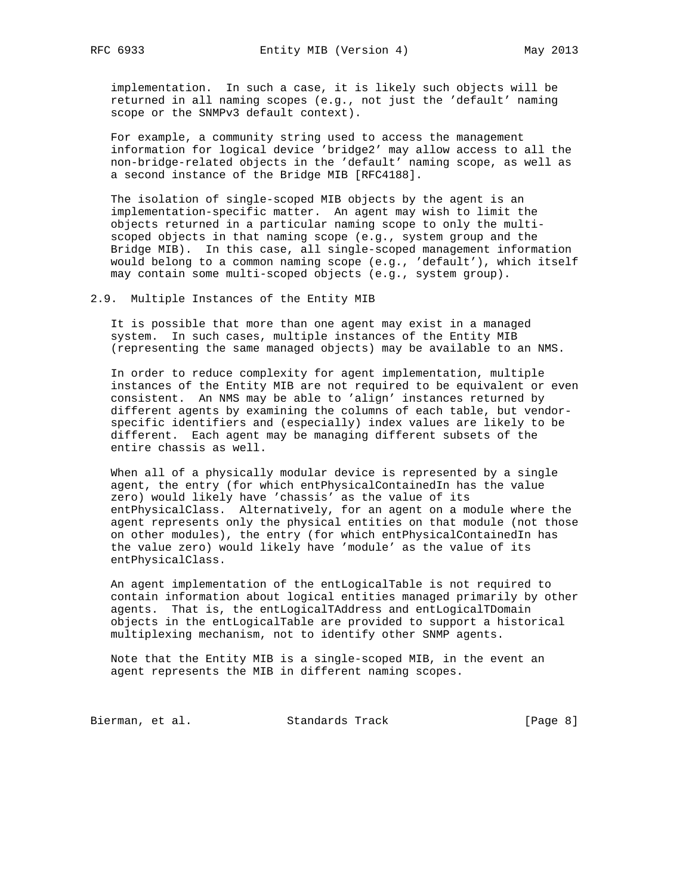implementation. In such a case, it is likely such objects will be returned in all naming scopes (e.g., not just the 'default' naming scope or the SNMPv3 default context).

For example, a community string used to access the management information for logical device 'bridge2' may allow access to all the non-bridge-related objects in the 'default' naming scope, as well as a second instance of the Bridge MIB [RFC4188].

The isolation of single-scoped MIB objects by the agent is an implementation-specific matter. An agent may wish to limit the objects returned in a particular naming scope to only the multi-scoped objects in that naming scope (e.g., system group and the Bridge MIB). In this case, all single-scoped management information would belong to a common naming scope (e.g., 'default'), which itself may contain some multi-scoped objects (e.g., system group).

## 2.9. Multiple Instances of the Entity MIB

It is possible that more than one agent may exist in a managed system. In such cases, multiple instances of the Entity MIB (representing the same managed objects) may be available to an NMS.

In order to reduce complexity for agent implementation, multiple instances of the Entity MIB are not required to be equivalent or even consistent. An NMS may be able to 'align' instances returned by different agents by examining the columns of each table, but vendor-specific identifiers and (especially) index values are likely to be different. Each agent may be managing different subsets of the entire chassis as well.

When all of a physically modular device is represented by a single agent, the entry (for which entPhysicalContainedIn has the value zero) would likely have 'chassis' as the value of its entPhysicalClass. Alternatively, for an agent on a module where the agent represents only the physical entities on that module (not those on other modules), the entry (for which entPhysicalContainedIn has the value zero) would likely have 'module' as the value of its entPhysicalClass.

An agent implementation of the entLogicalTable is not required to contain information about logical entities managed primarily by other agents. That is, the entLogicalTAddress and entLogicalTDomain objects in the entLogicalTable are provided to support a historical multiplexing mechanism, not to identify other SNMP agents.

Note that the Entity MIB is a single-scoped MIB, in the event an agent represents the MIB in different naming scopes.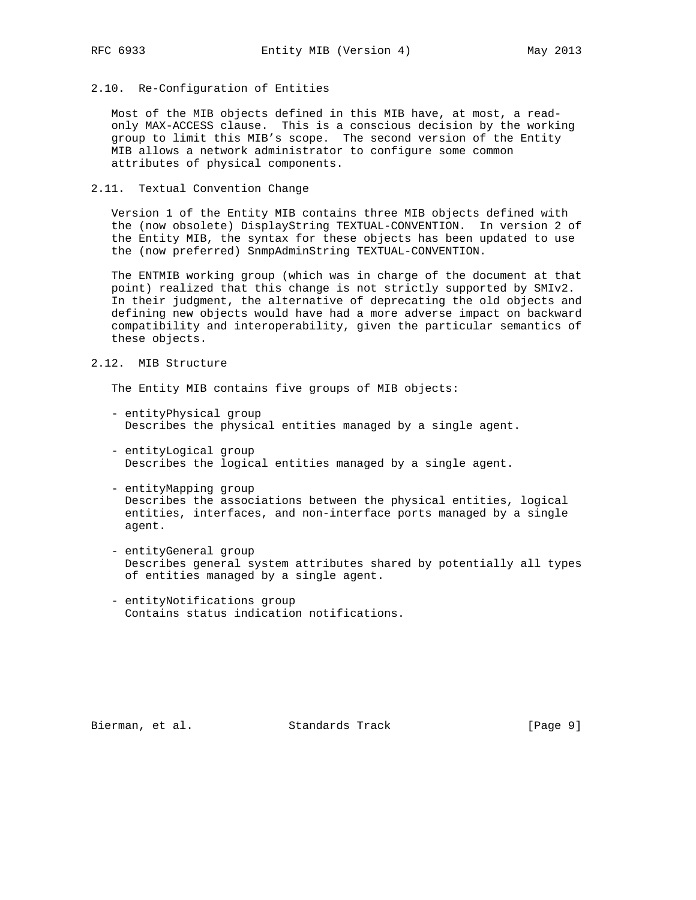### 2.10. Re-Configuration of Entities

Most of the MIB objects defined in this MIB have, at most, a read-only MAX-ACCESS clause. This is a conscious decision by the working group to limit this MIB's scope. The second version of the Entity MIB allows a network administrator to configure some common attributes of physical components.

### 2.11. Textual Convention Change

Version 1 of the Entity MIB contains three MIB objects defined with the (now obsolete) DisplayString TEXTUAL-CONVENTION. In version 2 of the Entity MIB, the syntax for these objects has been updated to use the (now preferred) SnmpAdminString TEXTUAL-CONVENTION.

The ENTMIB working group (which was in charge of the document at that point) realized that this change is not strictly supported by SMIv2. In their judgment, the alternative of deprecating the old objects and defining new objects would have had a more adverse impact on backward compatibility and interoperability, given the particular semantics of these objects.

### 2.12. MIB Structure

The Entity MIB contains five groups of MIB objects:

- entityPhysical group
  Describes the physical entities managed by a single agent.

- entityLogical group
  Describes the logical entities managed by a single agent.

- entityMapping group
  Describes the associations between the physical entities, logical entities, interfaces, and non-interface ports managed by a single agent.

- entityGeneral group
  Describes general system attributes shared by potentially all types of entities managed by a single agent.

- entityNotifications group
  Contains status indication notifications.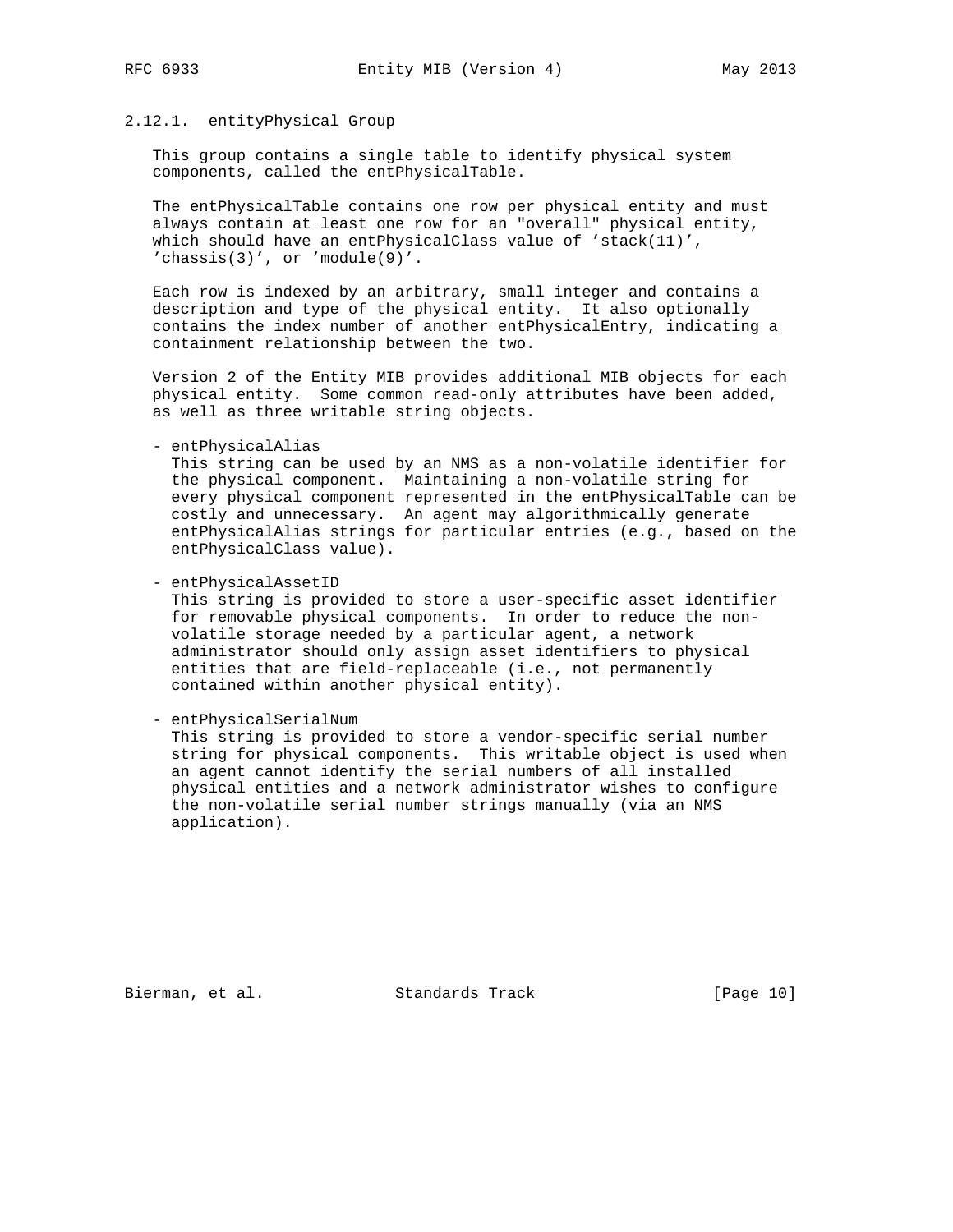### 2.12.1. entityPhysical Group

This group contains a single table to identify physical system components, called the entPhysicalTable.

The entPhysicalTable contains one row per physical entity and must always contain at least one row for an "overall" physical entity, which should have an entPhysicalClass value of 'stack(11)', 'chassis(3)', or 'module(9)'.

Each row is indexed by an arbitrary, small integer and contains a description and type of the physical entity. It also optionally contains the index number of another entPhysicalEntry, indicating a containment relationship between the two.

Version 2 of the Entity MIB provides additional MIB objects for each physical entity. Some common read-only attributes have been added, as well as three writable string objects.

- entPhysicalAlias
  This string can be used by an NMS as a non-volatile identifier for the physical component. Maintaining a non-volatile string for every physical component represented in the entPhysicalTable can be costly and unnecessary. An agent may algorithmically generate entPhysicalAlias strings for particular entries (e.g., based on the entPhysicalClass value).

- entPhysicalAssetID
  This string is provided to store a user-specific asset identifier for removable physical components. In order to reduce the non-volatile storage needed by a particular agent, a network administrator should only assign asset identifiers to physical entities that are field-replaceable (i.e., not permanently contained within another physical entity).

- entPhysicalSerialNum
  This string is provided to store a vendor-specific serial number string for physical components. This writable object is used when an agent cannot identify the serial numbers of all installed physical entities and a network administrator wishes to configure the non-volatile serial number strings manually (via an NMS application).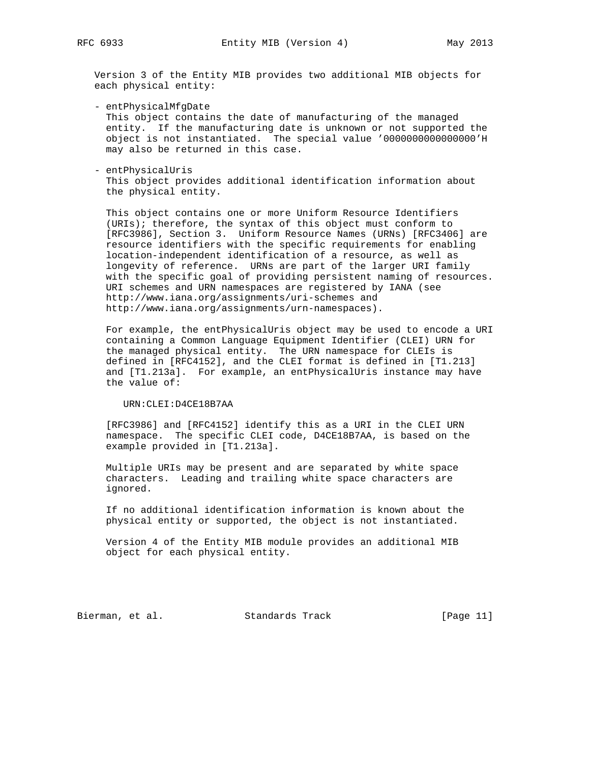Version 3 of the Entity MIB provides two additional MIB objects for each physical entity:

- entPhysicalMfgDate
  This object contains the date of manufacturing of the managed entity. If the manufacturing date is unknown or not supported the object is not instantiated. The special value '0000000000000000'H may also be returned in this case.

- entPhysicalUris
  This object provides additional identification information about the physical entity.

  This object contains one or more Uniform Resource Identifiers (URIs); therefore, the syntax of this object must conform to [RFC3986], Section 3. Uniform Resource Names (URNs) [RFC3406] are resource identifiers with the specific requirements for enabling location-independent identification of a resource, as well as longevity of reference. URNs are part of the larger URI family with the specific goal of providing persistent naming of resources. URI schemes and URN namespaces are registered by IANA (see http://www.iana.org/assignments/uri-schemes and http://www.iana.org/assignments/urn-namespaces).

  For example, the entPhysicalUris object may be used to encode a URI containing a Common Language Equipment Identifier (CLEI) URN for the managed physical entity. The URN namespace for CLEIs is defined in [RFC4152], and the CLEI format is defined in [T1.213] and [T1.213a]. For example, an entPhysicalUris instance may have the value of:

  ```
  URN:CLEI:D4CE18B7AA
  ```

  [RFC3986] and [RFC4152] identify this as a URI in the CLEI URN namespace. The specific CLEI code, D4CE18B7AA, is based on the example provided in [T1.213a].

  Multiple URIs may be present and are separated by white space characters. Leading and trailing white space characters are ignored.

  If no additional identification information is known about the physical entity or supported, the object is not instantiated.

  Version 4 of the Entity MIB module provides an additional MIB object for each physical entity.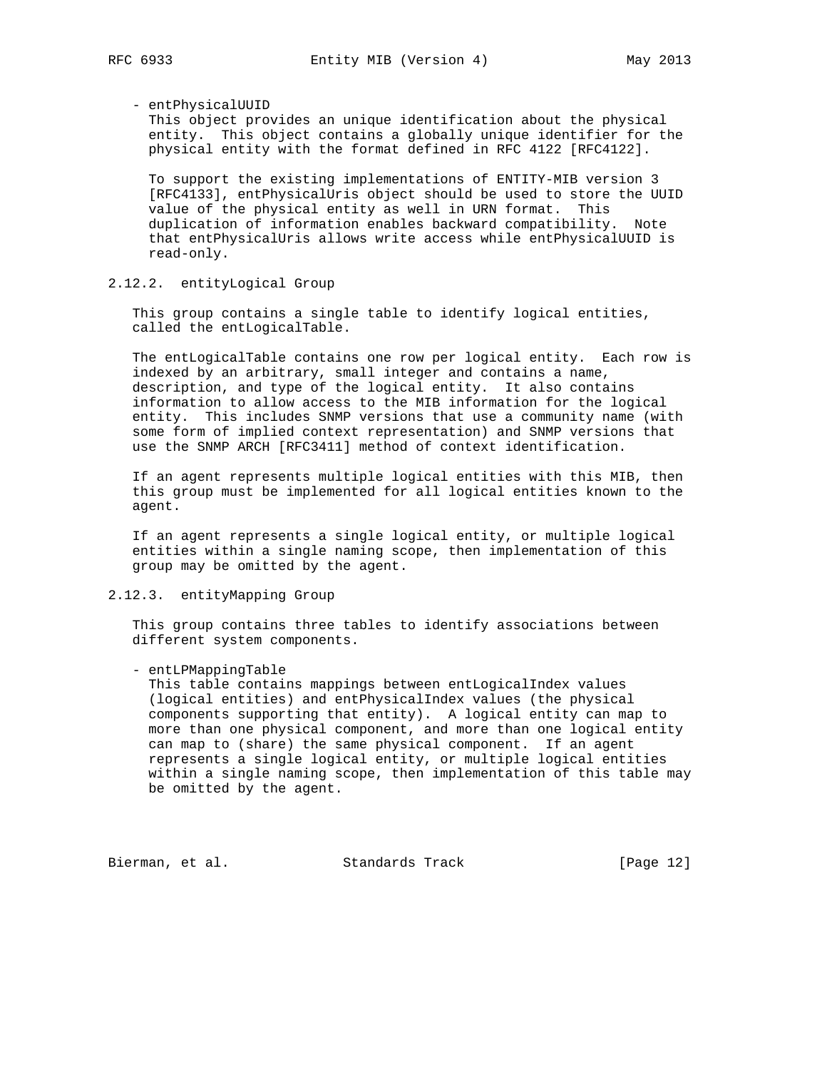- entPhysicalUUID
  This object provides an unique identification about the physical entity. This object contains a globally unique identifier for the physical entity with the format defined in RFC 4122 [RFC4122].

  To support the existing implementations of ENTITY-MIB version 3 [RFC4133], entPhysicalUris object should be used to store the UUID value of the physical entity as well in URN format. This duplication of information enables backward compatibility. Note that entPhysicalUris allows write access while entPhysicalUUID is read-only.

### 2.12.2. entityLogical Group

This group contains a single table to identify logical entities, called the entLogicalTable.

The entLogicalTable contains one row per logical entity. Each row is indexed by an arbitrary, small integer and contains a name, description, and type of the logical entity. It also contains information to allow access to the MIB information for the logical entity. This includes SNMP versions that use a community name (with some form of implied context representation) and SNMP versions that use the SNMP ARCH [RFC3411] method of context identification.

If an agent represents multiple logical entities with this MIB, then this group must be implemented for all logical entities known to the agent.

If an agent represents a single logical entity, or multiple logical entities within a single naming scope, then implementation of this group may be omitted by the agent.

### 2.12.3. entityMapping Group

This group contains three tables to identify associations between different system components.

- entLPMappingTable
  This table contains mappings between entLogicalIndex values (logical entities) and entPhysicalIndex values (the physical components supporting that entity). A logical entity can map to more than one physical component, and more than one logical entity can map to (share) the same physical component. If an agent represents a single logical entity, or multiple logical entities within a single naming scope, then implementation of this table may be omitted by the agent.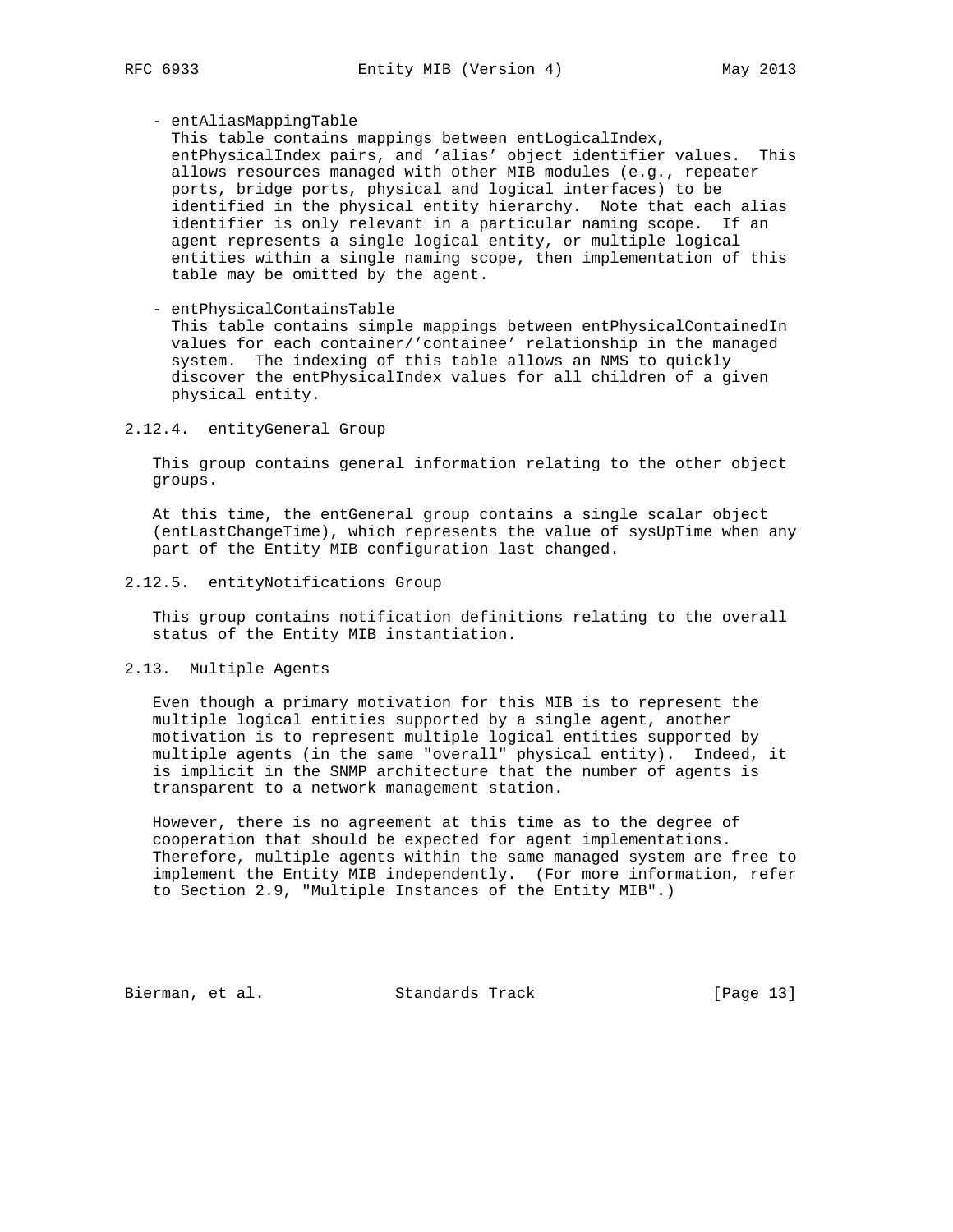- entAliasMappingTable
  This table contains mappings between entLogicalIndex, entPhysicalIndex pairs, and 'alias' object identifier values. This allows resources managed with other MIB modules (e.g., repeater ports, bridge ports, physical and logical interfaces) to be identified in the physical entity hierarchy. Note that each alias identifier is only relevant in a particular naming scope. If an agent represents a single logical entity, or multiple logical entities within a single naming scope, then implementation of this table may be omitted by the agent.

- entPhysicalContainsTable
  This table contains simple mappings between entPhysicalContainedIn values for each container/'containee' relationship in the managed system. The indexing of this table allows an NMS to quickly discover the entPhysicalIndex values for all children of a given physical entity.

### 2.12.4. entityGeneral Group

This group contains general information relating to the other object groups.

At this time, the entGeneral group contains a single scalar object (entLastChangeTime), which represents the value of sysUpTime when any part of the Entity MIB configuration last changed.

### 2.12.5. entityNotifications Group

This group contains notification definitions relating to the overall status of the Entity MIB instantiation.

## 2.13. Multiple Agents

Even though a primary motivation for this MIB is to represent the multiple logical entities supported by a single agent, another motivation is to represent multiple logical entities supported by multiple agents (in the same "overall" physical entity). Indeed, it is implicit in the SNMP architecture that the number of agents is transparent to a network management station.

However, there is no agreement at this time as to the degree of cooperation that should be expected for agent implementations. Therefore, multiple agents within the same managed system are free to implement the Entity MIB independently. (For more information, refer to Section 2.9, "Multiple Instances of the Entity MIB".)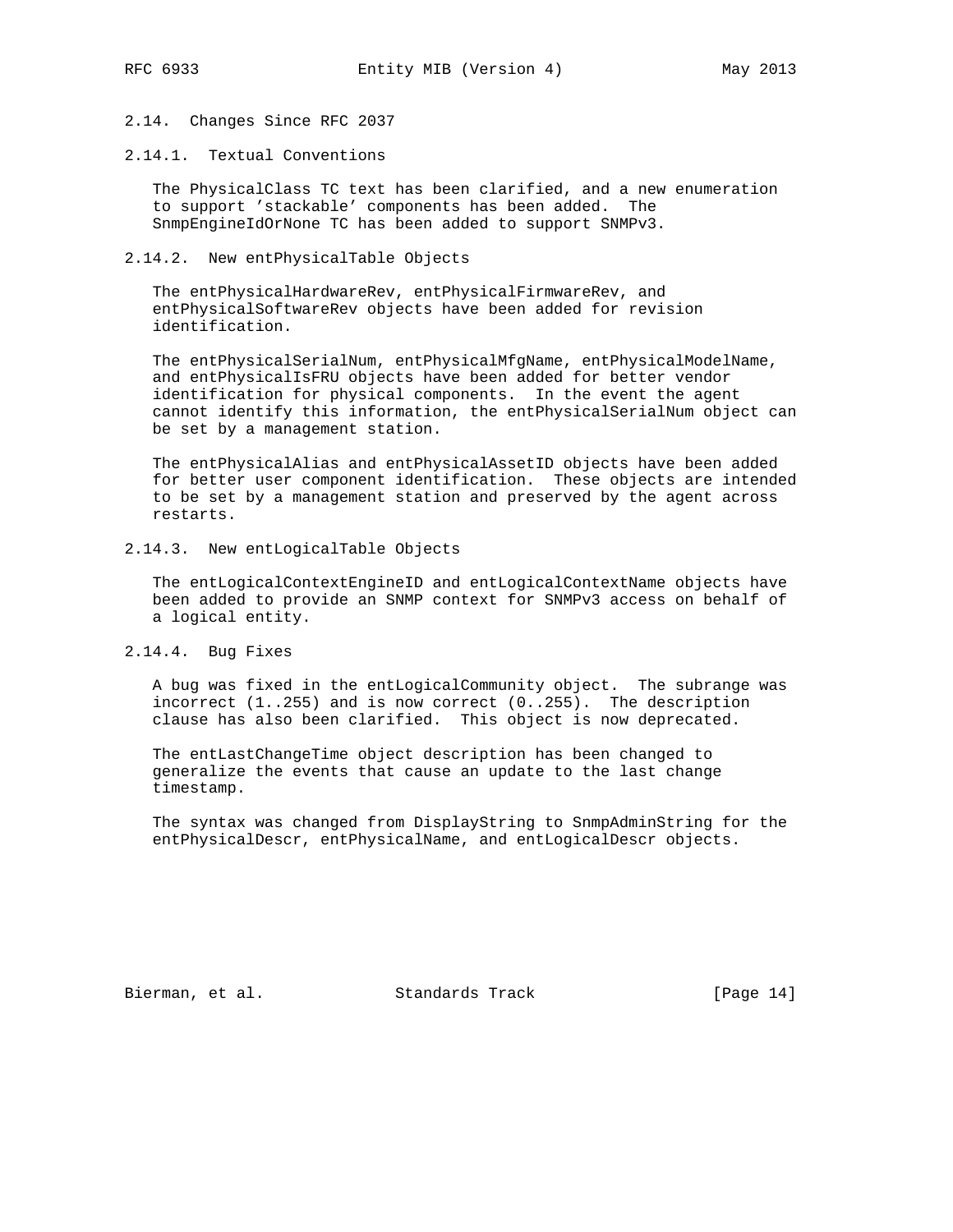## 2.14. Changes Since RFC 2037

### 2.14.1. Textual Conventions

The PhysicalClass TC text has been clarified, and a new enumeration to support 'stackable' components has been added. The SnmpEngineIdOrNone TC has been added to support SNMPv3.

### 2.14.2. New entPhysicalTable Objects

The entPhysicalHardwareRev, entPhysicalFirmwareRev, and entPhysicalSoftwareRev objects have been added for revision identification.

The entPhysicalSerialNum, entPhysicalMfgName, entPhysicalModelName, and entPhysicalIsFRU objects have been added for better vendor identification for physical components. In the event the agent cannot identify this information, the entPhysicalSerialNum object can be set by a management station.

The entPhysicalAlias and entPhysicalAssetID objects have been added for better user component identification. These objects are intended to be set by a management station and preserved by the agent across restarts.

### 2.14.3. New entLogicalTable Objects

The entLogicalContextEngineID and entLogicalContextName objects have been added to provide an SNMP context for SNMPv3 access on behalf of a logical entity.

### 2.14.4. Bug Fixes

A bug was fixed in the entLogicalCommunity object. The subrange was incorrect (1..255) and is now correct (0..255). The description clause has also been clarified. This object is now deprecated.

The entLastChangeTime object description has been changed to generalize the events that cause an update to the last change timestamp.

The syntax was changed from DisplayString to SnmpAdminString for the entPhysicalDescr, entPhysicalName, and entLogicalDescr objects.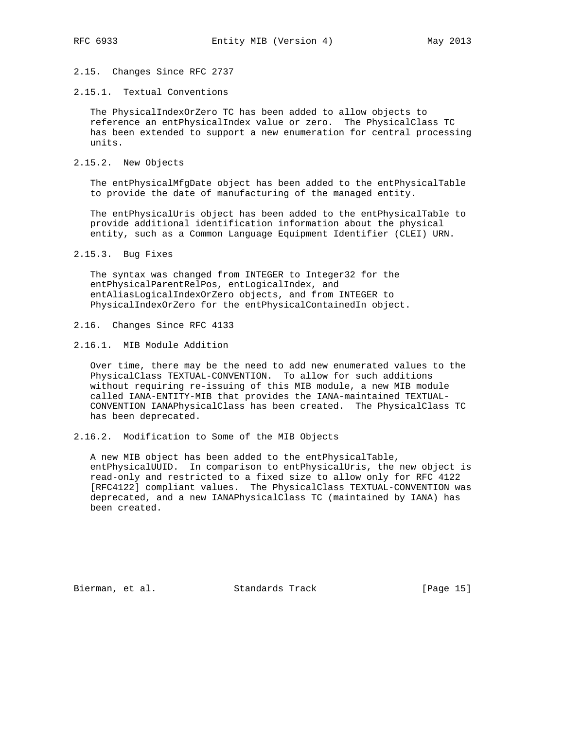## 2.15. Changes Since RFC 2737

### 2.15.1. Textual Conventions

The PhysicalIndexOrZero TC has been added to allow objects to reference an entPhysicalIndex value or zero. The PhysicalClass TC has been extended to support a new enumeration for central processing units.

### 2.15.2. New Objects

The entPhysicalMfgDate object has been added to the entPhysicalTable to provide the date of manufacturing of the managed entity.

The entPhysicalUris object has been added to the entPhysicalTable to provide additional identification information about the physical entity, such as a Common Language Equipment Identifier (CLEI) URN.

### 2.15.3. Bug Fixes

The syntax was changed from INTEGER to Integer32 for the entPhysicalParentRelPos, entLogicalIndex, and entAliasLogicalIndexOrZero objects, and from INTEGER to PhysicalIndexOrZero for the entPhysicalContainedIn object.

## 2.16. Changes Since RFC 4133

### 2.16.1. MIB Module Addition

Over time, there may be the need to add new enumerated values to the PhysicalClass TEXTUAL-CONVENTION. To allow for such additions without requiring re-issuing of this MIB module, a new MIB module called IANA-ENTITY-MIB that provides the IANA-maintained TEXTUAL-CONVENTION IANAPhysicalClass has been created. The PhysicalClass TC has been deprecated.

### 2.16.2. Modification to Some of the MIB Objects

A new MIB object has been added to the entPhysicalTable, entPhysicalUUID. In comparison to entPhysicalUris, the new object is read-only and restricted to a fixed size to allow only for RFC 4122 [RFC4122] compliant values. The PhysicalClass TEXTUAL-CONVENTION was deprecated, and a new IANAPhysicalClass TC (maintained by IANA) has been created.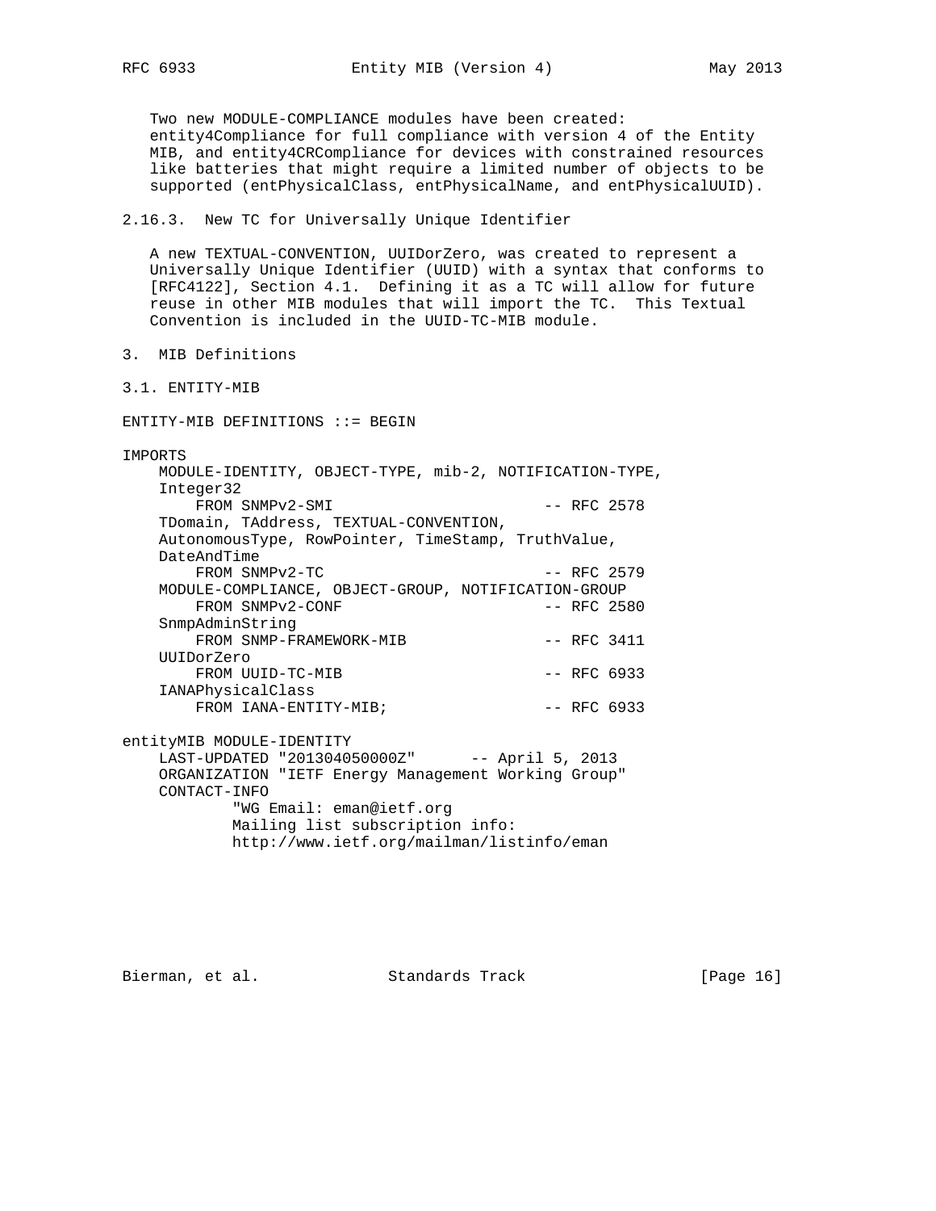Two new MODULE-COMPLIANCE modules have been created: entity4Compliance for full compliance with version 4 of the Entity MIB, and entity4CRCompliance for devices with constrained resources like batteries that might require a limited number of objects to be supported (entPhysicalClass, entPhysicalName, and entPhysicalUUID).

### 2.16.3. New TC for Universally Unique Identifier

A new TEXTUAL-CONVENTION, UUIDorZero, was created to represent a Universally Unique Identifier (UUID) with a syntax that conforms to [RFC4122], Section 4.1. Defining it as a TC will allow for future reuse in other MIB modules that will import the TC. This Textual Convention is included in the UUID-TC-MIB module.

## 3. MIB Definitions

### 3.1. ENTITY-MIB

```
ENTITY-MIB DEFINITIONS ::= BEGIN

IMPORTS
    MODULE-IDENTITY, OBJECT-TYPE, mib-2, NOTIFICATION-TYPE,
    Integer32
        FROM SNMPv2-SMI                       -- RFC 2578
    TDomain, TAddress, TEXTUAL-CONVENTION,
    AutonomousType, RowPointer, TimeStamp, TruthValue,
    DateAndTime
        FROM SNMPv2-TC                        -- RFC 2579
    MODULE-COMPLIANCE, OBJECT-GROUP, NOTIFICATION-GROUP
        FROM SNMPv2-CONF                      -- RFC 2580
    SnmpAdminString
        FROM SNMP-FRAMEWORK-MIB               -- RFC 3411
    UUIDorZero
        FROM UUID-TC-MIB                      -- RFC 6933
    IANAPhysicalClass
        FROM IANA-ENTITY-MIB;                 -- RFC 6933

entityMIB MODULE-IDENTITY
    LAST-UPDATED "201304050000Z"      -- April 5, 2013
    ORGANIZATION "IETF Energy Management Working Group"
    CONTACT-INFO
            "WG Email: eman@ietf.org
            Mailing list subscription info:
            http://www.ietf.org/mailman/listinfo/eman
```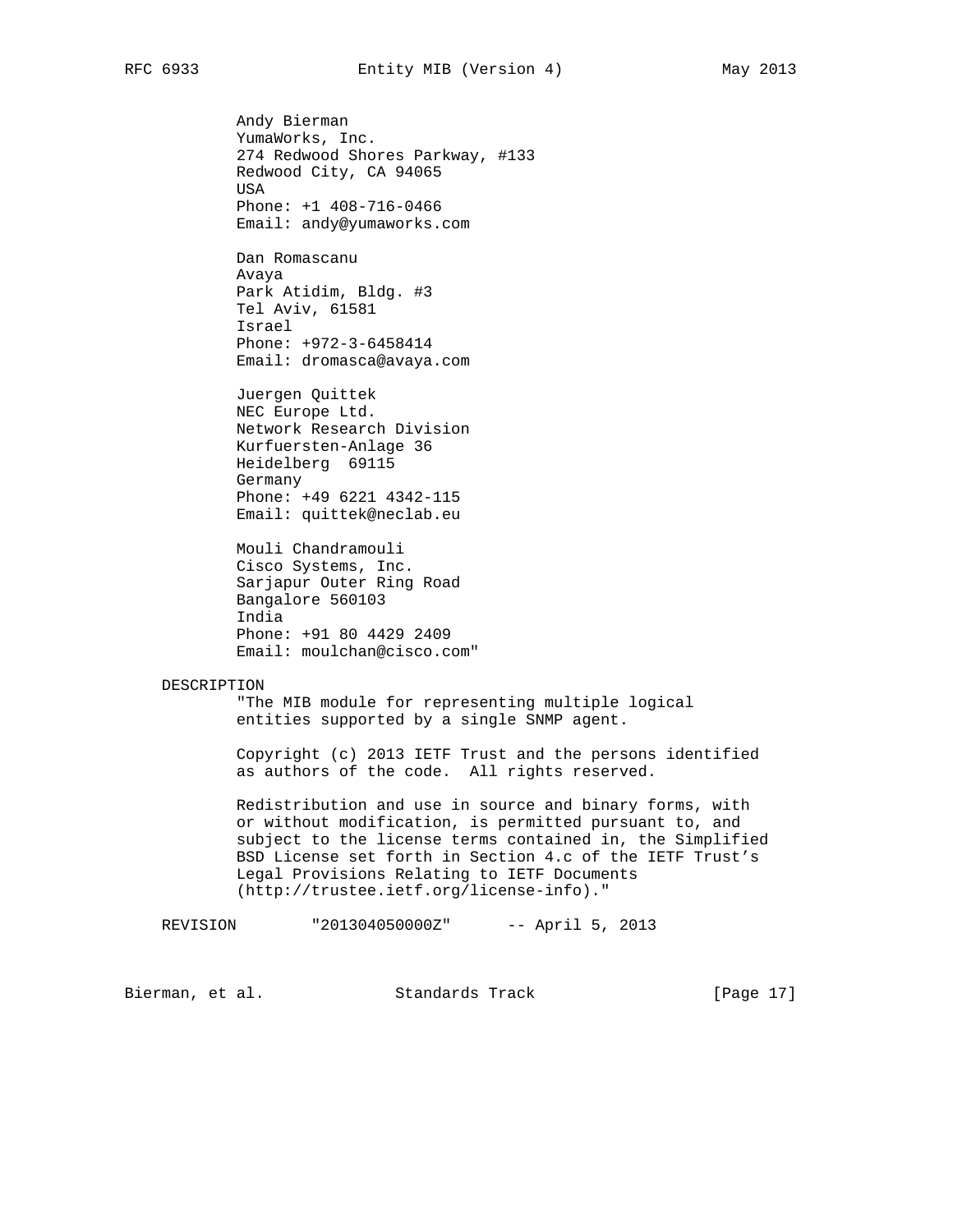```
          Andy Bierman
          YumaWorks, Inc.
          274 Redwood Shores Parkway, #133
          Redwood City, CA 94065
          USA
          Phone: +1 408-716-0466
          Email: andy@yumaworks.com

          Dan Romascanu
          Avaya
          Park Atidim, Bldg. #3
          Tel Aviv, 61581
          Israel
          Phone: +972-3-6458414
          Email: dromasca@avaya.com

          Juergen Quittek
          NEC Europe Ltd.
          Network Research Division
          Kurfuersten-Anlage 36
          Heidelberg  69115
          Germany
          Phone: +49 6221 4342-115
          Email: quittek@neclab.eu

          Mouli Chandramouli
          Cisco Systems, Inc.
          Sarjapur Outer Ring Road
          Bangalore 560103
          India
          Phone: +91 80 4429 2409
          Email: moulchan@cisco.com"

    DESCRIPTION
          "The MIB module for representing multiple logical
          entities supported by a single SNMP agent.

          Copyright (c) 2013 IETF Trust and the persons identified
          as authors of the code.  All rights reserved.

          Redistribution and use in source and binary forms, with
          or without modification, is permitted pursuant to, and
          subject to the license terms contained in, the Simplified
          BSD License set forth in Section 4.c of the IETF Trust's
          Legal Provisions Relating to IETF Documents
          (http://trustee.ietf.org/license-info)."

    REVISION        "201304050000Z"      -- April 5, 2013
```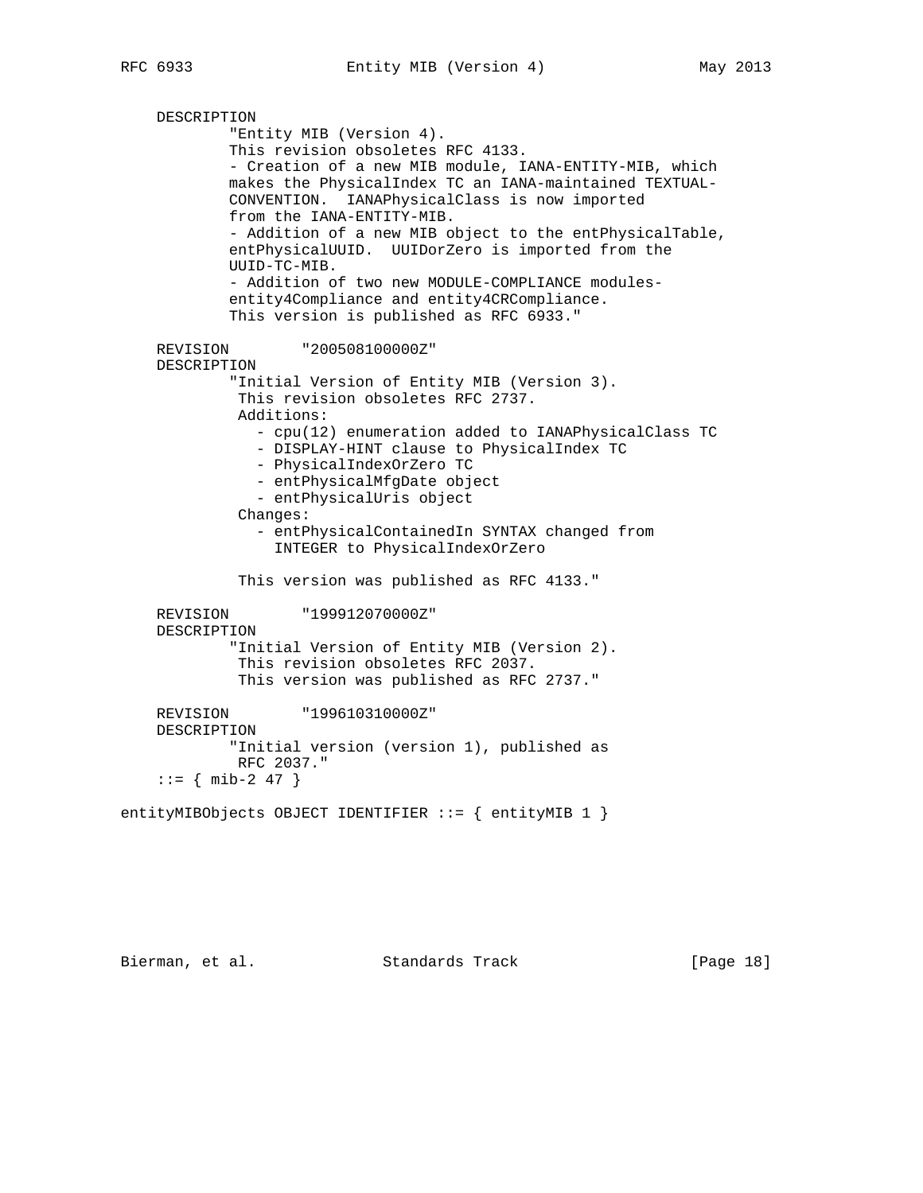```
    DESCRIPTION
            "Entity MIB (Version 4).
            This revision obsoletes RFC 4133.
            - Creation of a new MIB module, IANA-ENTITY-MIB, which
            makes the PhysicalIndex TC an IANA-maintained TEXTUAL-
            CONVENTION.  IANAPhysicalClass is now imported
            from the IANA-ENTITY-MIB.
            - Addition of a new MIB object to the entPhysicalTable,
            entPhysicalUUID.  UUIDorZero is imported from the
            UUID-TC-MIB.
            - Addition of two new MODULE-COMPLIANCE modules-
            entity4Compliance and entity4CRCompliance.
            This version is published as RFC 6933."

    REVISION        "200508100000Z"
    DESCRIPTION
            "Initial Version of Entity MIB (Version 3).
             This revision obsoletes RFC 2737.
             Additions:
               - cpu(12) enumeration added to IANAPhysicalClass TC
               - DISPLAY-HINT clause to PhysicalIndex TC
               - PhysicalIndexOrZero TC
               - entPhysicalMfgDate object
               - entPhysicalUris object
             Changes:
               - entPhysicalContainedIn SYNTAX changed from
                 INTEGER to PhysicalIndexOrZero

             This version was published as RFC 4133."

    REVISION        "199912070000Z"
    DESCRIPTION
            "Initial Version of Entity MIB (Version 2).
             This revision obsoletes RFC 2037.
             This version was published as RFC 2737."

    REVISION        "199610310000Z"
    DESCRIPTION
            "Initial version (version 1), published as
             RFC 2037."
    ::= { mib-2 47 }

entityMIBObjects OBJECT IDENTIFIER ::= { entityMIB 1 }
```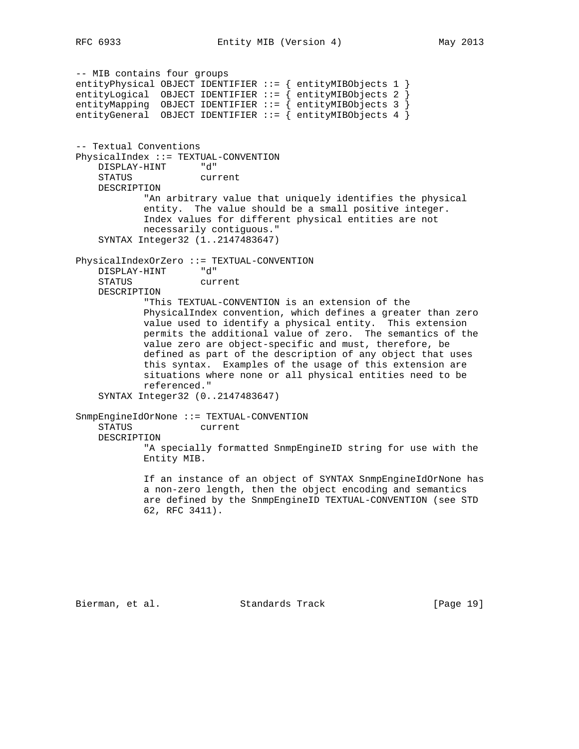```
-- MIB contains four groups
entityPhysical OBJECT IDENTIFIER ::= { entityMIBObjects 1 }
entityLogical  OBJECT IDENTIFIER ::= { entityMIBObjects 2 }
entityMapping  OBJECT IDENTIFIER ::= { entityMIBObjects 3 }
entityGeneral  OBJECT IDENTIFIER ::= { entityMIBObjects 4 }


-- Textual Conventions
PhysicalIndex ::= TEXTUAL-CONVENTION
    DISPLAY-HINT      "d"
    STATUS            current
    DESCRIPTION
            "An arbitrary value that uniquely identifies the physical
            entity.  The value should be a small positive integer.
            Index values for different physical entities are not
            necessarily contiguous."
    SYNTAX Integer32 (1..2147483647)

PhysicalIndexOrZero ::= TEXTUAL-CONVENTION
    DISPLAY-HINT      "d"
    STATUS            current
    DESCRIPTION
            "This TEXTUAL-CONVENTION is an extension of the
            PhysicalIndex convention, which defines a greater than zero
            value used to identify a physical entity.  This extension
            permits the additional value of zero.  The semantics of the
            value zero are object-specific and must, therefore, be
            defined as part of the description of any object that uses
            this syntax.  Examples of the usage of this extension are
            situations where none or all physical entities need to be
            referenced."
    SYNTAX Integer32 (0..2147483647)

SnmpEngineIdOrNone ::= TEXTUAL-CONVENTION
    STATUS            current
    DESCRIPTION
            "A specially formatted SnmpEngineID string for use with the
            Entity MIB.

            If an instance of an object of SYNTAX SnmpEngineIdOrNone has
            a non-zero length, then the object encoding and semantics
            are defined by the SnmpEngineID TEXTUAL-CONVENTION (see STD
            62, RFC 3411).
```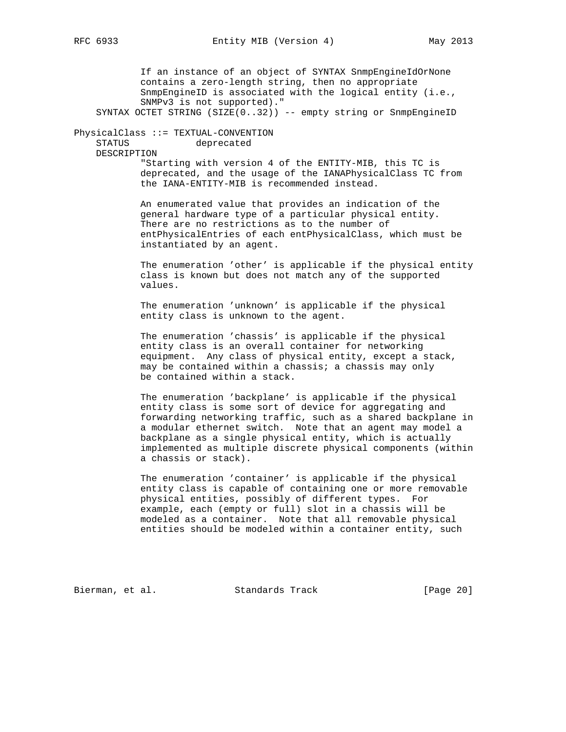```
           If an instance of an object of SYNTAX SnmpEngineIdOrNone
           contains a zero-length string, then no appropriate
           SnmpEngineID is associated with the logical entity (i.e.,
           SNMPv3 is not supported)."
    SYNTAX OCTET STRING (SIZE(0..32)) -- empty string or SnmpEngineID

PhysicalClass ::= TEXTUAL-CONVENTION
    STATUS            deprecated
    DESCRIPTION
           "Starting with version 4 of the ENTITY-MIB, this TC is
           deprecated, and the usage of the IANAPhysicalClass TC from
           the IANA-ENTITY-MIB is recommended instead.

           An enumerated value that provides an indication of the
           general hardware type of a particular physical entity.
           There are no restrictions as to the number of
           entPhysicalEntries of each entPhysicalClass, which must be
           instantiated by an agent.

           The enumeration 'other' is applicable if the physical entity
           class is known but does not match any of the supported
           values.

           The enumeration 'unknown' is applicable if the physical
           entity class is unknown to the agent.

           The enumeration 'chassis' is applicable if the physical
           entity class is an overall container for networking
           equipment.  Any class of physical entity, except a stack,
           may be contained within a chassis; a chassis may only
           be contained within a stack.

           The enumeration 'backplane' is applicable if the physical
           entity class is some sort of device for aggregating and
           forwarding networking traffic, such as a shared backplane in
           a modular ethernet switch.  Note that an agent may model a
           backplane as a single physical entity, which is actually
           implemented as multiple discrete physical components (within
           a chassis or stack).

           The enumeration 'container' is applicable if the physical
           entity class is capable of containing one or more removable
           physical entities, possibly of different types.  For
           example, each (empty or full) slot in a chassis will be
           modeled as a container.  Note that all removable physical
           entities should be modeled within a container entity, such
```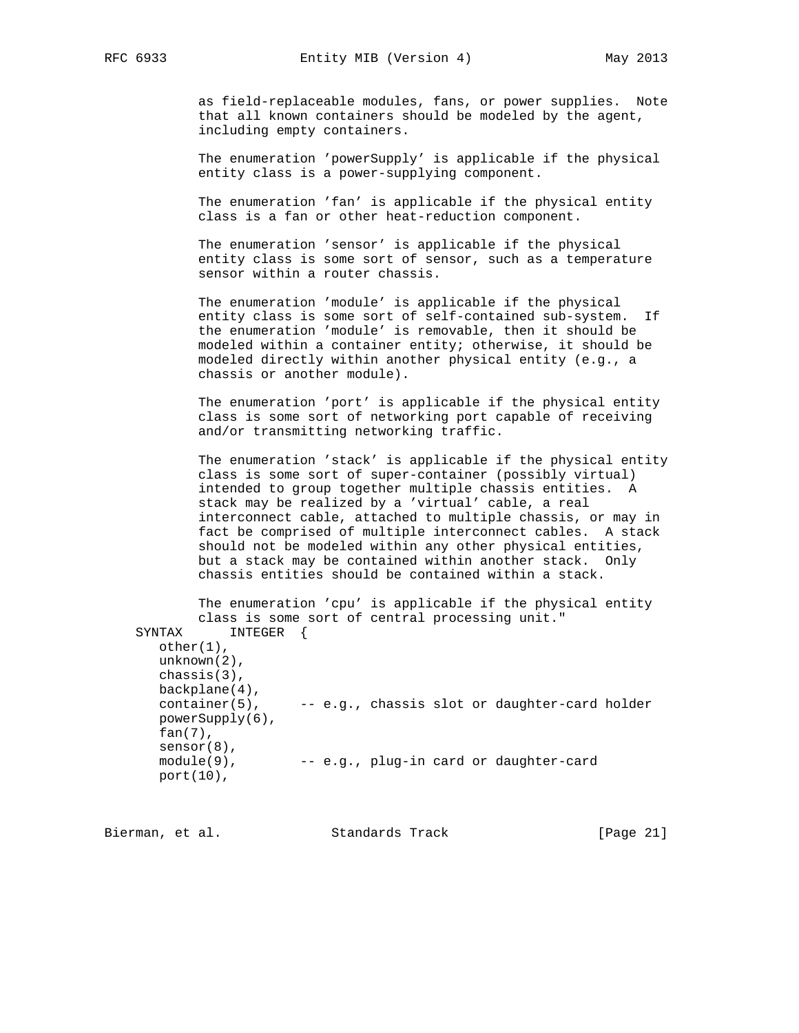```
            as field-replaceable modules, fans, or power supplies.  Note
            that all known containers should be modeled by the agent,
            including empty containers.

            The enumeration 'powerSupply' is applicable if the physical
            entity class is a power-supplying component.

            The enumeration 'fan' is applicable if the physical entity
            class is a fan or other heat-reduction component.

            The enumeration 'sensor' is applicable if the physical
            entity class is some sort of sensor, such as a temperature
            sensor within a router chassis.

            The enumeration 'module' is applicable if the physical
            entity class is some sort of self-contained sub-system.  If
            the enumeration 'module' is removable, then it should be
            modeled within a container entity; otherwise, it should be
            modeled directly within another physical entity (e.g., a
            chassis or another module).

            The enumeration 'port' is applicable if the physical entity
            class is some sort of networking port capable of receiving
            and/or transmitting networking traffic.

            The enumeration 'stack' is applicable if the physical entity
            class is some sort of super-container (possibly virtual)
            intended to group together multiple chassis entities.  A
            stack may be realized by a 'virtual' cable, a real
            interconnect cable, attached to multiple chassis, or may in
            fact be comprised of multiple interconnect cables.  A stack
            should not be modeled within any other physical entities,
            but a stack may be contained within another stack.  Only
            chassis entities should be contained within a stack.

            The enumeration 'cpu' is applicable if the physical entity
            class is some sort of central processing unit."
    SYNTAX      INTEGER  {
       other(1),
       unknown(2),
       chassis(3),
       backplane(4),
       container(5),     -- e.g., chassis slot or daughter-card holder
       powerSupply(6),
       fan(7),
       sensor(8),
       module(9),        -- e.g., plug-in card or daughter-card
       port(10),
```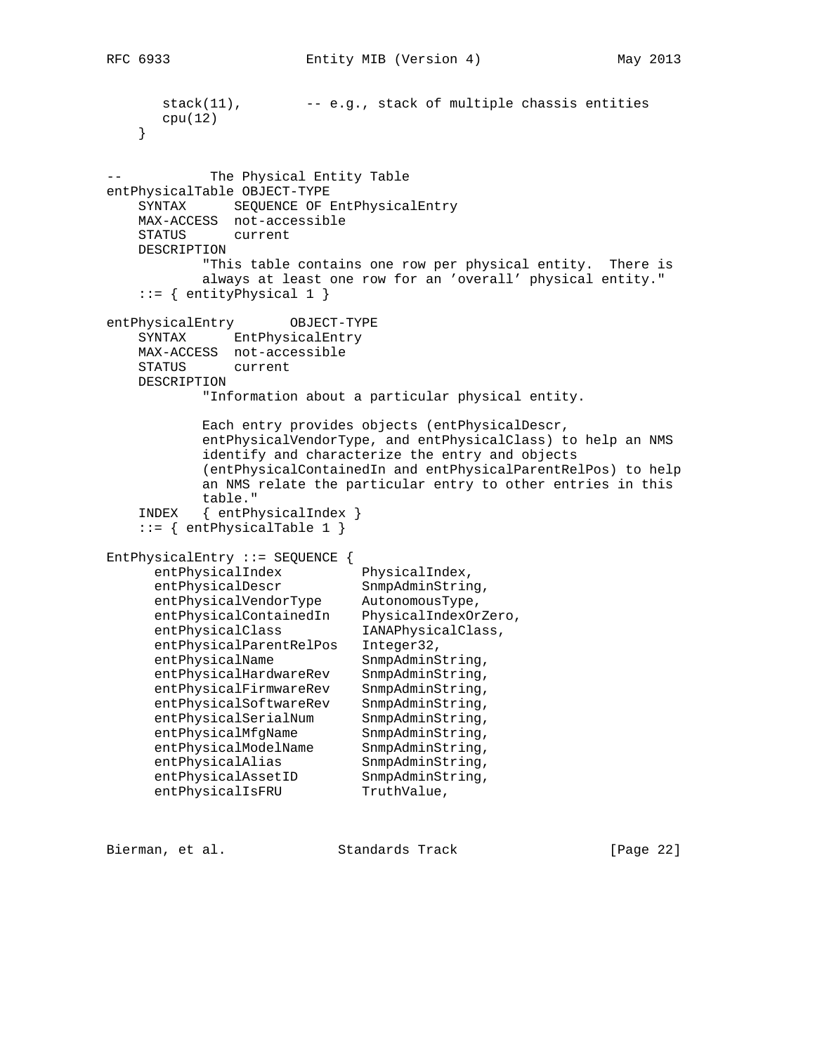```
       stack(11),        -- e.g., stack of multiple chassis entities
       cpu(12)
    }


--           The Physical Entity Table
entPhysicalTable OBJECT-TYPE
    SYNTAX      SEQUENCE OF EntPhysicalEntry
    MAX-ACCESS  not-accessible
    STATUS      current
    DESCRIPTION
            "This table contains one row per physical entity.  There is
            always at least one row for an 'overall' physical entity."
    ::= { entityPhysical 1 }

entPhysicalEntry       OBJECT-TYPE
    SYNTAX      EntPhysicalEntry
    MAX-ACCESS  not-accessible
    STATUS      current
    DESCRIPTION
            "Information about a particular physical entity.

            Each entry provides objects (entPhysicalDescr,
            entPhysicalVendorType, and entPhysicalClass) to help an NMS
            identify and characterize the entry and objects
            (entPhysicalContainedIn and entPhysicalParentRelPos) to help
            an NMS relate the particular entry to other entries in this
            table."
    INDEX   { entPhysicalIndex }
    ::= { entPhysicalTable 1 }

EntPhysicalEntry ::= SEQUENCE {
      entPhysicalIndex          PhysicalIndex,
      entPhysicalDescr          SnmpAdminString,
      entPhysicalVendorType     AutonomousType,
      entPhysicalContainedIn    PhysicalIndexOrZero,
      entPhysicalClass          IANAPhysicalClass,
      entPhysicalParentRelPos   Integer32,
      entPhysicalName           SnmpAdminString,
      entPhysicalHardwareRev    SnmpAdminString,
      entPhysicalFirmwareRev    SnmpAdminString,
      entPhysicalSoftwareRev    SnmpAdminString,
      entPhysicalSerialNum      SnmpAdminString,
      entPhysicalMfgName        SnmpAdminString,
      entPhysicalModelName      SnmpAdminString,
      entPhysicalAlias          SnmpAdminString,
      entPhysicalAssetID        SnmpAdminString,
      entPhysicalIsFRU          TruthValue,
```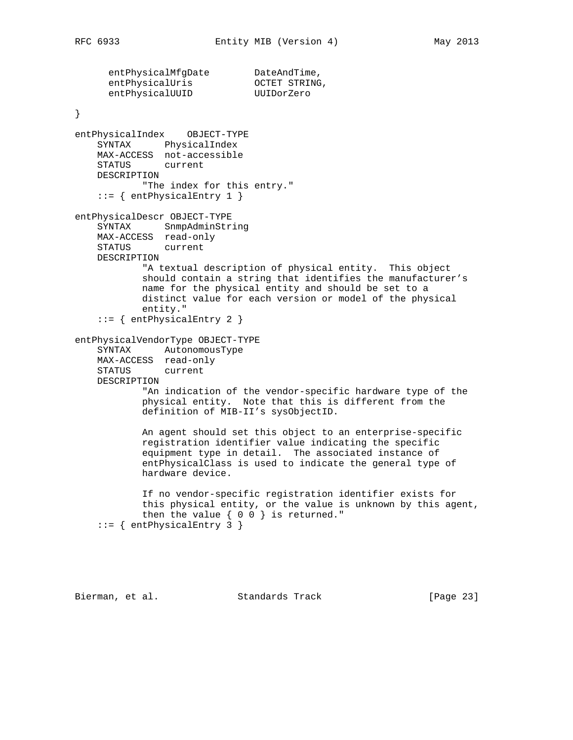```
      entPhysicalMfgDate        DateAndTime,
      entPhysicalUris           OCTET STRING,
      entPhysicalUUID           UUIDorZero

}

entPhysicalIndex    OBJECT-TYPE
    SYNTAX      PhysicalIndex
    MAX-ACCESS  not-accessible
    STATUS      current
    DESCRIPTION
            "The index for this entry."
    ::= { entPhysicalEntry 1 }

entPhysicalDescr OBJECT-TYPE
    SYNTAX      SnmpAdminString
    MAX-ACCESS  read-only
    STATUS      current
    DESCRIPTION
            "A textual description of physical entity.  This object
            should contain a string that identifies the manufacturer's
            name for the physical entity and should be set to a
            distinct value for each version or model of the physical
            entity."
    ::= { entPhysicalEntry 2 }

entPhysicalVendorType OBJECT-TYPE
    SYNTAX      AutonomousType
    MAX-ACCESS  read-only
    STATUS      current
    DESCRIPTION
            "An indication of the vendor-specific hardware type of the
            physical entity.  Note that this is different from the
            definition of MIB-II's sysObjectID.

            An agent should set this object to an enterprise-specific
            registration identifier value indicating the specific
            equipment type in detail.  The associated instance of
            entPhysicalClass is used to indicate the general type of
            hardware device.

            If no vendor-specific registration identifier exists for
            this physical entity, or the value is unknown by this agent,
            then the value { 0 0 } is returned."
    ::= { entPhysicalEntry 3 }
```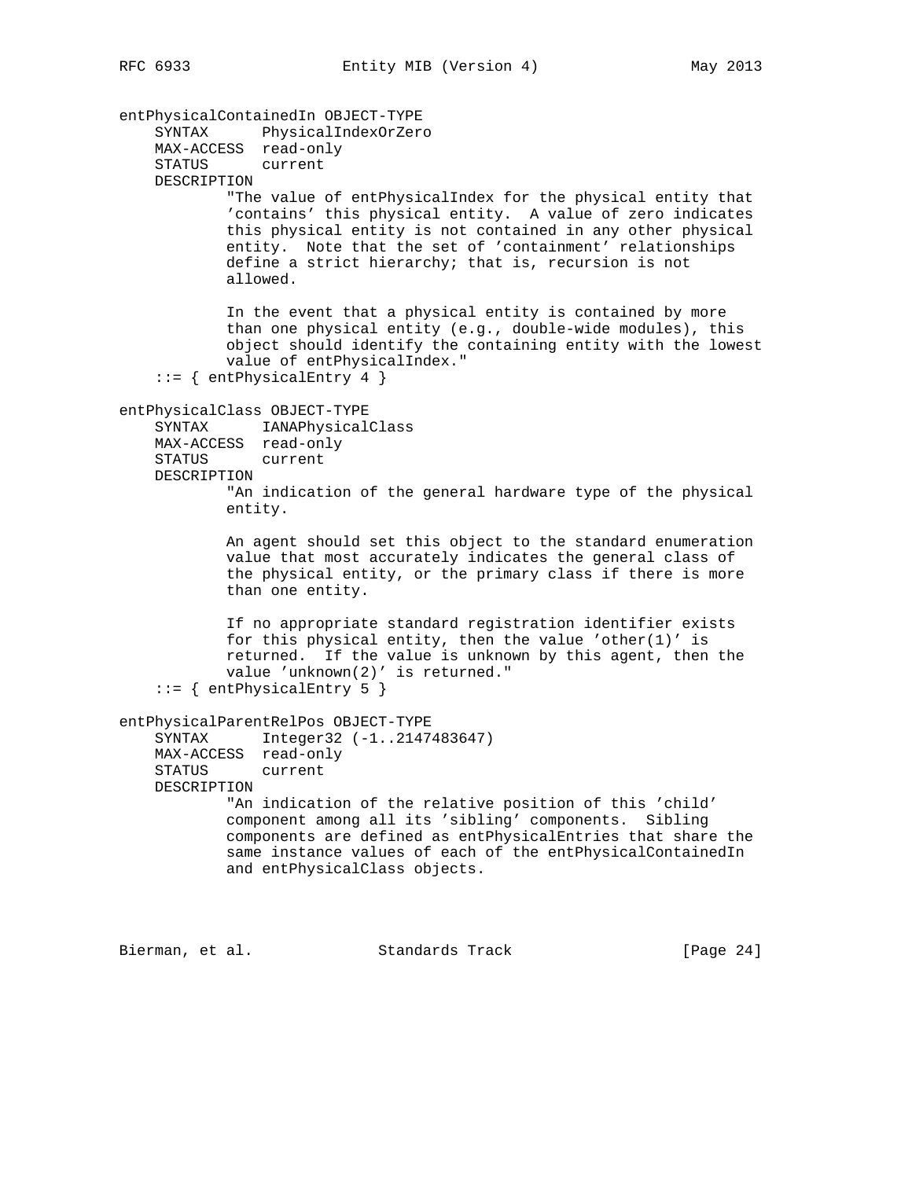```
entPhysicalContainedIn OBJECT-TYPE
    SYNTAX      PhysicalIndexOrZero
    MAX-ACCESS  read-only
    STATUS      current
    DESCRIPTION
            "The value of entPhysicalIndex for the physical entity that
            'contains' this physical entity.  A value of zero indicates
            this physical entity is not contained in any other physical
            entity.  Note that the set of 'containment' relationships
            define a strict hierarchy; that is, recursion is not
            allowed.

            In the event that a physical entity is contained by more
            than one physical entity (e.g., double-wide modules), this
            object should identify the containing entity with the lowest
            value of entPhysicalIndex."
    ::= { entPhysicalEntry 4 }

entPhysicalClass OBJECT-TYPE
    SYNTAX      IANAPhysicalClass
    MAX-ACCESS  read-only
    STATUS      current
    DESCRIPTION
            "An indication of the general hardware type of the physical
            entity.

            An agent should set this object to the standard enumeration
            value that most accurately indicates the general class of
            the physical entity, or the primary class if there is more
            than one entity.

            If no appropriate standard registration identifier exists
            for this physical entity, then the value 'other(1)' is
            returned.  If the value is unknown by this agent, then the
            value 'unknown(2)' is returned."
    ::= { entPhysicalEntry 5 }

entPhysicalParentRelPos OBJECT-TYPE
    SYNTAX      Integer32 (-1..2147483647)
    MAX-ACCESS  read-only
    STATUS      current
    DESCRIPTION
            "An indication of the relative position of this 'child'
            component among all its 'sibling' components.  Sibling
            components are defined as entPhysicalEntries that share the
            same instance values of each of the entPhysicalContainedIn
            and entPhysicalClass objects.
```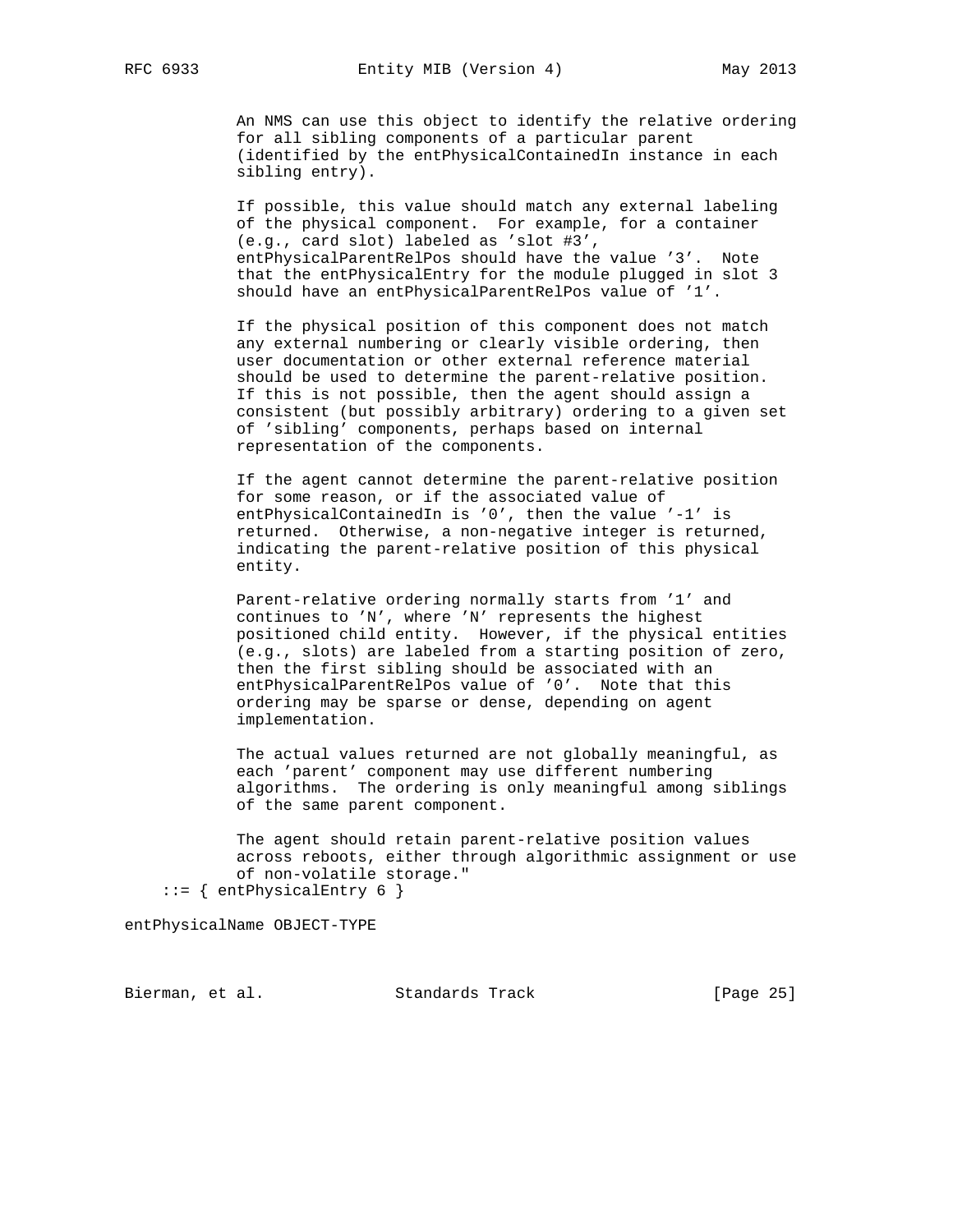```
            An NMS can use this object to identify the relative ordering
            for all sibling components of a particular parent
            (identified by the entPhysicalContainedIn instance in each
            sibling entry).

            If possible, this value should match any external labeling
            of the physical component.  For example, for a container
            (e.g., card slot) labeled as 'slot #3',
            entPhysicalParentRelPos should have the value '3'.  Note
            that the entPhysicalEntry for the module plugged in slot 3
            should have an entPhysicalParentRelPos value of '1'.

            If the physical position of this component does not match
            any external numbering or clearly visible ordering, then
            user documentation or other external reference material
            should be used to determine the parent-relative position.
            If this is not possible, then the agent should assign a
            consistent (but possibly arbitrary) ordering to a given set
            of 'sibling' components, perhaps based on internal
            representation of the components.

            If the agent cannot determine the parent-relative position
            for some reason, or if the associated value of
            entPhysicalContainedIn is '0', then the value '-1' is
            returned.  Otherwise, a non-negative integer is returned,
            indicating the parent-relative position of this physical
            entity.

            Parent-relative ordering normally starts from '1' and
            continues to 'N', where 'N' represents the highest
            positioned child entity.  However, if the physical entities
            (e.g., slots) are labeled from a starting position of zero,
            then the first sibling should be associated with an
            entPhysicalParentRelPos value of '0'.  Note that this
            ordering may be sparse or dense, depending on agent
            implementation.

            The actual values returned are not globally meaningful, as
            each 'parent' component may use different numbering
            algorithms.  The ordering is only meaningful among siblings
            of the same parent component.

            The agent should retain parent-relative position values
            across reboots, either through algorithmic assignment or use
            of non-volatile storage."
    ::= { entPhysicalEntry 6 }

entPhysicalName OBJECT-TYPE
```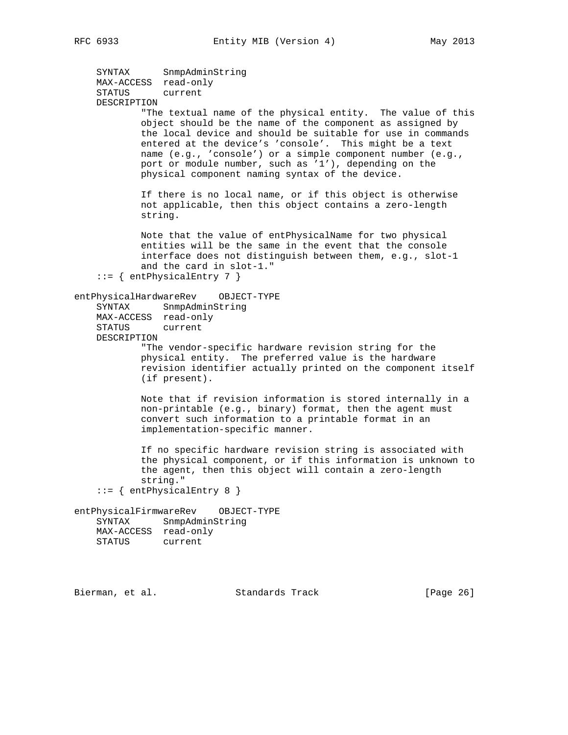```
    SYNTAX      SnmpAdminString
    MAX-ACCESS  read-only
    STATUS      current
    DESCRIPTION
            "The textual name of the physical entity.  The value of this
            object should be the name of the component as assigned by
            the local device and should be suitable for use in commands
            entered at the device's 'console'.  This might be a text
            name (e.g., 'console') or a simple component number (e.g.,
            port or module number, such as '1'), depending on the
            physical component naming syntax of the device.

            If there is no local name, or if this object is otherwise
            not applicable, then this object contains a zero-length
            string.

            Note that the value of entPhysicalName for two physical
            entities will be the same in the event that the console
            interface does not distinguish between them, e.g., slot-1
            and the card in slot-1."
    ::= { entPhysicalEntry 7 }

entPhysicalHardwareRev    OBJECT-TYPE
    SYNTAX      SnmpAdminString
    MAX-ACCESS  read-only
    STATUS      current
    DESCRIPTION
            "The vendor-specific hardware revision string for the
            physical entity.  The preferred value is the hardware
            revision identifier actually printed on the component itself
            (if present).

            Note that if revision information is stored internally in a
            non-printable (e.g., binary) format, then the agent must
            convert such information to a printable format in an
            implementation-specific manner.

            If no specific hardware revision string is associated with
            the physical component, or if this information is unknown to
            the agent, then this object will contain a zero-length
            string."
    ::= { entPhysicalEntry 8 }

entPhysicalFirmwareRev    OBJECT-TYPE
    SYNTAX      SnmpAdminString
    MAX-ACCESS  read-only
    STATUS      current
```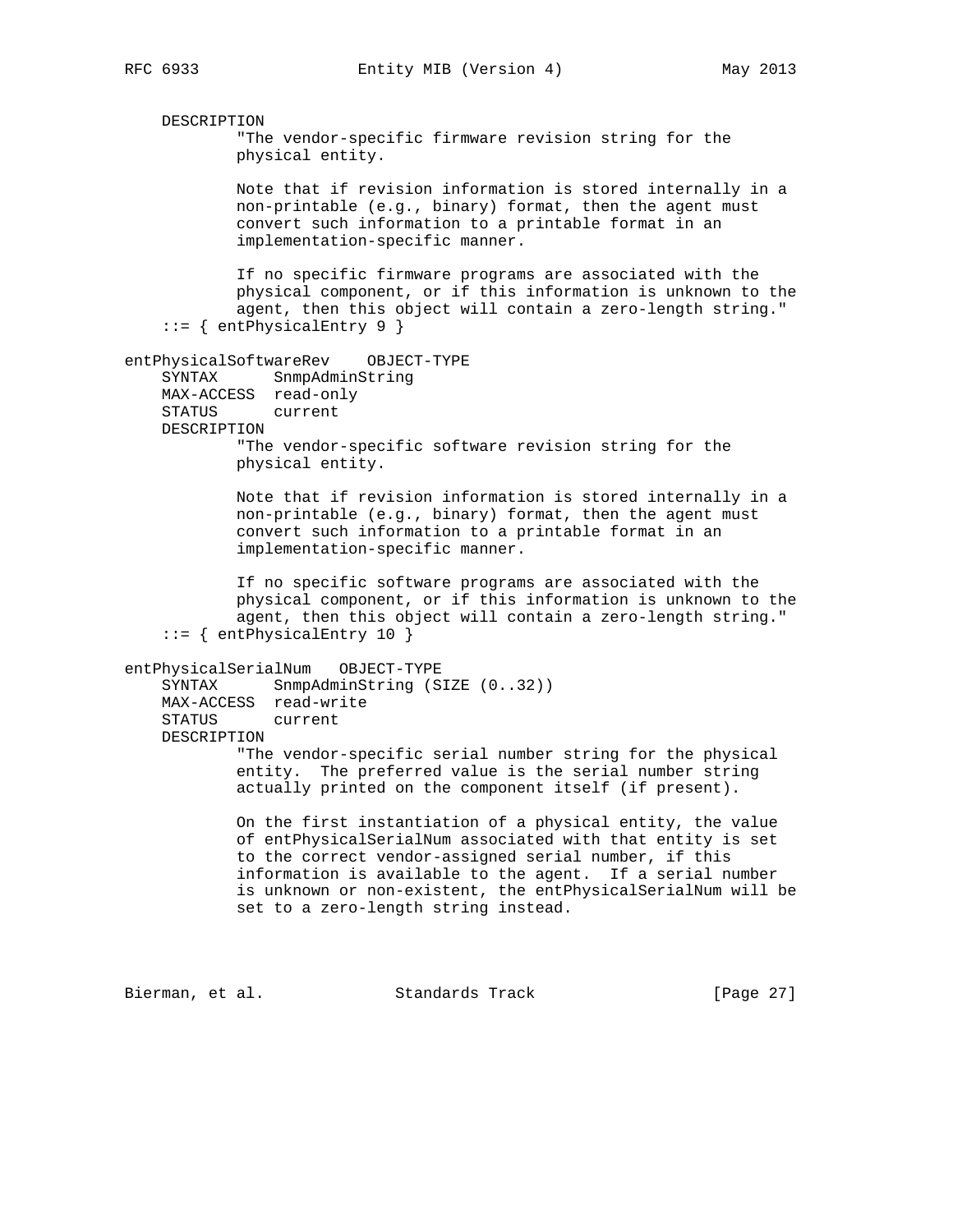```
    DESCRIPTION
            "The vendor-specific firmware revision string for the
            physical entity.

            Note that if revision information is stored internally in a
            non-printable (e.g., binary) format, then the agent must
            convert such information to a printable format in an
            implementation-specific manner.

            If no specific firmware programs are associated with the
            physical component, or if this information is unknown to the
            agent, then this object will contain a zero-length string."
    ::= { entPhysicalEntry 9 }

entPhysicalSoftwareRev    OBJECT-TYPE
    SYNTAX      SnmpAdminString
    MAX-ACCESS  read-only
    STATUS      current
    DESCRIPTION
            "The vendor-specific software revision string for the
            physical entity.

            Note that if revision information is stored internally in a
            non-printable (e.g., binary) format, then the agent must
            convert such information to a printable format in an
            implementation-specific manner.

            If no specific software programs are associated with the
            physical component, or if this information is unknown to the
            agent, then this object will contain a zero-length string."
    ::= { entPhysicalEntry 10 }

entPhysicalSerialNum   OBJECT-TYPE
    SYNTAX      SnmpAdminString (SIZE (0..32))
    MAX-ACCESS  read-write
    STATUS      current
    DESCRIPTION
            "The vendor-specific serial number string for the physical
            entity.  The preferred value is the serial number string
            actually printed on the component itself (if present).

            On the first instantiation of a physical entity, the value
            of entPhysicalSerialNum associated with that entity is set
            to the correct vendor-assigned serial number, if this
            information is available to the agent.  If a serial number
            is unknown or non-existent, the entPhysicalSerialNum will be
            set to a zero-length string instead.
```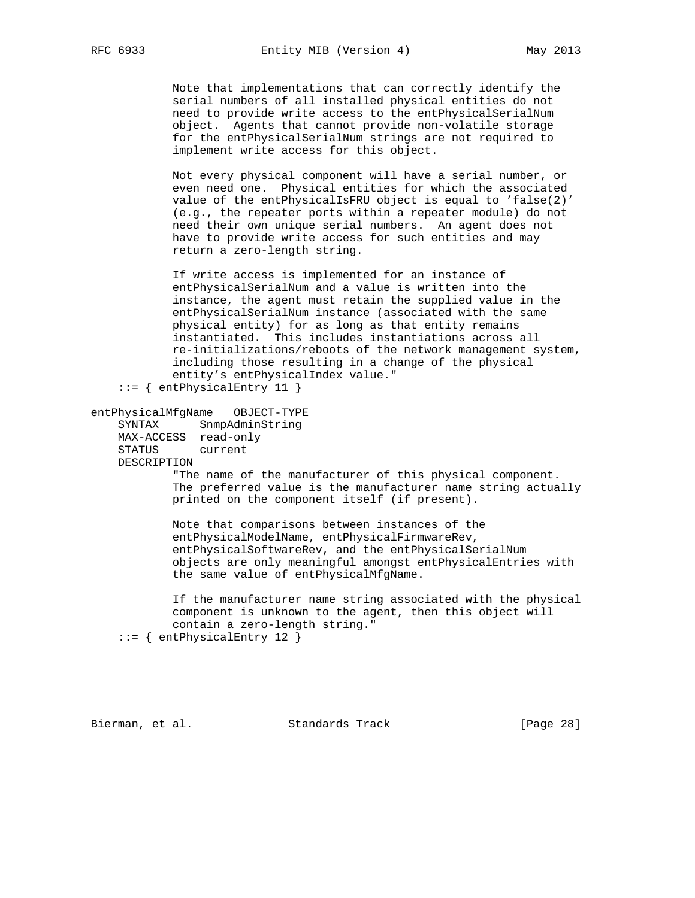```
           Note that implementations that can correctly identify the
           serial numbers of all installed physical entities do not
           need to provide write access to the entPhysicalSerialNum
           object.  Agents that cannot provide non-volatile storage
           for the entPhysicalSerialNum strings are not required to
           implement write access for this object.

           Not every physical component will have a serial number, or
           even need one.  Physical entities for which the associated
           value of the entPhysicalIsFRU object is equal to 'false(2)'
           (e.g., the repeater ports within a repeater module) do not
           need their own unique serial numbers.  An agent does not
           have to provide write access for such entities and may
           return a zero-length string.

           If write access is implemented for an instance of
           entPhysicalSerialNum and a value is written into the
           instance, the agent must retain the supplied value in the
           entPhysicalSerialNum instance (associated with the same
           physical entity) for as long as that entity remains
           instantiated.  This includes instantiations across all
           re-initializations/reboots of the network management system,
           including those resulting in a change of the physical
           entity's entPhysicalIndex value."
    ::= { entPhysicalEntry 11 }

entPhysicalMfgName   OBJECT-TYPE
    SYNTAX      SnmpAdminString
    MAX-ACCESS  read-only
    STATUS      current
    DESCRIPTION
           "The name of the manufacturer of this physical component.
           The preferred value is the manufacturer name string actually
           printed on the component itself (if present).

           Note that comparisons between instances of the
           entPhysicalModelName, entPhysicalFirmwareRev,
           entPhysicalSoftwareRev, and the entPhysicalSerialNum
           objects are only meaningful amongst entPhysicalEntries with
           the same value of entPhysicalMfgName.

           If the manufacturer name string associated with the physical
           component is unknown to the agent, then this object will
           contain a zero-length string."
    ::= { entPhysicalEntry 12 }
```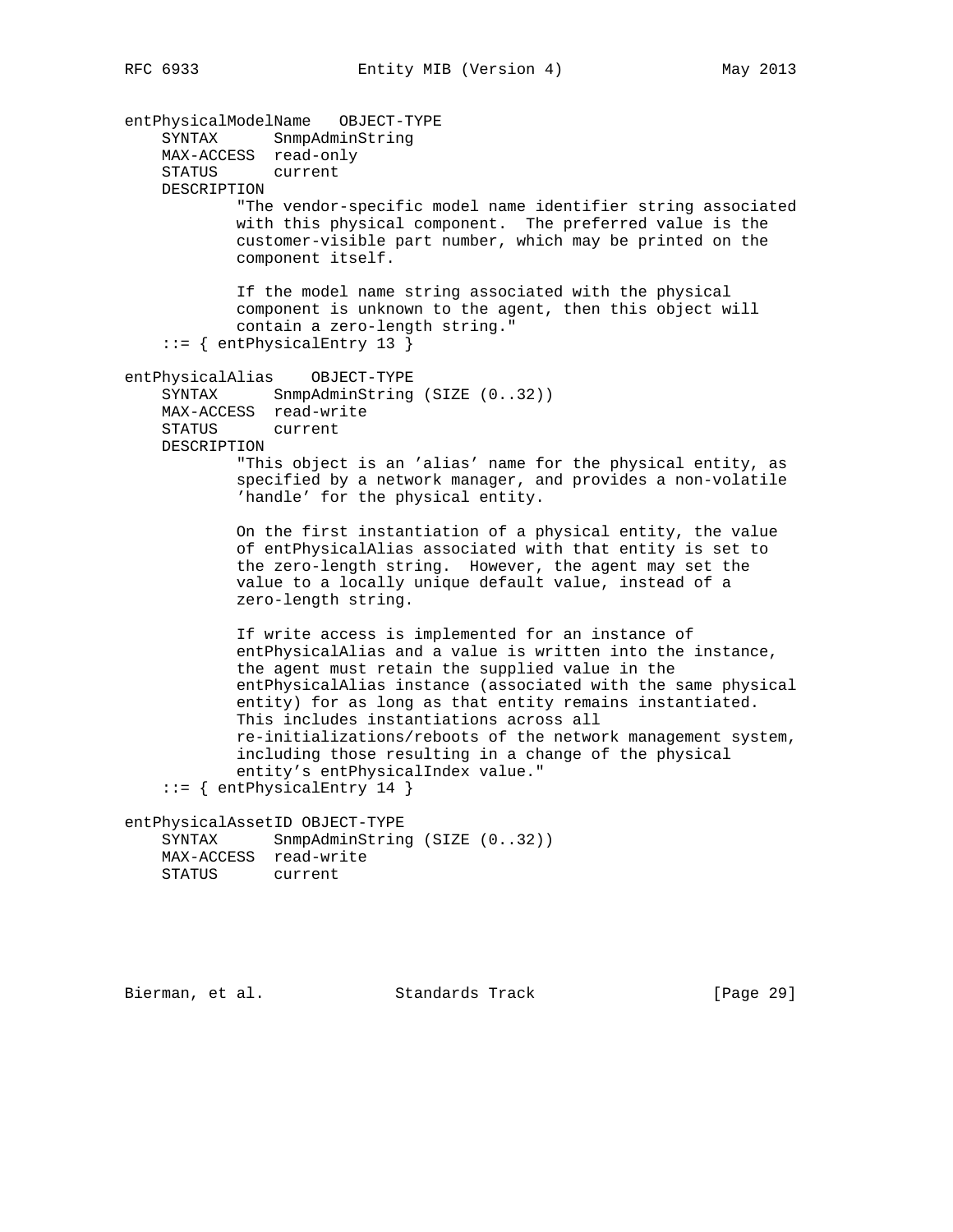```
entPhysicalModelName   OBJECT-TYPE
    SYNTAX      SnmpAdminString
    MAX-ACCESS  read-only
    STATUS      current
    DESCRIPTION
            "The vendor-specific model name identifier string associated
            with this physical component.  The preferred value is the
            customer-visible part number, which may be printed on the
            component itself.

            If the model name string associated with the physical
            component is unknown to the agent, then this object will
            contain a zero-length string."
    ::= { entPhysicalEntry 13 }

entPhysicalAlias    OBJECT-TYPE
    SYNTAX      SnmpAdminString (SIZE (0..32))
    MAX-ACCESS  read-write
    STATUS      current
    DESCRIPTION
            "This object is an 'alias' name for the physical entity, as
            specified by a network manager, and provides a non-volatile
            'handle' for the physical entity.

            On the first instantiation of a physical entity, the value
            of entPhysicalAlias associated with that entity is set to
            the zero-length string.  However, the agent may set the
            value to a locally unique default value, instead of a
            zero-length string.

            If write access is implemented for an instance of
            entPhysicalAlias and a value is written into the instance,
            the agent must retain the supplied value in the
            entPhysicalAlias instance (associated with the same physical
            entity) for as long as that entity remains instantiated.
            This includes instantiations across all
            re-initializations/reboots of the network management system,
            including those resulting in a change of the physical
            entity's entPhysicalIndex value."
    ::= { entPhysicalEntry 14 }

entPhysicalAssetID OBJECT-TYPE
    SYNTAX      SnmpAdminString (SIZE (0..32))
    MAX-ACCESS  read-write
    STATUS      current
```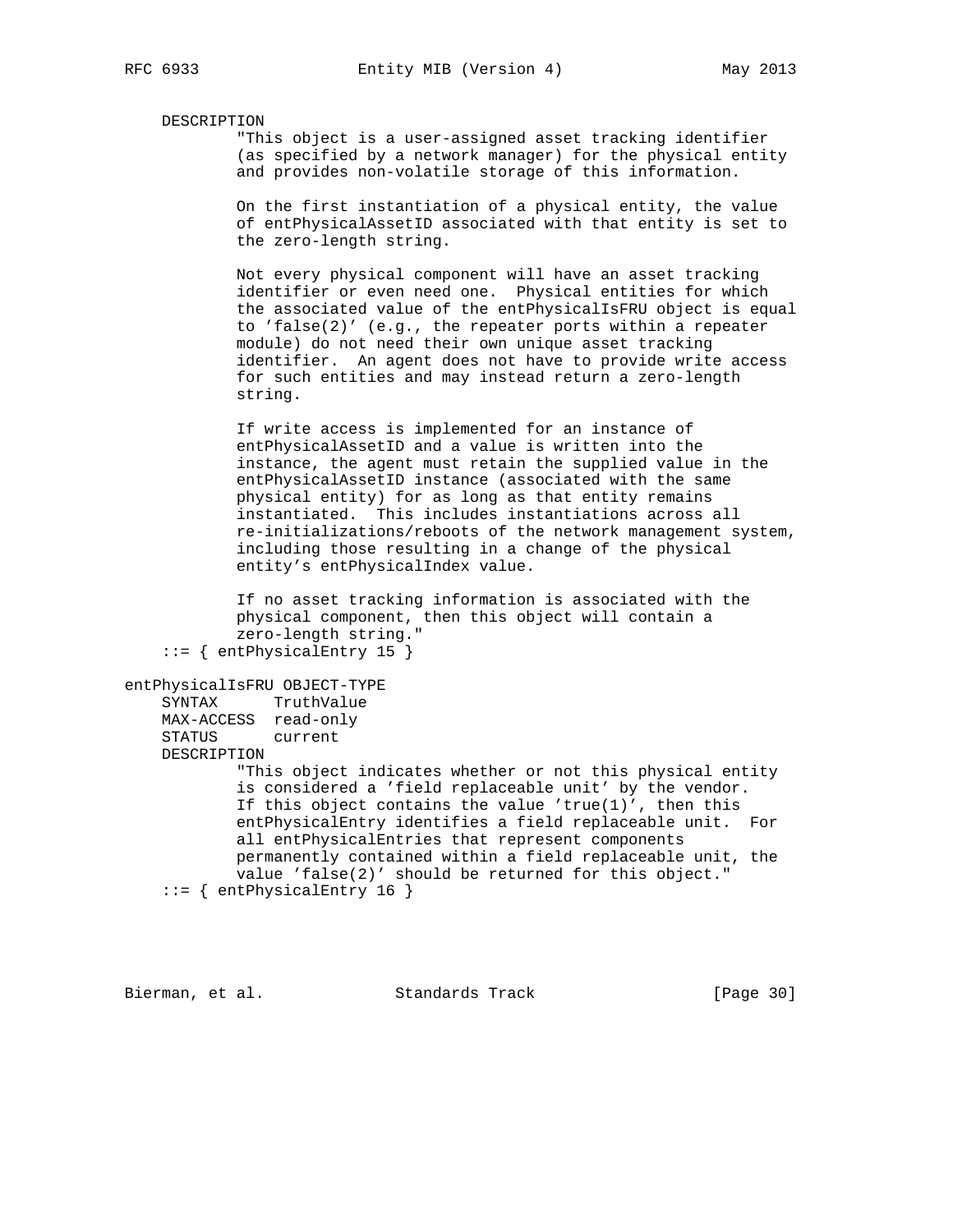```
    DESCRIPTION
            "This object is a user-assigned asset tracking identifier
            (as specified by a network manager) for the physical entity
            and provides non-volatile storage of this information.

            On the first instantiation of a physical entity, the value
            of entPhysicalAssetID associated with that entity is set to
            the zero-length string.

            Not every physical component will have an asset tracking
            identifier or even need one.  Physical entities for which
            the associated value of the entPhysicalIsFRU object is equal
            to 'false(2)' (e.g., the repeater ports within a repeater
            module) do not need their own unique asset tracking
            identifier.  An agent does not have to provide write access
            for such entities and may instead return a zero-length
            string.

            If write access is implemented for an instance of
            entPhysicalAssetID and a value is written into the
            instance, the agent must retain the supplied value in the
            entPhysicalAssetID instance (associated with the same
            physical entity) for as long as that entity remains
            instantiated.  This includes instantiations across all
            re-initializations/reboots of the network management system,
            including those resulting in a change of the physical
            entity's entPhysicalIndex value.

            If no asset tracking information is associated with the
            physical component, then this object will contain a
            zero-length string."
    ::= { entPhysicalEntry 15 }

entPhysicalIsFRU OBJECT-TYPE
    SYNTAX      TruthValue
    MAX-ACCESS  read-only
    STATUS      current
    DESCRIPTION
            "This object indicates whether or not this physical entity
            is considered a 'field replaceable unit' by the vendor.
            If this object contains the value 'true(1)', then this
            entPhysicalEntry identifies a field replaceable unit.  For
            all entPhysicalEntries that represent components
            permanently contained within a field replaceable unit, the
            value 'false(2)' should be returned for this object."
    ::= { entPhysicalEntry 16 }
```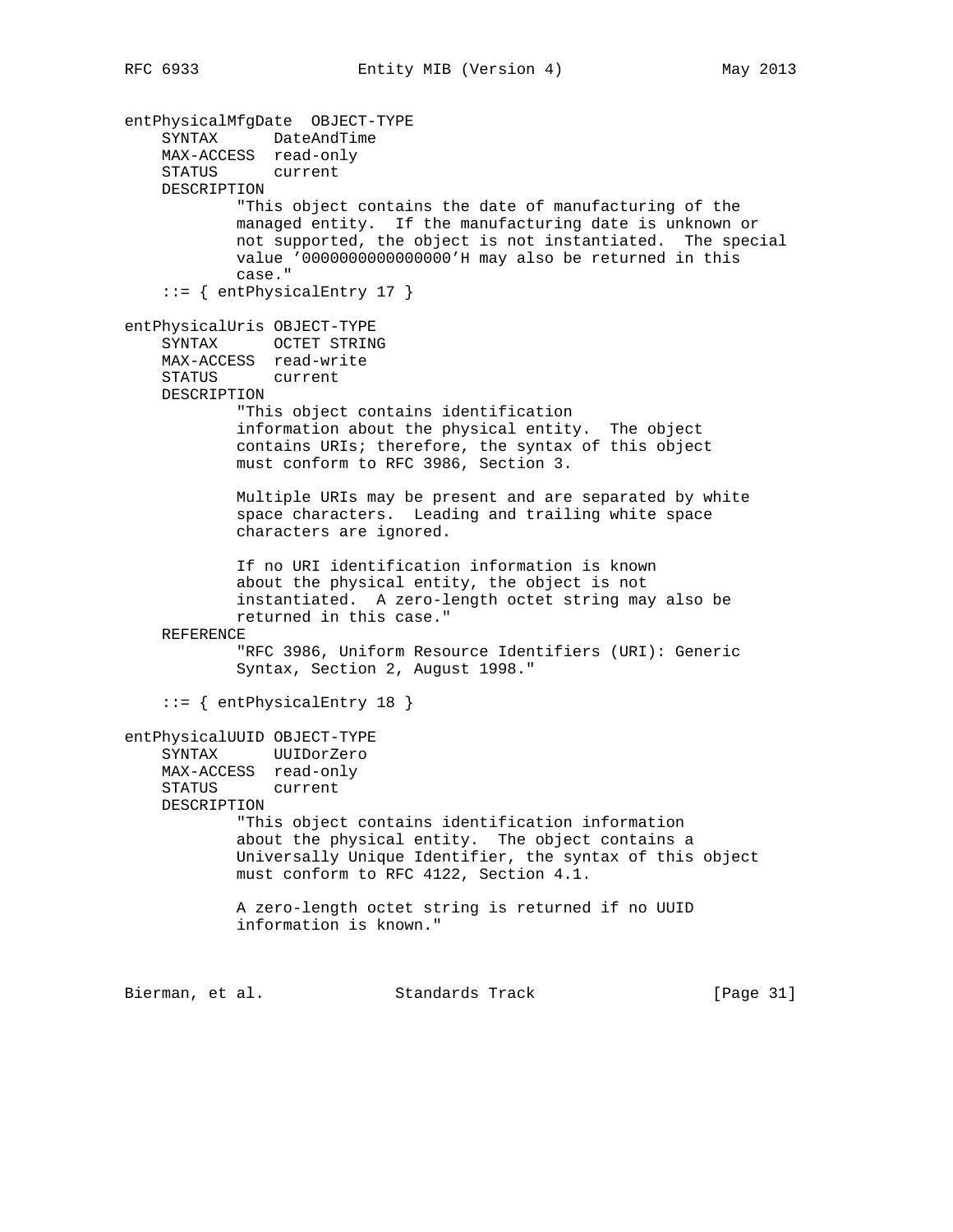```
entPhysicalMfgDate  OBJECT-TYPE
    SYNTAX      DateAndTime
    MAX-ACCESS  read-only
    STATUS      current
    DESCRIPTION
            "This object contains the date of manufacturing of the
            managed entity.  If the manufacturing date is unknown or
            not supported, the object is not instantiated.  The special
            value '0000000000000000'H may also be returned in this
            case."
    ::= { entPhysicalEntry 17 }

entPhysicalUris OBJECT-TYPE
    SYNTAX      OCTET STRING
    MAX-ACCESS  read-write
    STATUS      current
    DESCRIPTION
            "This object contains identification
            information about the physical entity.  The object
            contains URIs; therefore, the syntax of this object
            must conform to RFC 3986, Section 3.

            Multiple URIs may be present and are separated by white
            space characters.  Leading and trailing white space
            characters are ignored.

            If no URI identification information is known
            about the physical entity, the object is not
            instantiated.  A zero-length octet string may also be
            returned in this case."
    REFERENCE
            "RFC 3986, Uniform Resource Identifiers (URI): Generic
            Syntax, Section 2, August 1998."

    ::= { entPhysicalEntry 18 }

entPhysicalUUID OBJECT-TYPE
    SYNTAX      UUIDorZero
    MAX-ACCESS  read-only
    STATUS      current
    DESCRIPTION
            "This object contains identification information
            about the physical entity.  The object contains a
            Universally Unique Identifier, the syntax of this object
            must conform to RFC 4122, Section 4.1.

            A zero-length octet string is returned if no UUID
            information is known."
```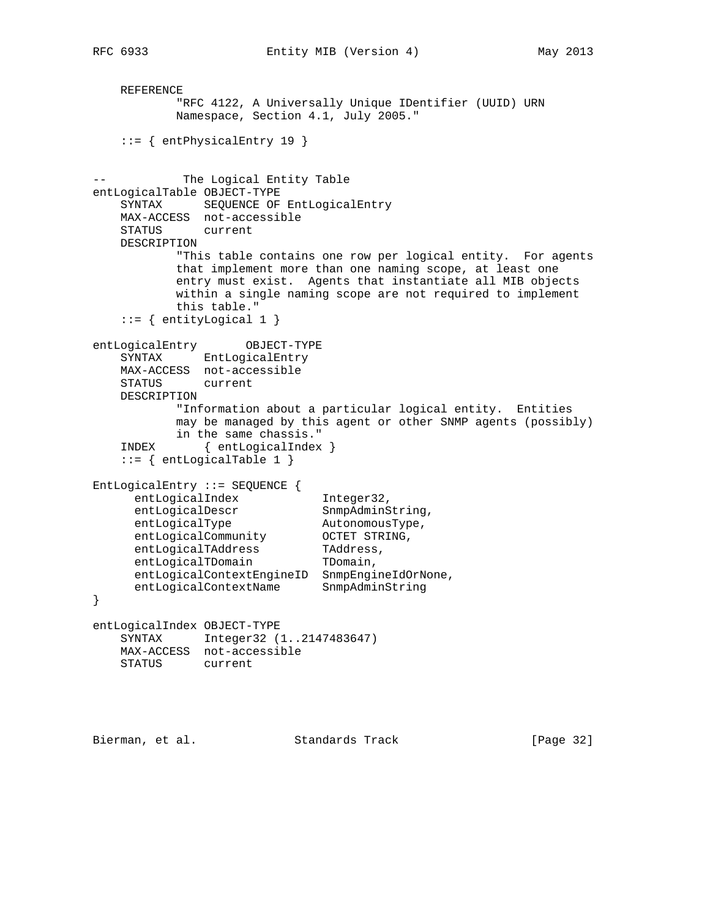```
    REFERENCE
            "RFC 4122, A Universally Unique IDentifier (UUID) URN
            Namespace, Section 4.1, July 2005."

    ::= { entPhysicalEntry 19 }


--           The Logical Entity Table
entLogicalTable OBJECT-TYPE
    SYNTAX      SEQUENCE OF EntLogicalEntry
    MAX-ACCESS  not-accessible
    STATUS      current
    DESCRIPTION
            "This table contains one row per logical entity.  For agents
            that implement more than one naming scope, at least one
            entry must exist.  Agents that instantiate all MIB objects
            within a single naming scope are not required to implement
            this table."
    ::= { entityLogical 1 }

entLogicalEntry       OBJECT-TYPE
    SYNTAX      EntLogicalEntry
    MAX-ACCESS  not-accessible
    STATUS      current
    DESCRIPTION
            "Information about a particular logical entity.  Entities
            may be managed by this agent or other SNMP agents (possibly)
            in the same chassis."
    INDEX       { entLogicalIndex }
    ::= { entLogicalTable 1 }

EntLogicalEntry ::= SEQUENCE {
      entLogicalIndex            Integer32,
      entLogicalDescr            SnmpAdminString,
      entLogicalType             AutonomousType,
      entLogicalCommunity        OCTET STRING,
      entLogicalTAddress         TAddress,
      entLogicalTDomain          TDomain,
      entLogicalContextEngineID  SnmpEngineIdOrNone,
      entLogicalContextName      SnmpAdminString
}

entLogicalIndex OBJECT-TYPE
    SYNTAX      Integer32 (1..2147483647)
    MAX-ACCESS  not-accessible
    STATUS      current
```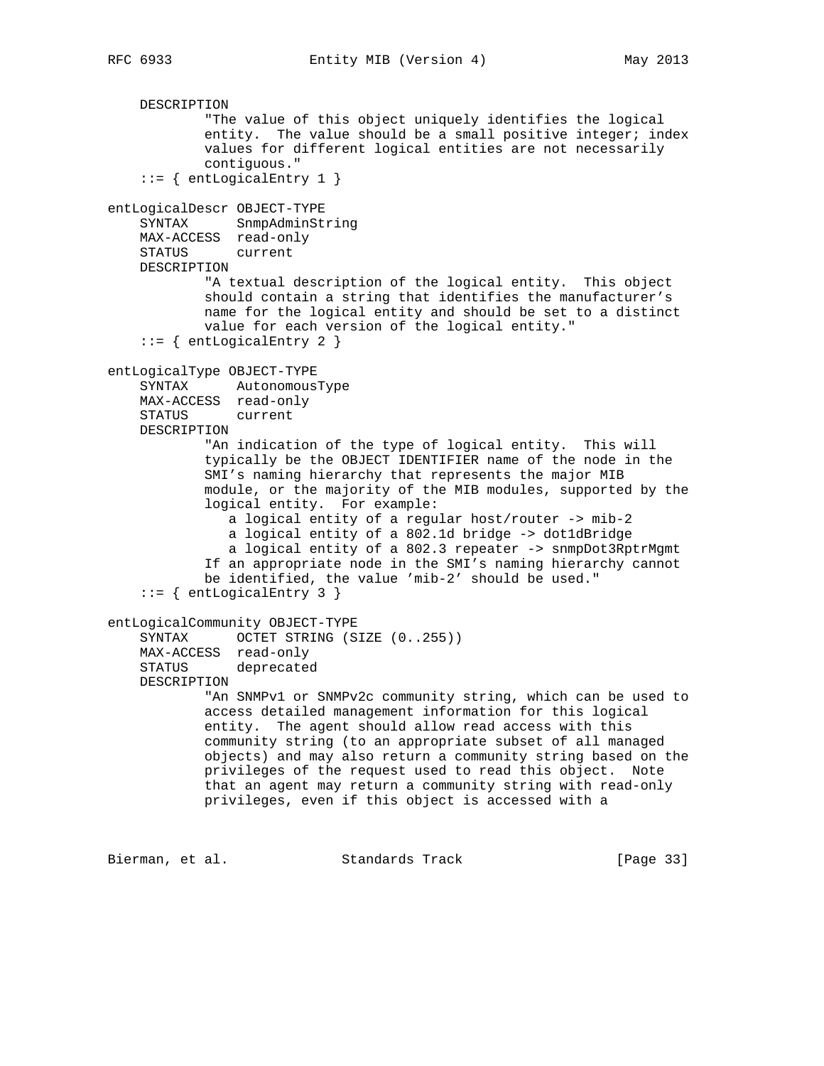```
    DESCRIPTION
            "The value of this object uniquely identifies the logical
            entity.  The value should be a small positive integer; index
            values for different logical entities are not necessarily
            contiguous."
    ::= { entLogicalEntry 1 }

entLogicalDescr OBJECT-TYPE
    SYNTAX      SnmpAdminString
    MAX-ACCESS  read-only
    STATUS      current
    DESCRIPTION
            "A textual description of the logical entity.  This object
            should contain a string that identifies the manufacturer's
            name for the logical entity and should be set to a distinct
            value for each version of the logical entity."
    ::= { entLogicalEntry 2 }

entLogicalType OBJECT-TYPE
    SYNTAX      AutonomousType
    MAX-ACCESS  read-only
    STATUS      current
    DESCRIPTION
            "An indication of the type of logical entity.  This will
            typically be the OBJECT IDENTIFIER name of the node in the
            SMI's naming hierarchy that represents the major MIB
            module, or the majority of the MIB modules, supported by the
            logical entity.  For example:
               a logical entity of a regular host/router -> mib-2
               a logical entity of a 802.1d bridge -> dot1dBridge
               a logical entity of a 802.3 repeater -> snmpDot3RptrMgmt
            If an appropriate node in the SMI's naming hierarchy cannot
            be identified, the value 'mib-2' should be used."
    ::= { entLogicalEntry 3 }

entLogicalCommunity OBJECT-TYPE
    SYNTAX      OCTET STRING (SIZE (0..255))
    MAX-ACCESS  read-only
    STATUS      deprecated
    DESCRIPTION
            "An SNMPv1 or SNMPv2c community string, which can be used to
            access detailed management information for this logical
            entity.  The agent should allow read access with this
            community string (to an appropriate subset of all managed
            objects) and may also return a community string based on the
            privileges of the request used to read this object.  Note
            that an agent may return a community string with read-only
            privileges, even if this object is accessed with a
```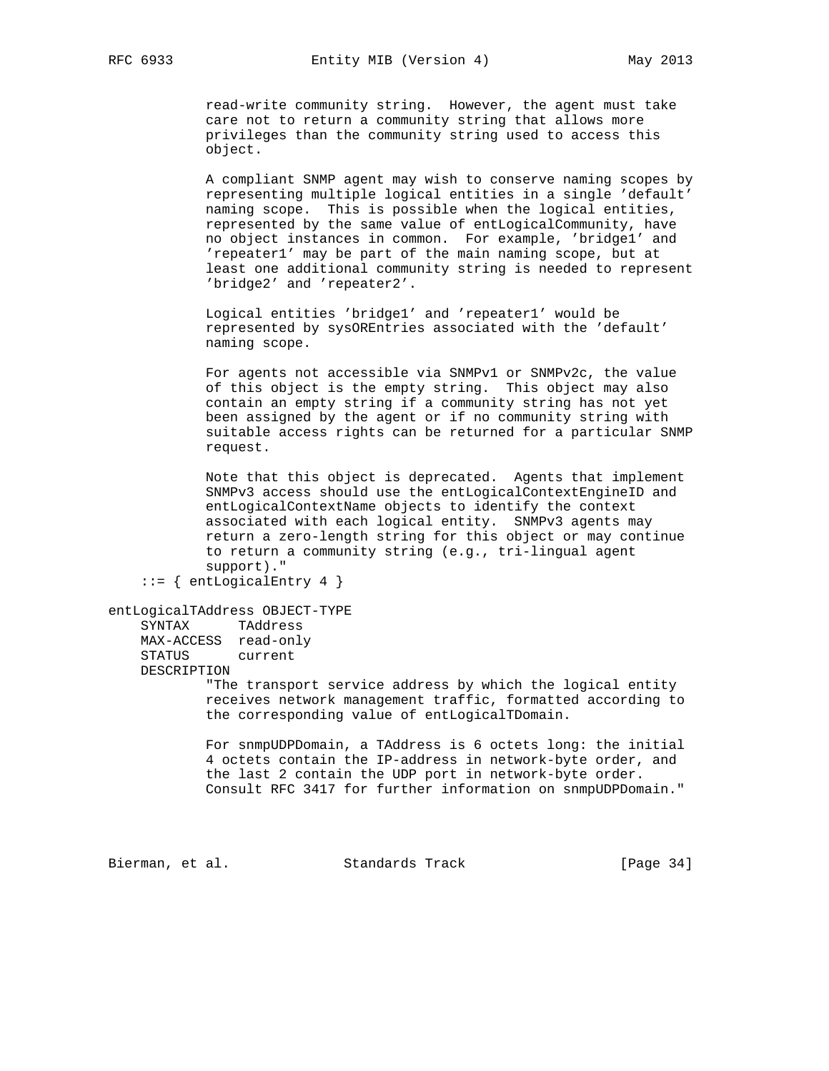```
            read-write community string.  However, the agent must take
            care not to return a community string that allows more
            privileges than the community string used to access this
            object.

            A compliant SNMP agent may wish to conserve naming scopes by
            representing multiple logical entities in a single 'default'
            naming scope.  This is possible when the logical entities,
            represented by the same value of entLogicalCommunity, have
            no object instances in common.  For example, 'bridge1' and
            'repeater1' may be part of the main naming scope, but at
            least one additional community string is needed to represent
            'bridge2' and 'repeater2'.

            Logical entities 'bridge1' and 'repeater1' would be
            represented by sysOREntries associated with the 'default'
            naming scope.

            For agents not accessible via SNMPv1 or SNMPv2c, the value
            of this object is the empty string.  This object may also
            contain an empty string if a community string has not yet
            been assigned by the agent or if no community string with
            suitable access rights can be returned for a particular SNMP
            request.

            Note that this object is deprecated.  Agents that implement
            SNMPv3 access should use the entLogicalContextEngineID and
            entLogicalContextName objects to identify the context
            associated with each logical entity.  SNMPv3 agents may
            return a zero-length string for this object or may continue
            to return a community string (e.g., tri-lingual agent
            support)."
    ::= { entLogicalEntry 4 }

entLogicalTAddress OBJECT-TYPE
    SYNTAX      TAddress
    MAX-ACCESS  read-only
    STATUS      current
    DESCRIPTION
            "The transport service address by which the logical entity
            receives network management traffic, formatted according to
            the corresponding value of entLogicalTDomain.

            For snmpUDPDomain, a TAddress is 6 octets long: the initial
            4 octets contain the IP-address in network-byte order, and
            the last 2 contain the UDP port in network-byte order.
            Consult RFC 3417 for further information on snmpUDPDomain."
```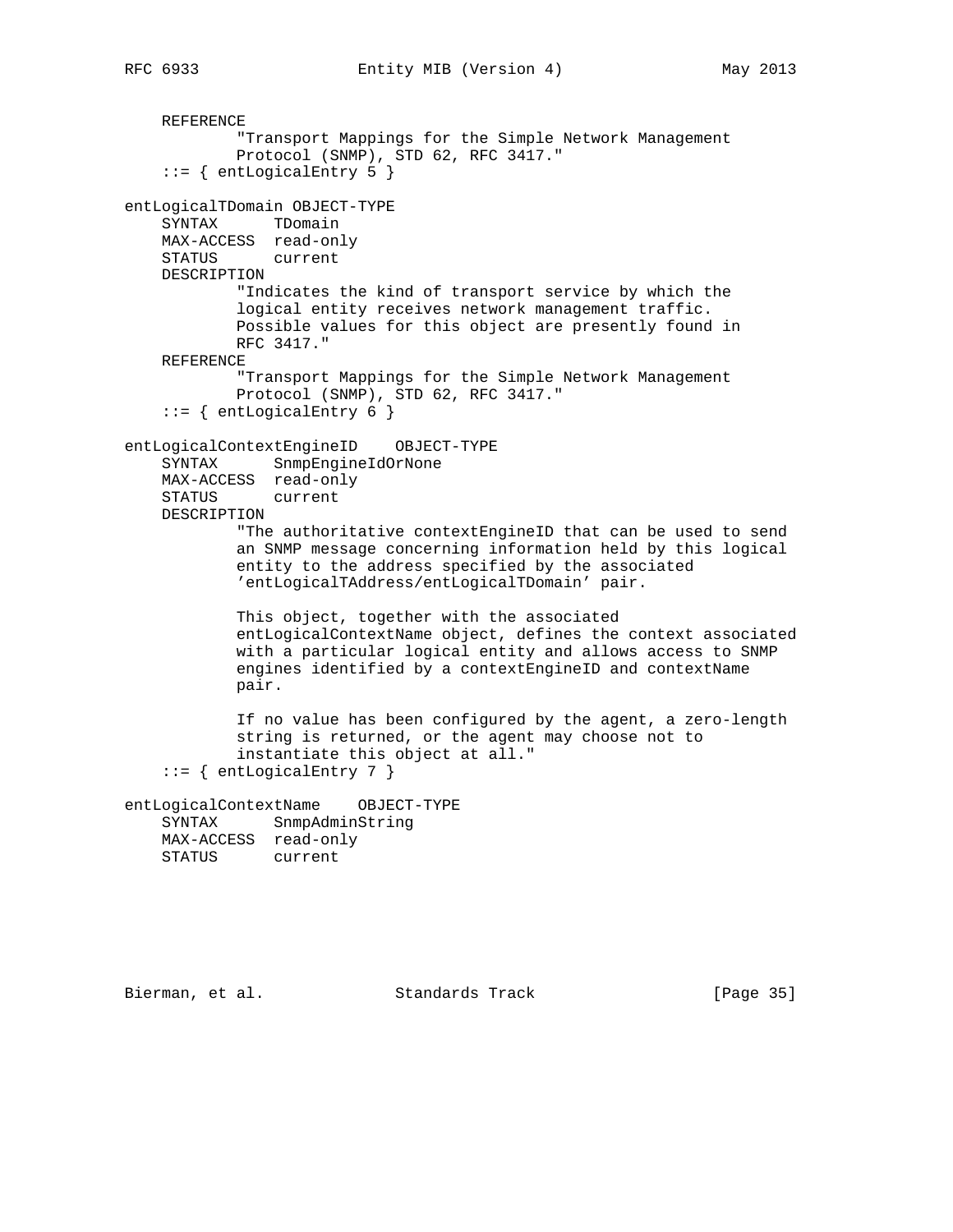```
    REFERENCE
            "Transport Mappings for the Simple Network Management
            Protocol (SNMP), STD 62, RFC 3417."
    ::= { entLogicalEntry 5 }

entLogicalTDomain OBJECT-TYPE
    SYNTAX      TDomain
    MAX-ACCESS  read-only
    STATUS      current
    DESCRIPTION
            "Indicates the kind of transport service by which the
            logical entity receives network management traffic.
            Possible values for this object are presently found in
            RFC 3417."
    REFERENCE
            "Transport Mappings for the Simple Network Management
            Protocol (SNMP), STD 62, RFC 3417."
    ::= { entLogicalEntry 6 }

entLogicalContextEngineID    OBJECT-TYPE
    SYNTAX      SnmpEngineIdOrNone
    MAX-ACCESS  read-only
    STATUS      current
    DESCRIPTION
            "The authoritative contextEngineID that can be used to send
            an SNMP message concerning information held by this logical
            entity to the address specified by the associated
            'entLogicalTAddress/entLogicalTDomain' pair.

            This object, together with the associated
            entLogicalContextName object, defines the context associated
            with a particular logical entity and allows access to SNMP
            engines identified by a contextEngineID and contextName
            pair.

            If no value has been configured by the agent, a zero-length
            string is returned, or the agent may choose not to
            instantiate this object at all."
    ::= { entLogicalEntry 7 }

entLogicalContextName    OBJECT-TYPE
    SYNTAX      SnmpAdminString
    MAX-ACCESS  read-only
    STATUS      current
```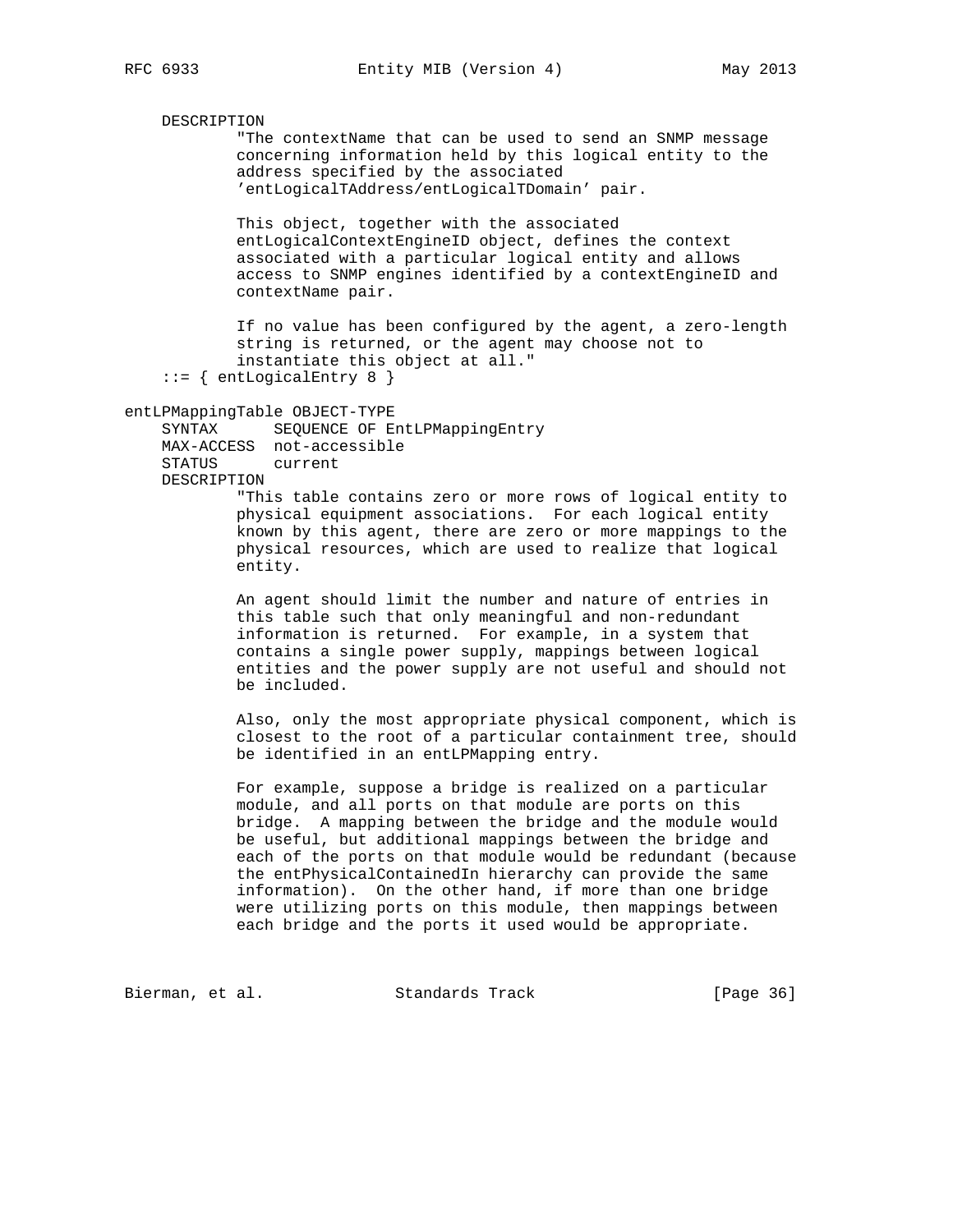```
    DESCRIPTION
            "The contextName that can be used to send an SNMP message
            concerning information held by this logical entity to the
            address specified by the associated
            'entLogicalTAddress/entLogicalTDomain' pair.

            This object, together with the associated
            entLogicalContextEngineID object, defines the context
            associated with a particular logical entity and allows
            access to SNMP engines identified by a contextEngineID and
            contextName pair.

            If no value has been configured by the agent, a zero-length
            string is returned, or the agent may choose not to
            instantiate this object at all."
    ::= { entLogicalEntry 8 }

entLPMappingTable OBJECT-TYPE
    SYNTAX      SEQUENCE OF EntLPMappingEntry
    MAX-ACCESS  not-accessible
    STATUS      current
    DESCRIPTION
            "This table contains zero or more rows of logical entity to
            physical equipment associations.  For each logical entity
            known by this agent, there are zero or more mappings to the
            physical resources, which are used to realize that logical
            entity.

            An agent should limit the number and nature of entries in
            this table such that only meaningful and non-redundant
            information is returned.  For example, in a system that
            contains a single power supply, mappings between logical
            entities and the power supply are not useful and should not
            be included.

            Also, only the most appropriate physical component, which is
            closest to the root of a particular containment tree, should
            be identified in an entLPMapping entry.

            For example, suppose a bridge is realized on a particular
            module, and all ports on that module are ports on this
            bridge.  A mapping between the bridge and the module would
            be useful, but additional mappings between the bridge and
            each of the ports on that module would be redundant (because
            the entPhysicalContainedIn hierarchy can provide the same
            information).  On the other hand, if more than one bridge
            were utilizing ports on this module, then mappings between
            each bridge and the ports it used would be appropriate.
```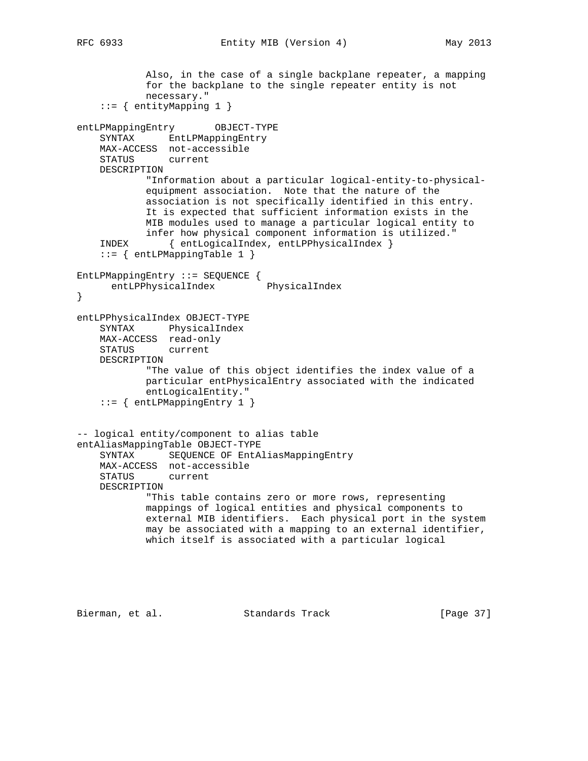```
            Also, in the case of a single backplane repeater, a mapping
            for the backplane to the single repeater entity is not
            necessary."
    ::= { entityMapping 1 }

entLPMappingEntry       OBJECT-TYPE
    SYNTAX      EntLPMappingEntry
    MAX-ACCESS  not-accessible
    STATUS      current
    DESCRIPTION
            "Information about a particular logical-entity-to-physical-
            equipment association.  Note that the nature of the
            association is not specifically identified in this entry.
            It is expected that sufficient information exists in the
            MIB modules used to manage a particular logical entity to
            infer how physical component information is utilized."
    INDEX       { entLogicalIndex, entLPPhysicalIndex }
    ::= { entLPMappingTable 1 }

EntLPMappingEntry ::= SEQUENCE {
      entLPPhysicalIndex         PhysicalIndex
}

entLPPhysicalIndex OBJECT-TYPE
    SYNTAX      PhysicalIndex
    MAX-ACCESS  read-only
    STATUS      current
    DESCRIPTION
            "The value of this object identifies the index value of a
            particular entPhysicalEntry associated with the indicated
            entLogicalEntity."
    ::= { entLPMappingEntry 1 }


-- logical entity/component to alias table
entAliasMappingTable OBJECT-TYPE
    SYNTAX      SEQUENCE OF EntAliasMappingEntry
    MAX-ACCESS  not-accessible
    STATUS      current
    DESCRIPTION
            "This table contains zero or more rows, representing
            mappings of logical entities and physical components to
            external MIB identifiers.  Each physical port in the system
            may be associated with a mapping to an external identifier,
            which itself is associated with a particular logical
```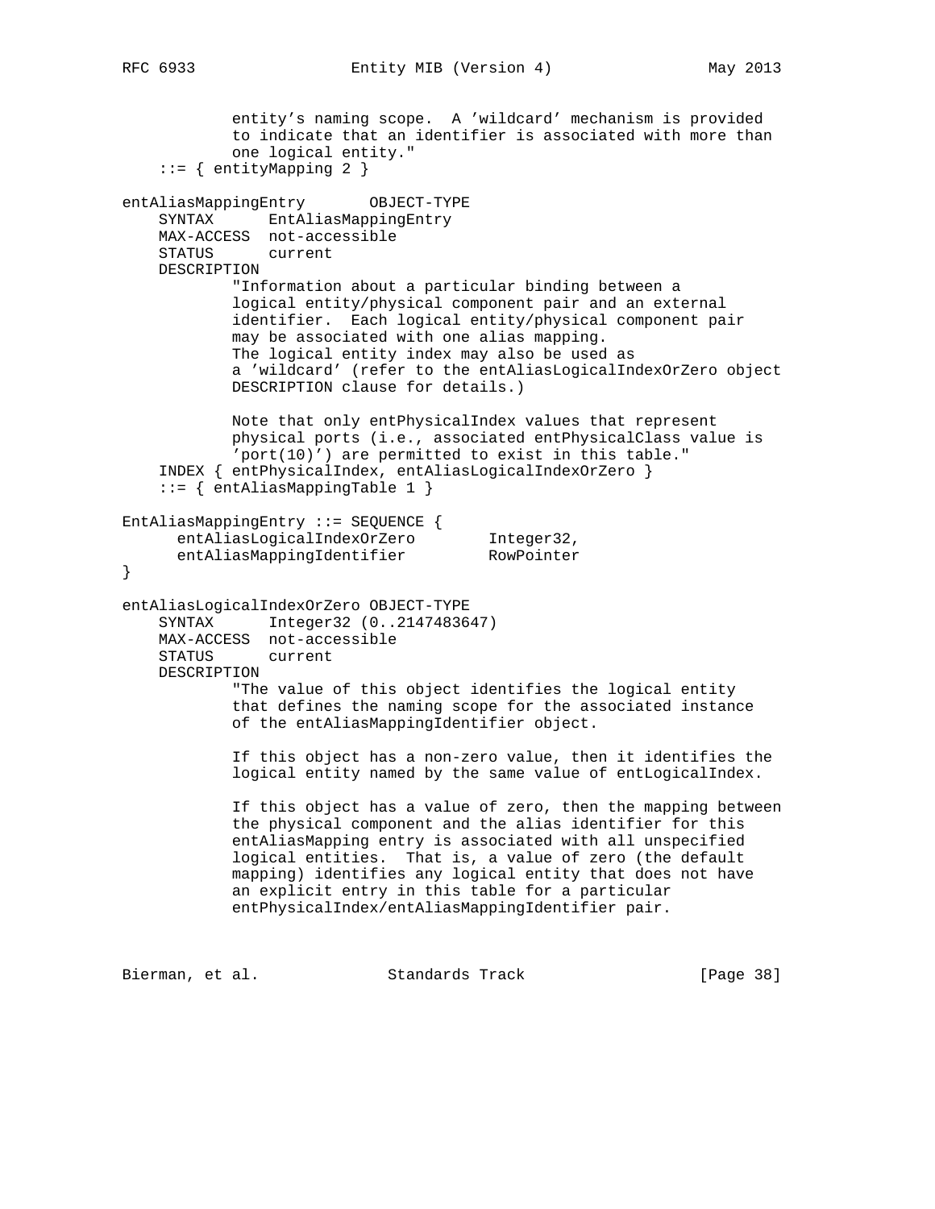```
            entity's naming scope.  A 'wildcard' mechanism is provided
            to indicate that an identifier is associated with more than
            one logical entity."
    ::= { entityMapping 2 }

entAliasMappingEntry       OBJECT-TYPE
    SYNTAX      EntAliasMappingEntry
    MAX-ACCESS  not-accessible
    STATUS      current
    DESCRIPTION
            "Information about a particular binding between a
            logical entity/physical component pair and an external
            identifier.  Each logical entity/physical component pair
            may be associated with one alias mapping.
            The logical entity index may also be used as
            a 'wildcard' (refer to the entAliasLogicalIndexOrZero object
            DESCRIPTION clause for details.)

            Note that only entPhysicalIndex values that represent
            physical ports (i.e., associated entPhysicalClass value is
            'port(10)') are permitted to exist in this table."
    INDEX { entPhysicalIndex, entAliasLogicalIndexOrZero }
    ::= { entAliasMappingTable 1 }

EntAliasMappingEntry ::= SEQUENCE {
      entAliasLogicalIndexOrZero        Integer32,
      entAliasMappingIdentifier         RowPointer
}

entAliasLogicalIndexOrZero OBJECT-TYPE
    SYNTAX      Integer32 (0..2147483647)
    MAX-ACCESS  not-accessible
    STATUS      current
    DESCRIPTION
            "The value of this object identifies the logical entity
            that defines the naming scope for the associated instance
            of the entAliasMappingIdentifier object.

            If this object has a non-zero value, then it identifies the
            logical entity named by the same value of entLogicalIndex.

            If this object has a value of zero, then the mapping between
            the physical component and the alias identifier for this
            entAliasMapping entry is associated with all unspecified
            logical entities.  That is, a value of zero (the default
            mapping) identifies any logical entity that does not have
            an explicit entry in this table for a particular
            entPhysicalIndex/entAliasMappingIdentifier pair.
```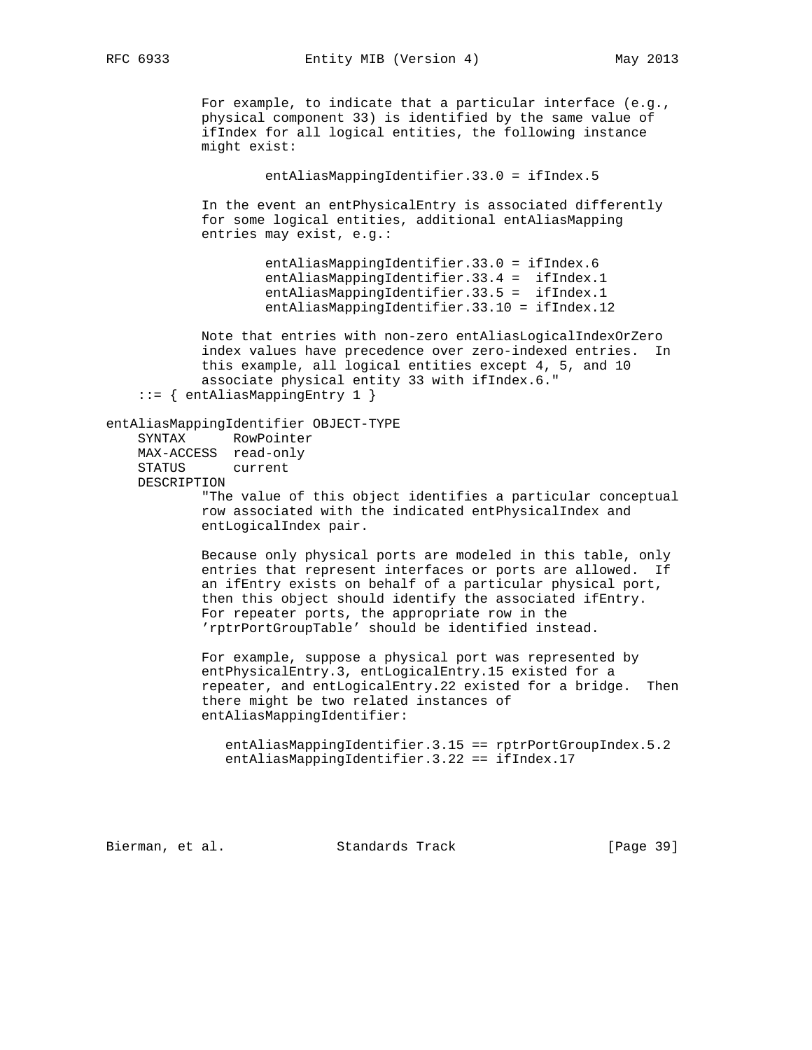```
            For example, to indicate that a particular interface (e.g.,
            physical component 33) is identified by the same value of
            ifIndex for all logical entities, the following instance
            might exist:

                    entAliasMappingIdentifier.33.0 = ifIndex.5

            In the event an entPhysicalEntry is associated differently
            for some logical entities, additional entAliasMapping
            entries may exist, e.g.:

                    entAliasMappingIdentifier.33.0 = ifIndex.6
                    entAliasMappingIdentifier.33.4 =  ifIndex.1
                    entAliasMappingIdentifier.33.5 =  ifIndex.1
                    entAliasMappingIdentifier.33.10 = ifIndex.12

            Note that entries with non-zero entAliasLogicalIndexOrZero
            index values have precedence over zero-indexed entries.  In
            this example, all logical entities except 4, 5, and 10
            associate physical entity 33 with ifIndex.6."
    ::= { entAliasMappingEntry 1 }

entAliasMappingIdentifier OBJECT-TYPE
    SYNTAX      RowPointer
    MAX-ACCESS  read-only
    STATUS      current
    DESCRIPTION
            "The value of this object identifies a particular conceptual
            row associated with the indicated entPhysicalIndex and
            entLogicalIndex pair.

            Because only physical ports are modeled in this table, only
            entries that represent interfaces or ports are allowed.  If
            an ifEntry exists on behalf of a particular physical port,
            then this object should identify the associated ifEntry.
            For repeater ports, the appropriate row in the
            'rptrPortGroupTable' should be identified instead.

            For example, suppose a physical port was represented by
            entPhysicalEntry.3, entLogicalEntry.15 existed for a
            repeater, and entLogicalEntry.22 existed for a bridge.  Then
            there might be two related instances of
            entAliasMappingIdentifier:

               entAliasMappingIdentifier.3.15 == rptrPortGroupIndex.5.2
               entAliasMappingIdentifier.3.22 == ifIndex.17
```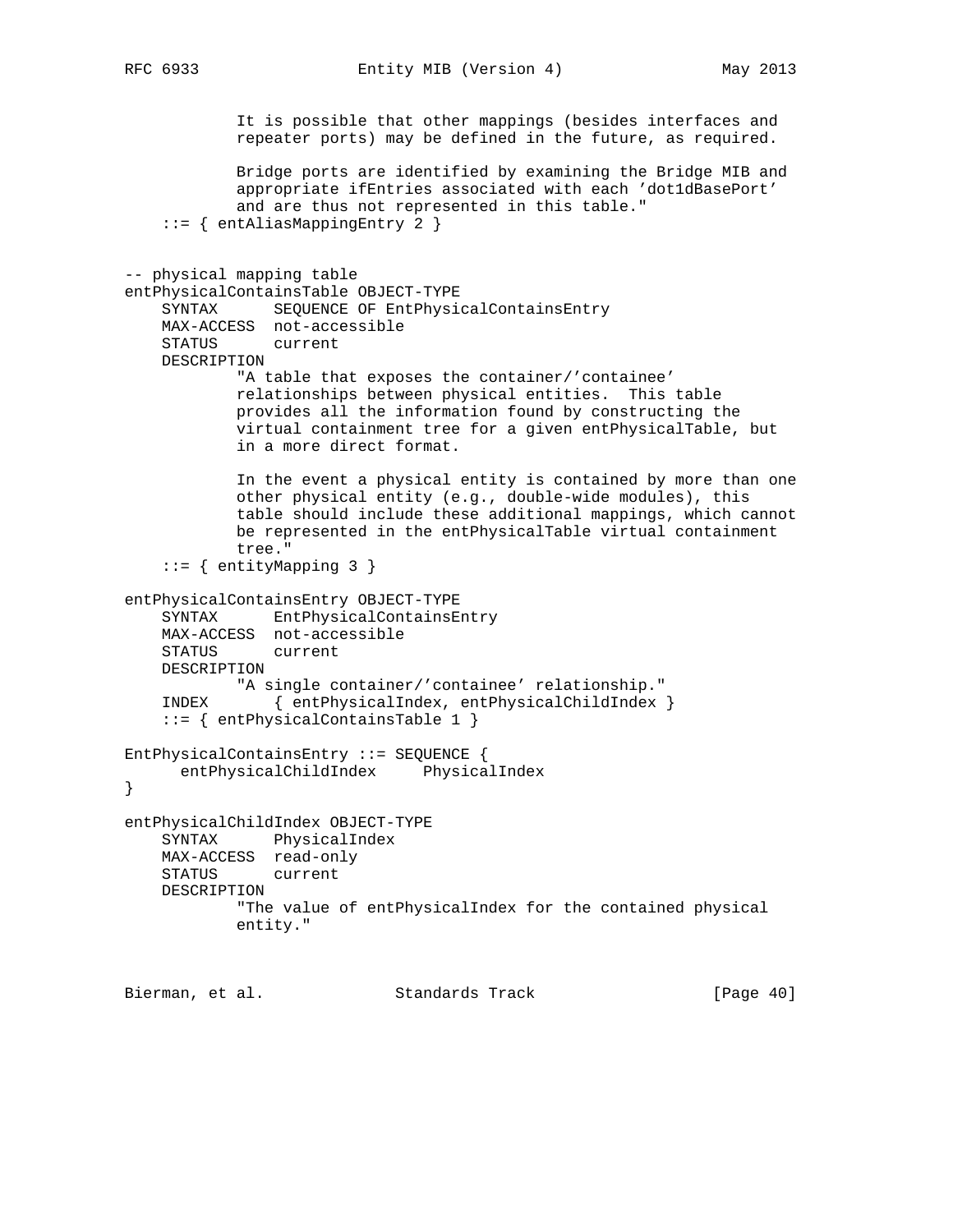```
            It is possible that other mappings (besides interfaces and
            repeater ports) may be defined in the future, as required.

            Bridge ports are identified by examining the Bridge MIB and
            appropriate ifEntries associated with each 'dot1dBasePort'
            and are thus not represented in this table."
    ::= { entAliasMappingEntry 2 }


-- physical mapping table
entPhysicalContainsTable OBJECT-TYPE
    SYNTAX      SEQUENCE OF EntPhysicalContainsEntry
    MAX-ACCESS  not-accessible
    STATUS      current
    DESCRIPTION
            "A table that exposes the container/'containee'
            relationships between physical entities.  This table
            provides all the information found by constructing the
            virtual containment tree for a given entPhysicalTable, but
            in a more direct format.

            In the event a physical entity is contained by more than one
            other physical entity (e.g., double-wide modules), this
            table should include these additional mappings, which cannot
            be represented in the entPhysicalTable virtual containment
            tree."
    ::= { entityMapping 3 }

entPhysicalContainsEntry OBJECT-TYPE
    SYNTAX      EntPhysicalContainsEntry
    MAX-ACCESS  not-accessible
    STATUS      current
    DESCRIPTION
            "A single container/'containee' relationship."
    INDEX       { entPhysicalIndex, entPhysicalChildIndex }
    ::= { entPhysicalContainsTable 1 }

EntPhysicalContainsEntry ::= SEQUENCE {
      entPhysicalChildIndex     PhysicalIndex
}

entPhysicalChildIndex OBJECT-TYPE
    SYNTAX      PhysicalIndex
    MAX-ACCESS  read-only
    STATUS      current
    DESCRIPTION
            "The value of entPhysicalIndex for the contained physical
            entity."
```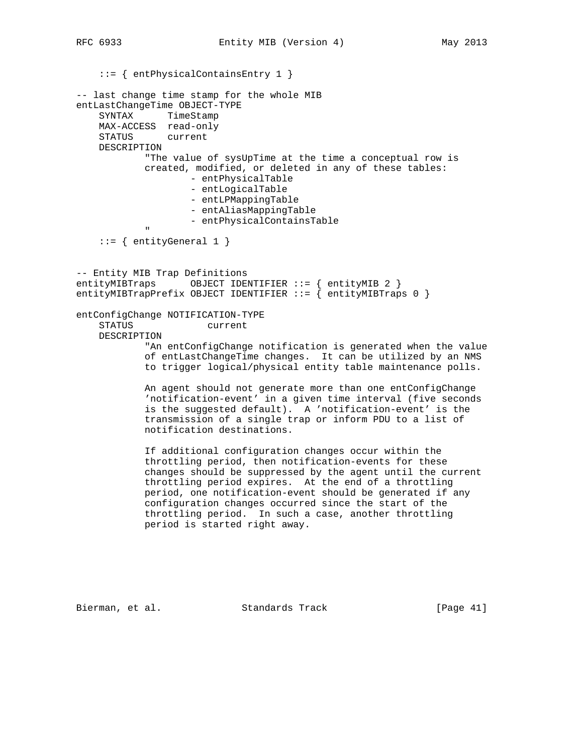```
    ::= { entPhysicalContainsEntry 1 }

-- last change time stamp for the whole MIB
entLastChangeTime OBJECT-TYPE
    SYNTAX      TimeStamp
    MAX-ACCESS  read-only
    STATUS      current
    DESCRIPTION
            "The value of sysUpTime at the time a conceptual row is
            created, modified, or deleted in any of these tables:
                    - entPhysicalTable
                    - entLogicalTable
                    - entLPMappingTable
                    - entAliasMappingTable
                    - entPhysicalContainsTable
            "
    ::= { entityGeneral 1 }


-- Entity MIB Trap Definitions
entityMIBTraps      OBJECT IDENTIFIER ::= { entityMIB 2 }
entityMIBTrapPrefix OBJECT IDENTIFIER ::= { entityMIBTraps 0 }

entConfigChange NOTIFICATION-TYPE
    STATUS             current
    DESCRIPTION
            "An entConfigChange notification is generated when the value
            of entLastChangeTime changes.  It can be utilized by an NMS
            to trigger logical/physical entity table maintenance polls.

            An agent should not generate more than one entConfigChange
            'notification-event' in a given time interval (five seconds
            is the suggested default).  A 'notification-event' is the
            transmission of a single trap or inform PDU to a list of
            notification destinations.

            If additional configuration changes occur within the
            throttling period, then notification-events for these
            changes should be suppressed by the agent until the current
            throttling period expires.  At the end of a throttling
            period, one notification-event should be generated if any
            configuration changes occurred since the start of the
            throttling period.  In such a case, another throttling
            period is started right away.
```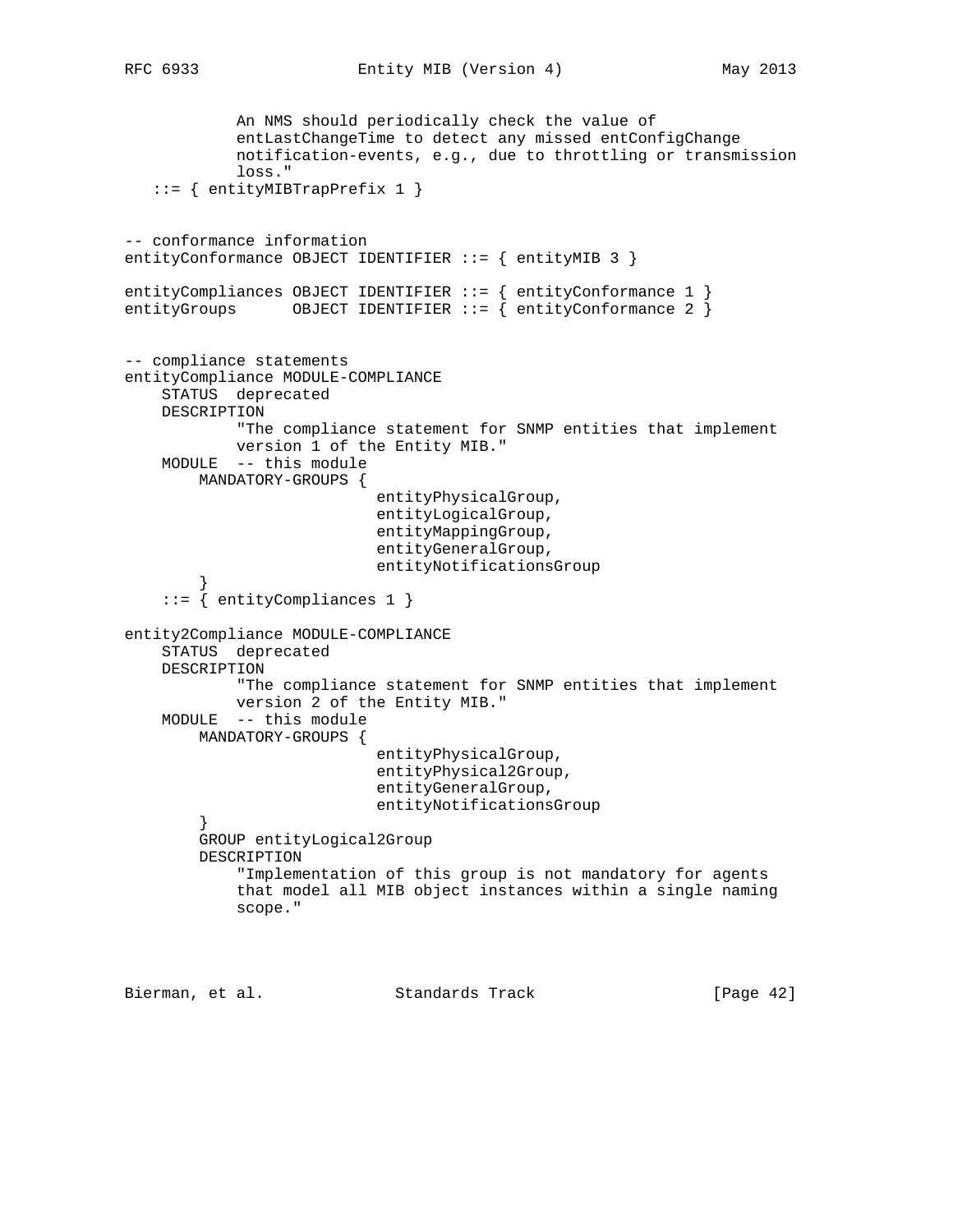```
            An NMS should periodically check the value of
            entLastChangeTime to detect any missed entConfigChange
            notification-events, e.g., due to throttling or transmission
            loss."
   ::= { entityMIBTrapPrefix 1 }


-- conformance information
entityConformance OBJECT IDENTIFIER ::= { entityMIB 3 }

entityCompliances OBJECT IDENTIFIER ::= { entityConformance 1 }
entityGroups      OBJECT IDENTIFIER ::= { entityConformance 2 }


-- compliance statements
entityCompliance MODULE-COMPLIANCE
    STATUS  deprecated
    DESCRIPTION
            "The compliance statement for SNMP entities that implement
            version 1 of the Entity MIB."
    MODULE  -- this module
        MANDATORY-GROUPS {
                           entityPhysicalGroup,
                           entityLogicalGroup,
                           entityMappingGroup,
                           entityGeneralGroup,
                           entityNotificationsGroup
        }
    ::= { entityCompliances 1 }

entity2Compliance MODULE-COMPLIANCE
    STATUS  deprecated
    DESCRIPTION
            "The compliance statement for SNMP entities that implement
            version 2 of the Entity MIB."
    MODULE  -- this module
        MANDATORY-GROUPS {
                           entityPhysicalGroup,
                           entityPhysical2Group,
                           entityGeneralGroup,
                           entityNotificationsGroup
        }
        GROUP entityLogical2Group
        DESCRIPTION
            "Implementation of this group is not mandatory for agents
            that model all MIB object instances within a single naming
            scope."
```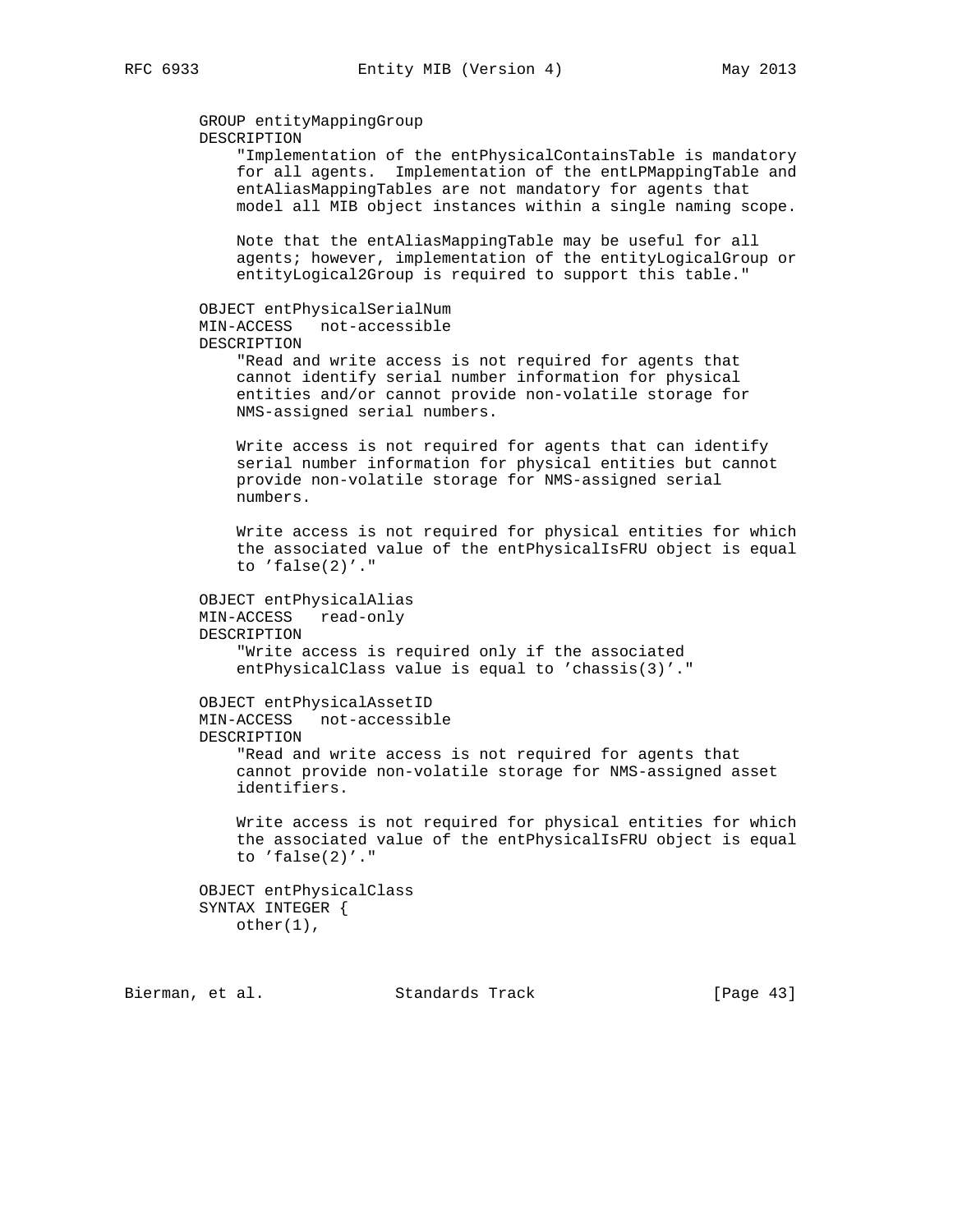```
        GROUP entityMappingGroup
        DESCRIPTION
            "Implementation of the entPhysicalContainsTable is mandatory
            for all agents.  Implementation of the entLPMappingTable and
            entAliasMappingTables are not mandatory for agents that
            model all MIB object instances within a single naming scope.

            Note that the entAliasMappingTable may be useful for all
            agents; however, implementation of the entityLogicalGroup or
            entityLogical2Group is required to support this table."

        OBJECT entPhysicalSerialNum
        MIN-ACCESS   not-accessible
        DESCRIPTION
            "Read and write access is not required for agents that
            cannot identify serial number information for physical
            entities and/or cannot provide non-volatile storage for
            NMS-assigned serial numbers.

            Write access is not required for agents that can identify
            serial number information for physical entities but cannot
            provide non-volatile storage for NMS-assigned serial
            numbers.

            Write access is not required for physical entities for which
            the associated value of the entPhysicalIsFRU object is equal
            to 'false(2)'."

        OBJECT entPhysicalAlias
        MIN-ACCESS   read-only
        DESCRIPTION
            "Write access is required only if the associated
            entPhysicalClass value is equal to 'chassis(3)'."

        OBJECT entPhysicalAssetID
        MIN-ACCESS   not-accessible
        DESCRIPTION
            "Read and write access is not required for agents that
            cannot provide non-volatile storage for NMS-assigned asset
            identifiers.

            Write access is not required for physical entities for which
            the associated value of the entPhysicalIsFRU object is equal
            to 'false(2)'."

        OBJECT entPhysicalClass
        SYNTAX INTEGER {
            other(1),
```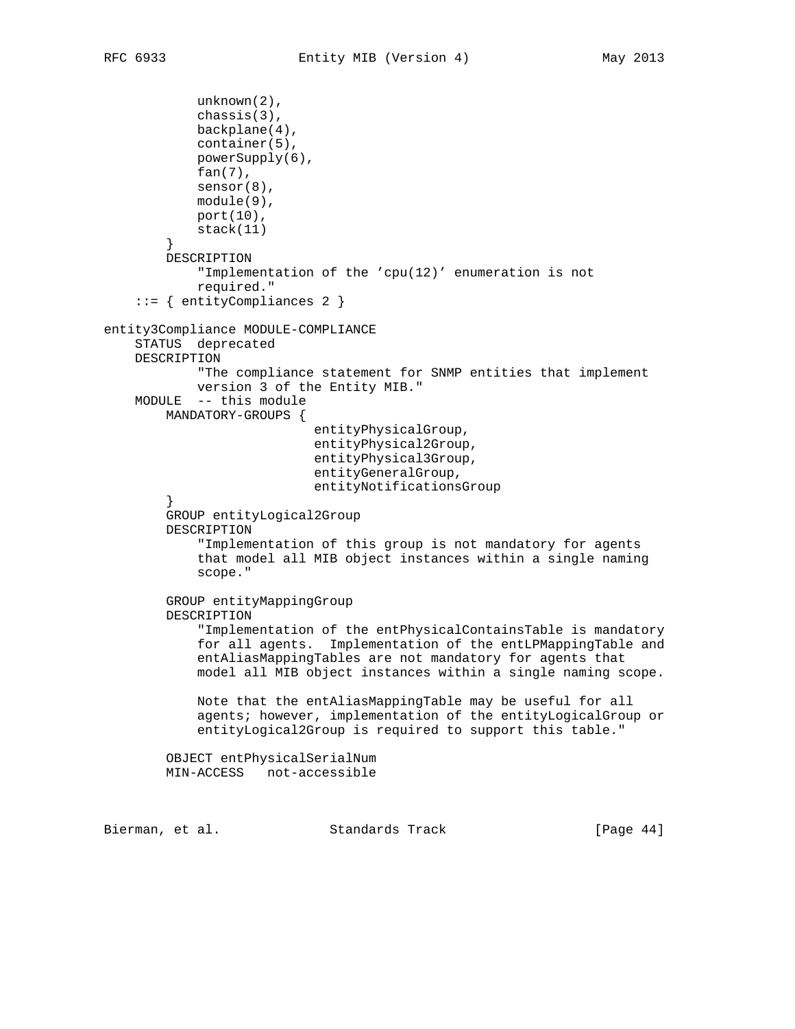```
            unknown(2),
            chassis(3),
            backplane(4),
            container(5),
            powerSupply(6),
            fan(7),
            sensor(8),
            module(9),
            port(10),
            stack(11)
        }
        DESCRIPTION
            "Implementation of the 'cpu(12)' enumeration is not
            required."
    ::= { entityCompliances 2 }

entity3Compliance MODULE-COMPLIANCE
    STATUS  deprecated
    DESCRIPTION
            "The compliance statement for SNMP entities that implement
            version 3 of the Entity MIB."
    MODULE  -- this module
        MANDATORY-GROUPS {
                          entityPhysicalGroup,
                          entityPhysical2Group,
                          entityPhysical3Group,
                          entityGeneralGroup,
                          entityNotificationsGroup
        }
        GROUP entityLogical2Group
        DESCRIPTION
            "Implementation of this group is not mandatory for agents
            that model all MIB object instances within a single naming
            scope."

        GROUP entityMappingGroup
        DESCRIPTION
            "Implementation of the entPhysicalContainsTable is mandatory
            for all agents.  Implementation of the entLPMappingTable and
            entAliasMappingTables are not mandatory for agents that
            model all MIB object instances within a single naming scope.

            Note that the entAliasMappingTable may be useful for all
            agents; however, implementation of the entityLogicalGroup or
            entityLogical2Group is required to support this table."

        OBJECT entPhysicalSerialNum
        MIN-ACCESS   not-accessible
```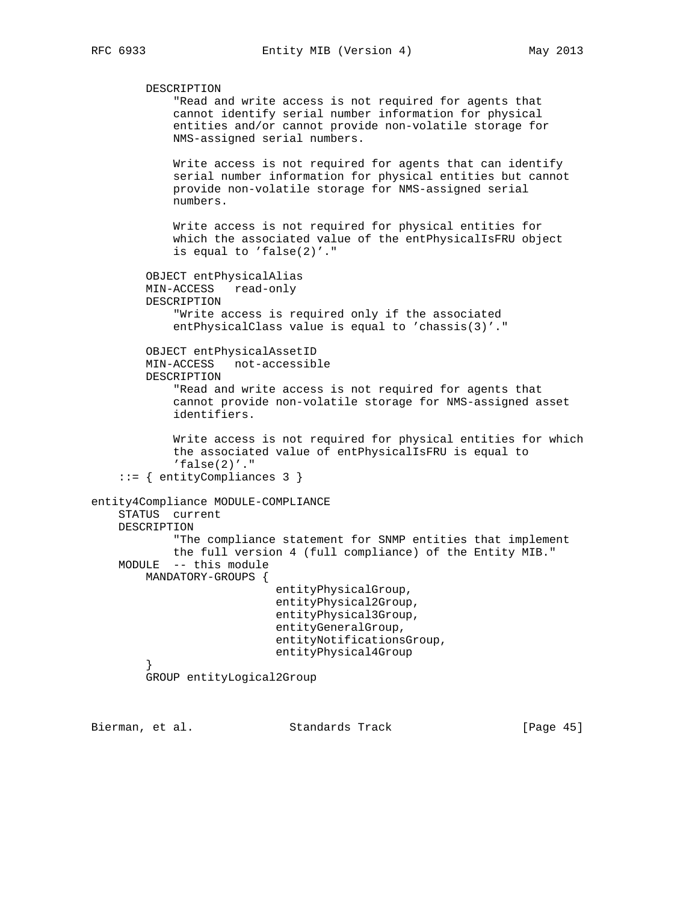```
        DESCRIPTION
            "Read and write access is not required for agents that
            cannot identify serial number information for physical
            entities and/or cannot provide non-volatile storage for
            NMS-assigned serial numbers.

            Write access is not required for agents that can identify
            serial number information for physical entities but cannot
            provide non-volatile storage for NMS-assigned serial
            numbers.

            Write access is not required for physical entities for
            which the associated value of the entPhysicalIsFRU object
            is equal to 'false(2)'."

        OBJECT entPhysicalAlias
        MIN-ACCESS   read-only
        DESCRIPTION
            "Write access is required only if the associated
            entPhysicalClass value is equal to 'chassis(3)'."

        OBJECT entPhysicalAssetID
        MIN-ACCESS   not-accessible
        DESCRIPTION
            "Read and write access is not required for agents that
            cannot provide non-volatile storage for NMS-assigned asset
            identifiers.

            Write access is not required for physical entities for which
            the associated value of entPhysicalIsFRU is equal to
            'false(2)'."
    ::= { entityCompliances 3 }

entity4Compliance MODULE-COMPLIANCE
    STATUS  current
    DESCRIPTION
            "The compliance statement for SNMP entities that implement
            the full version 4 (full compliance) of the Entity MIB."
    MODULE  -- this module
        MANDATORY-GROUPS {
                           entityPhysicalGroup,
                           entityPhysical2Group,
                           entityPhysical3Group,
                           entityGeneralGroup,
                           entityNotificationsGroup,
                           entityPhysical4Group
        }
        GROUP entityLogical2Group
```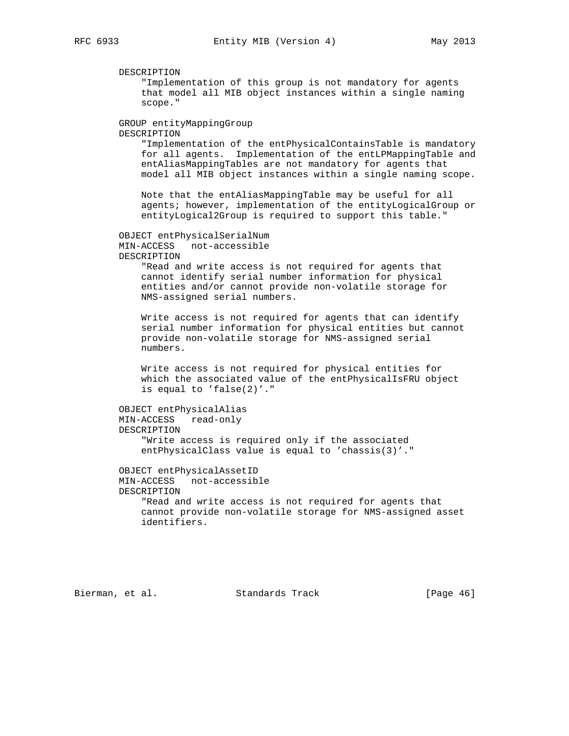```
        DESCRIPTION
            "Implementation of this group is not mandatory for agents
            that model all MIB object instances within a single naming
            scope."

        GROUP entityMappingGroup
        DESCRIPTION
            "Implementation of the entPhysicalContainsTable is mandatory
            for all agents.  Implementation of the entLPMappingTable and
            entAliasMappingTables are not mandatory for agents that
            model all MIB object instances within a single naming scope.

            Note that the entAliasMappingTable may be useful for all
            agents; however, implementation of the entityLogicalGroup or
            entityLogical2Group is required to support this table."

        OBJECT entPhysicalSerialNum
        MIN-ACCESS   not-accessible
        DESCRIPTION
            "Read and write access is not required for agents that
            cannot identify serial number information for physical
            entities and/or cannot provide non-volatile storage for
            NMS-assigned serial numbers.

            Write access is not required for agents that can identify
            serial number information for physical entities but cannot
            provide non-volatile storage for NMS-assigned serial
            numbers.

            Write access is not required for physical entities for
            which the associated value of the entPhysicalIsFRU object
            is equal to 'false(2)'."

        OBJECT entPhysicalAlias
        MIN-ACCESS   read-only
        DESCRIPTION
            "Write access is required only if the associated
            entPhysicalClass value is equal to 'chassis(3)'."

        OBJECT entPhysicalAssetID
        MIN-ACCESS   not-accessible
        DESCRIPTION
            "Read and write access is not required for agents that
            cannot provide non-volatile storage for NMS-assigned asset
            identifiers.
```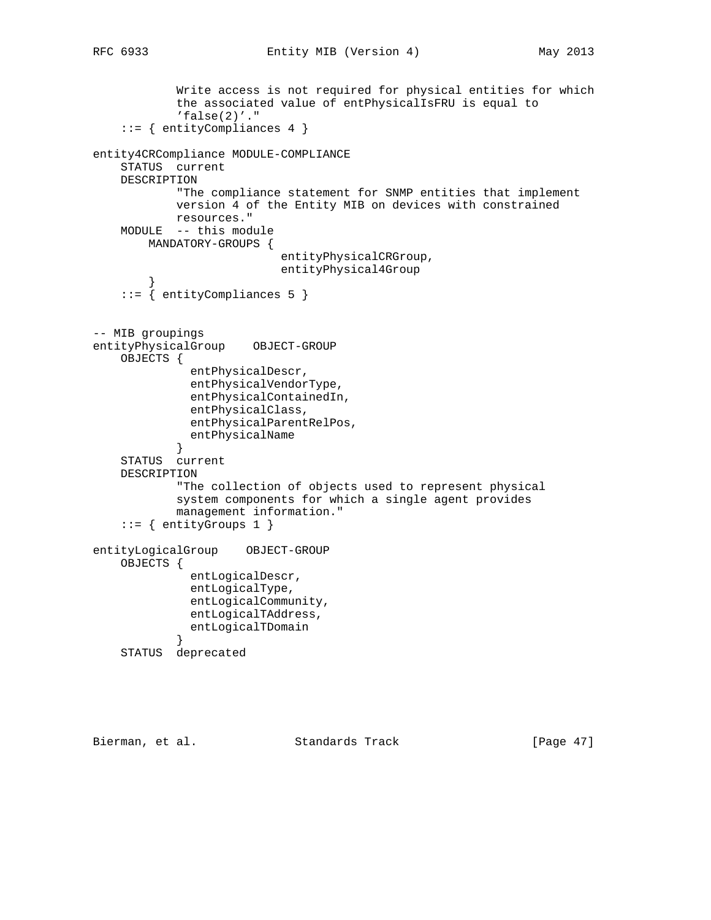```
            Write access is not required for physical entities for which
            the associated value of entPhysicalIsFRU is equal to
            'false(2)'."
    ::= { entityCompliances 4 }

entity4CRCompliance MODULE-COMPLIANCE
    STATUS  current
    DESCRIPTION
            "The compliance statement for SNMP entities that implement
            version 4 of the Entity MIB on devices with constrained
            resources."
    MODULE  -- this module
        MANDATORY-GROUPS {
                           entityPhysicalCRGroup,
                           entityPhysical4Group
        }
    ::= { entityCompliances 5 }


-- MIB groupings
entityPhysicalGroup    OBJECT-GROUP
    OBJECTS {
              entPhysicalDescr,
              entPhysicalVendorType,
              entPhysicalContainedIn,
              entPhysicalClass,
              entPhysicalParentRelPos,
              entPhysicalName
            }
    STATUS  current
    DESCRIPTION
            "The collection of objects used to represent physical
            system components for which a single agent provides
            management information."
    ::= { entityGroups 1 }

entityLogicalGroup    OBJECT-GROUP
    OBJECTS {
              entLogicalDescr,
              entLogicalType,
              entLogicalCommunity,
              entLogicalTAddress,
              entLogicalTDomain
            }
    STATUS  deprecated
```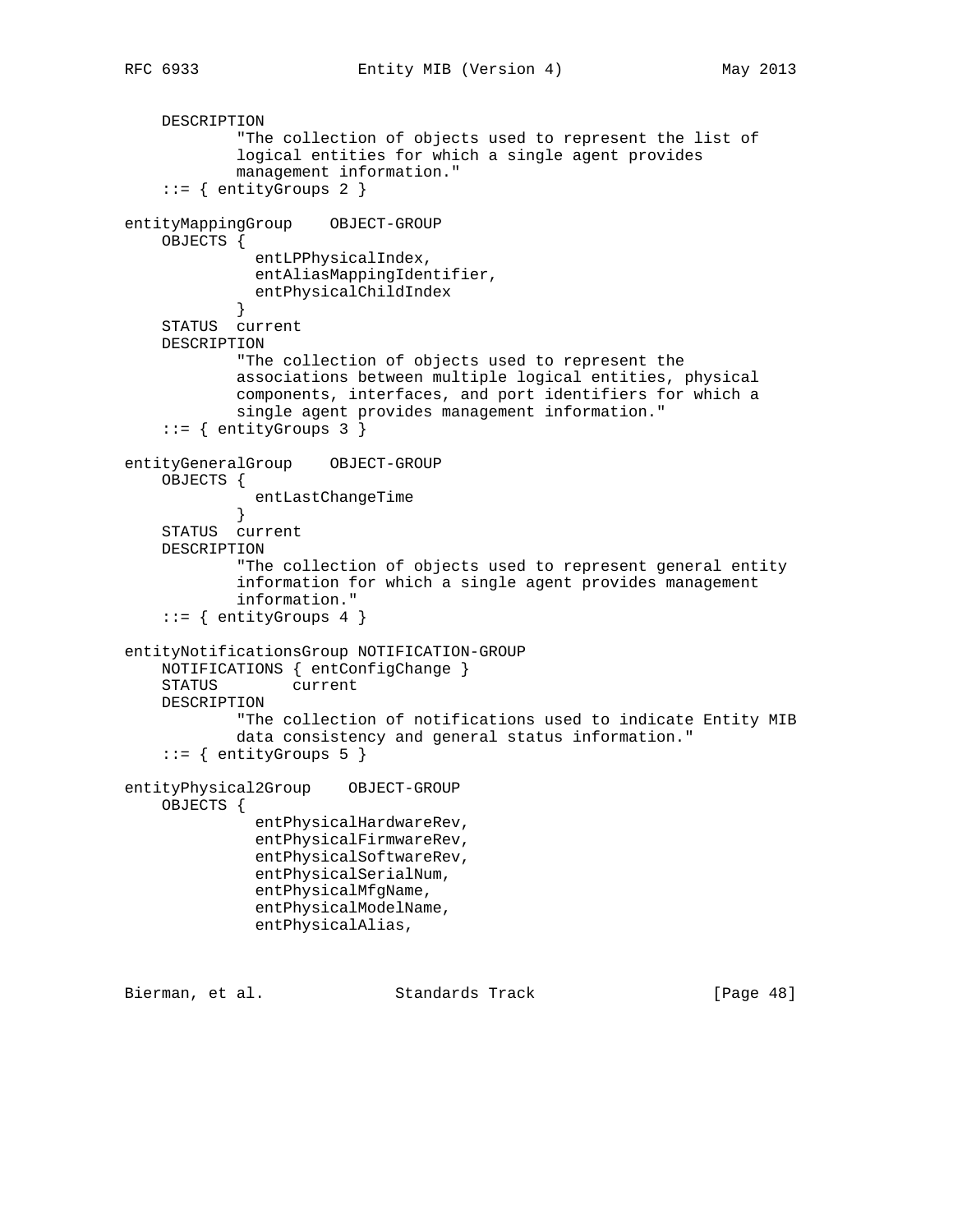```
    DESCRIPTION
            "The collection of objects used to represent the list of
            logical entities for which a single agent provides
            management information."
    ::= { entityGroups 2 }

entityMappingGroup    OBJECT-GROUP
    OBJECTS {
              entLPPhysicalIndex,
              entAliasMappingIdentifier,
              entPhysicalChildIndex
            }
    STATUS  current
    DESCRIPTION
            "The collection of objects used to represent the
            associations between multiple logical entities, physical
            components, interfaces, and port identifiers for which a
            single agent provides management information."
    ::= { entityGroups 3 }

entityGeneralGroup    OBJECT-GROUP
    OBJECTS {
              entLastChangeTime
            }
    STATUS  current
    DESCRIPTION
            "The collection of objects used to represent general entity
            information for which a single agent provides management
            information."
    ::= { entityGroups 4 }

entityNotificationsGroup NOTIFICATION-GROUP
    NOTIFICATIONS { entConfigChange }
    STATUS        current
    DESCRIPTION
            "The collection of notifications used to indicate Entity MIB
            data consistency and general status information."
    ::= { entityGroups 5 }

entityPhysical2Group    OBJECT-GROUP
    OBJECTS {
              entPhysicalHardwareRev,
              entPhysicalFirmwareRev,
              entPhysicalSoftwareRev,
              entPhysicalSerialNum,
              entPhysicalMfgName,
              entPhysicalModelName,
              entPhysicalAlias,
```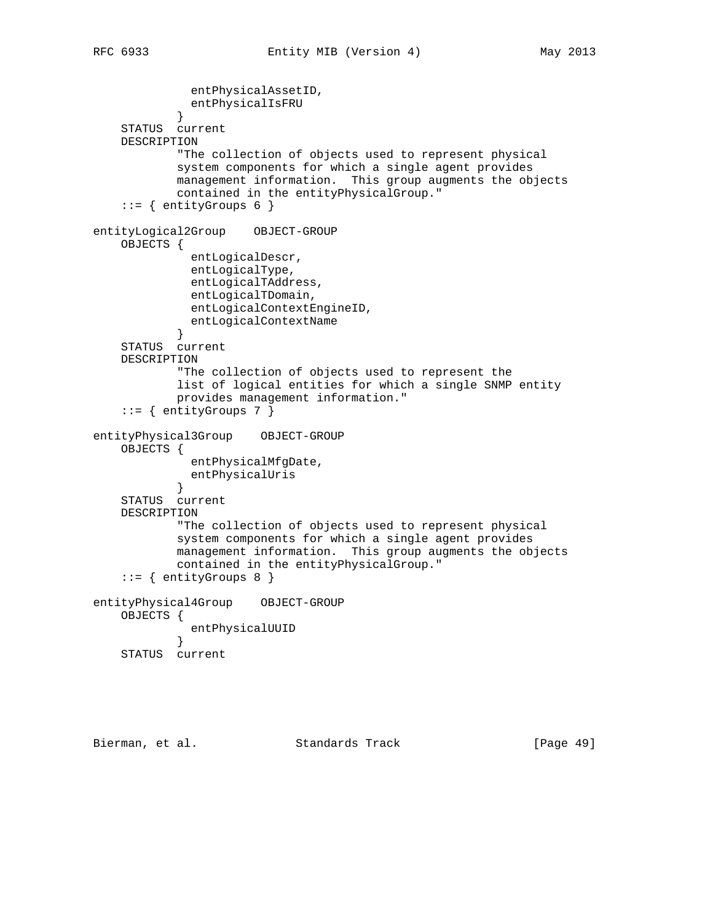```
              entPhysicalAssetID,
              entPhysicalIsFRU
            }
    STATUS  current
    DESCRIPTION
            "The collection of objects used to represent physical
            system components for which a single agent provides
            management information.  This group augments the objects
            contained in the entityPhysicalGroup."
    ::= { entityGroups 6 }

entityLogical2Group    OBJECT-GROUP
    OBJECTS {
              entLogicalDescr,
              entLogicalType,
              entLogicalTAddress,
              entLogicalTDomain,
              entLogicalContextEngineID,
              entLogicalContextName
            }
    STATUS  current
    DESCRIPTION
            "The collection of objects used to represent the
            list of logical entities for which a single SNMP entity
            provides management information."
    ::= { entityGroups 7 }

entityPhysical3Group    OBJECT-GROUP
    OBJECTS {
              entPhysicalMfgDate,
              entPhysicalUris
            }
    STATUS  current
    DESCRIPTION
            "The collection of objects used to represent physical
            system components for which a single agent provides
            management information.  This group augments the objects
            contained in the entityPhysicalGroup."
    ::= { entityGroups 8 }

entityPhysical4Group    OBJECT-GROUP
    OBJECTS {
              entPhysicalUUID
            }
    STATUS  current
```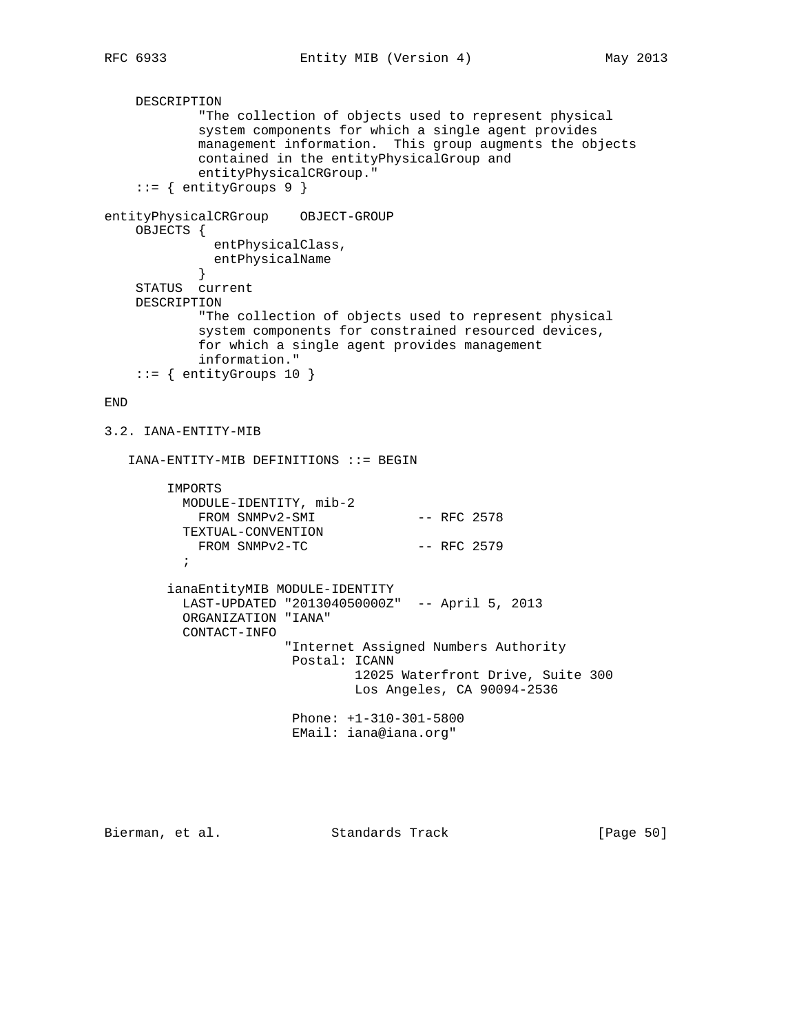```
    DESCRIPTION
            "The collection of objects used to represent physical
            system components for which a single agent provides
            management information.  This group augments the objects
            contained in the entityPhysicalGroup and
            entityPhysicalCRGroup."
    ::= { entityGroups 9 }

entityPhysicalCRGroup    OBJECT-GROUP
    OBJECTS {
              entPhysicalClass,
              entPhysicalName
            }
    STATUS  current
    DESCRIPTION
            "The collection of objects used to represent physical
            system components for constrained resourced devices,
            for which a single agent provides management
            information."
    ::= { entityGroups 10 }

END
```

## 3.2. IANA-ENTITY-MIB

```
   IANA-ENTITY-MIB DEFINITIONS ::= BEGIN

        IMPORTS
          MODULE-IDENTITY, mib-2
            FROM SNMPv2-SMI             -- RFC 2578
          TEXTUAL-CONVENTION
            FROM SNMPv2-TC              -- RFC 2579
          ;

        ianaEntityMIB MODULE-IDENTITY
          LAST-UPDATED "201304050000Z"  -- April 5, 2013
          ORGANIZATION "IANA"
          CONTACT-INFO
                      "Internet Assigned Numbers Authority
                       Postal: ICANN
                               12025 Waterfront Drive, Suite 300
                               Los Angeles, CA 90094-2536

                       Phone: +1-310-301-5800
                       EMail: iana@iana.org"
```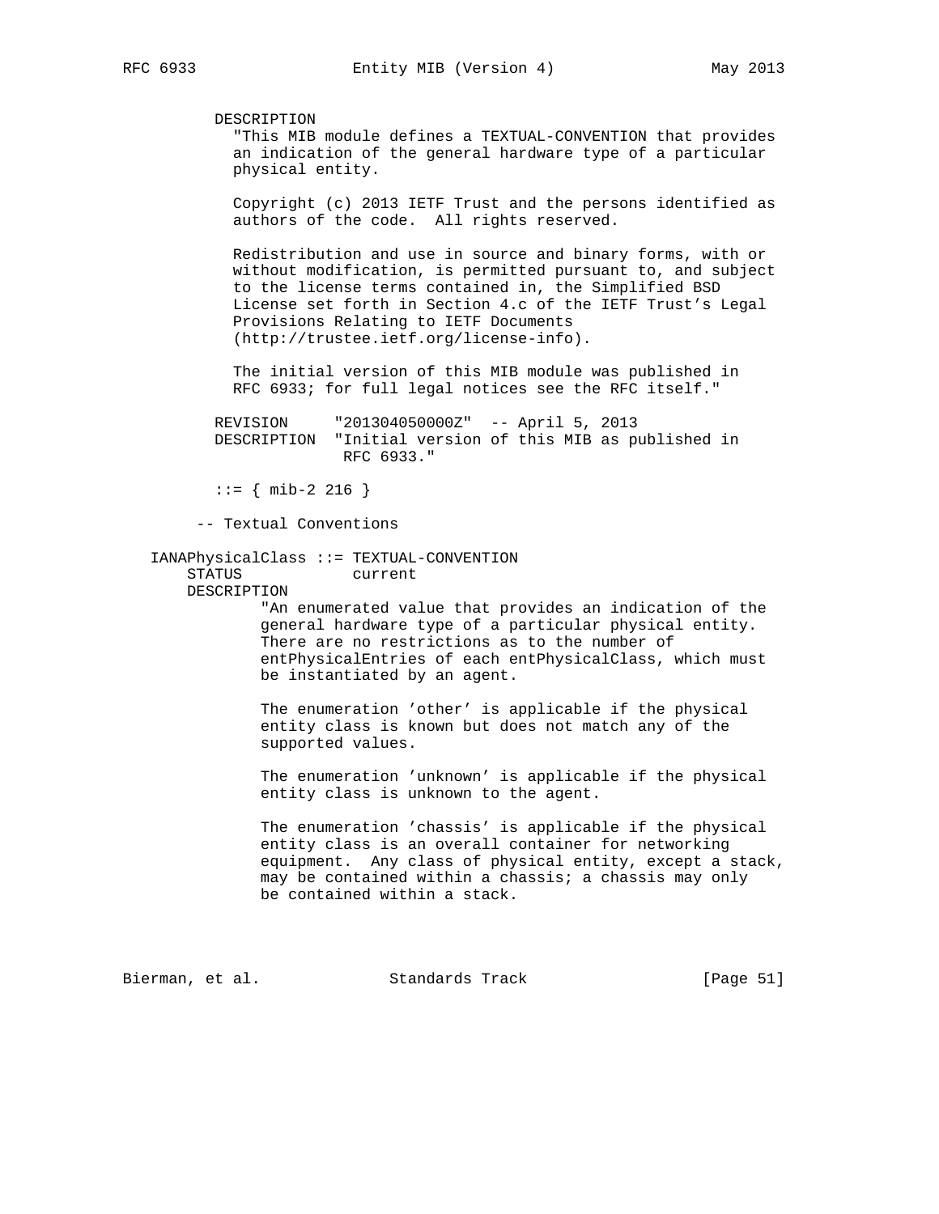```
         DESCRIPTION
           "This MIB module defines a TEXTUAL-CONVENTION that provides
           an indication of the general hardware type of a particular
           physical entity.

           Copyright (c) 2013 IETF Trust and the persons identified as
           authors of the code.  All rights reserved.

           Redistribution and use in source and binary forms, with or
           without modification, is permitted pursuant to, and subject
           to the license terms contained in, the Simplified BSD
           License set forth in Section 4.c of the IETF Trust's Legal
           Provisions Relating to IETF Documents
           (http://trustee.ietf.org/license-info).

           The initial version of this MIB module was published in
           RFC 6933; for full legal notices see the RFC itself."

         REVISION     "201304050000Z"  -- April 5, 2013
         DESCRIPTION  "Initial version of this MIB as published in
                       RFC 6933."

         ::= { mib-2 216 }

       -- Textual Conventions

   IANAPhysicalClass ::= TEXTUAL-CONVENTION
       STATUS            current
       DESCRIPTION
              "An enumerated value that provides an indication of the
              general hardware type of a particular physical entity.
              There are no restrictions as to the number of
              entPhysicalEntries of each entPhysicalClass, which must
              be instantiated by an agent.

              The enumeration 'other' is applicable if the physical
              entity class is known but does not match any of the
              supported values.

              The enumeration 'unknown' is applicable if the physical
              entity class is unknown to the agent.

              The enumeration 'chassis' is applicable if the physical
              entity class is an overall container for networking
              equipment.  Any class of physical entity, except a stack,
              may be contained within a chassis; a chassis may only
              be contained within a stack.
```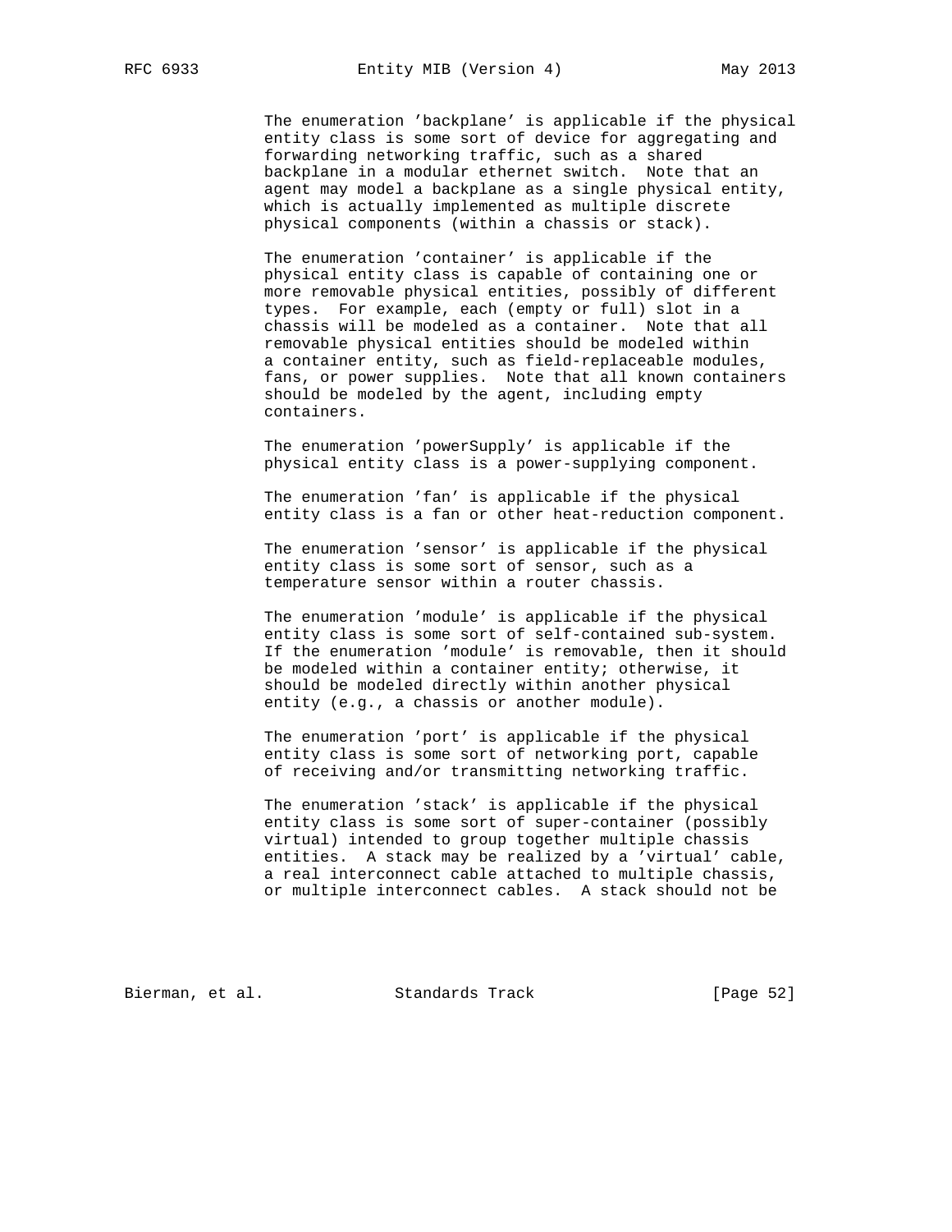The enumeration 'backplane' is applicable if the physical entity class is some sort of device for aggregating and forwarding networking traffic, such as a shared backplane in a modular ethernet switch. Note that an agent may model a backplane as a single physical entity, which is actually implemented as multiple discrete physical components (within a chassis or stack).

The enumeration 'container' is applicable if the physical entity class is capable of containing one or more removable physical entities, possibly of different types. For example, each (empty or full) slot in a chassis will be modeled as a container. Note that all removable physical entities should be modeled within a container entity, such as field-replaceable modules, fans, or power supplies. Note that all known containers should be modeled by the agent, including empty containers.

The enumeration 'powerSupply' is applicable if the physical entity class is a power-supplying component.

The enumeration 'fan' is applicable if the physical entity class is a fan or other heat-reduction component.

The enumeration 'sensor' is applicable if the physical entity class is some sort of sensor, such as a temperature sensor within a router chassis.

The enumeration 'module' is applicable if the physical entity class is some sort of self-contained sub-system. If the enumeration 'module' is removable, then it should be modeled within a container entity; otherwise, it should be modeled directly within another physical entity (e.g., a chassis or another module).

The enumeration 'port' is applicable if the physical entity class is some sort of networking port, capable of receiving and/or transmitting networking traffic.

The enumeration 'stack' is applicable if the physical entity class is some sort of super-container (possibly virtual) intended to group together multiple chassis entities. A stack may be realized by a 'virtual' cable, a real interconnect cable attached to multiple chassis, or multiple interconnect cables. A stack should not be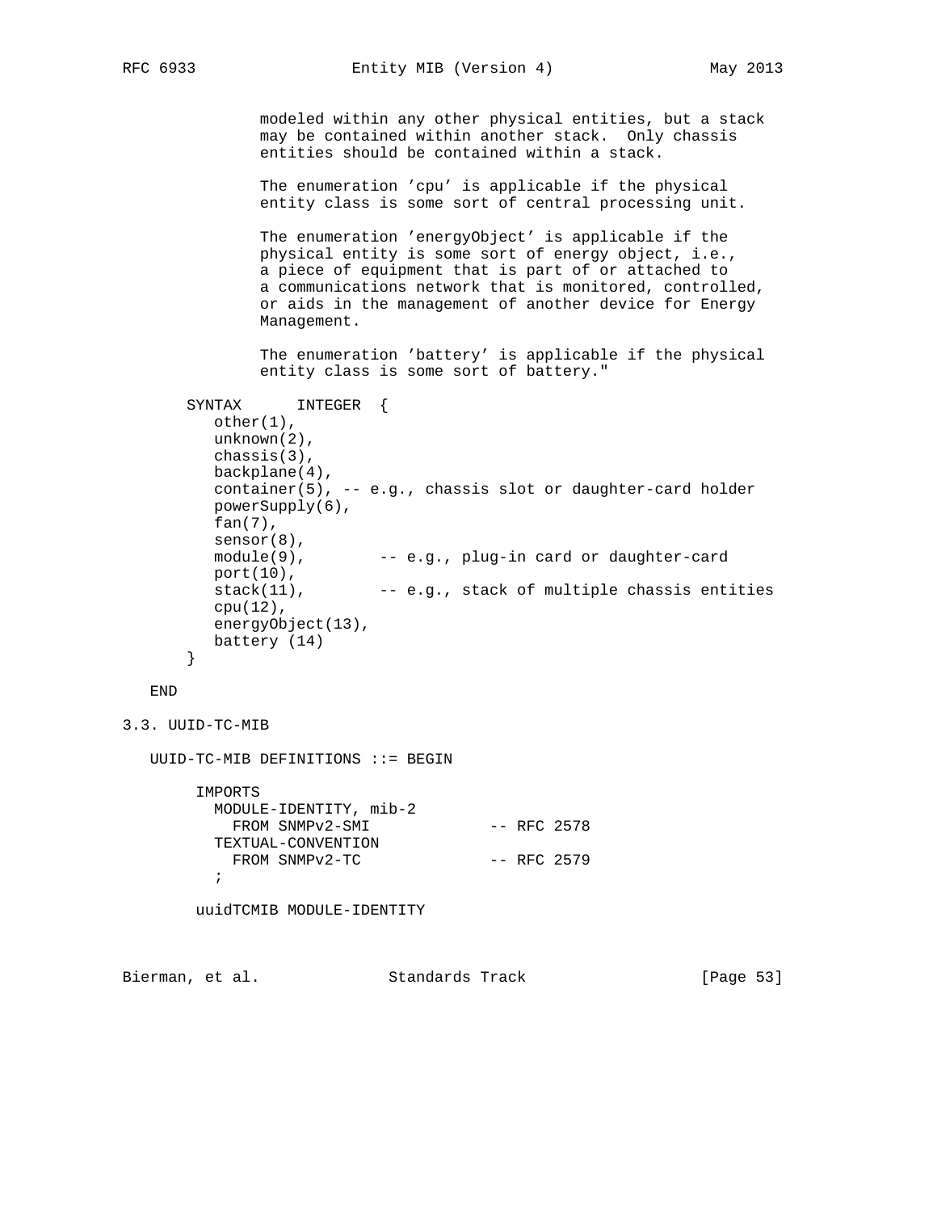```
            modeled within any other physical entities, but a stack
            may be contained within another stack.  Only chassis
            entities should be contained within a stack.

            The enumeration 'cpu' is applicable if the physical
            entity class is some sort of central processing unit.

            The enumeration 'energyObject' is applicable if the
            physical entity is some sort of energy object, i.e.,
            a piece of equipment that is part of or attached to
            a communications network that is monitored, controlled,
            or aids in the management of another device for Energy
            Management.

            The enumeration 'battery' is applicable if the physical
            entity class is some sort of battery."

    SYNTAX      INTEGER  {
       other(1),
       unknown(2),
       chassis(3),
       backplane(4),
       container(5), -- e.g., chassis slot or daughter-card holder
       powerSupply(6),
       fan(7),
       sensor(8),
       module(9),        -- e.g., plug-in card or daughter-card
       port(10),
       stack(11),        -- e.g., stack of multiple chassis entities
       cpu(12),
       energyObject(13),
       battery (14)
    }

   END
```

## 3.3. UUID-TC-MIB

```
   UUID-TC-MIB DEFINITIONS ::= BEGIN

        IMPORTS
          MODULE-IDENTITY, mib-2
            FROM SNMPv2-SMI             -- RFC 2578
          TEXTUAL-CONVENTION
            FROM SNMPv2-TC              -- RFC 2579
          ;

        uuidTCMIB MODULE-IDENTITY
```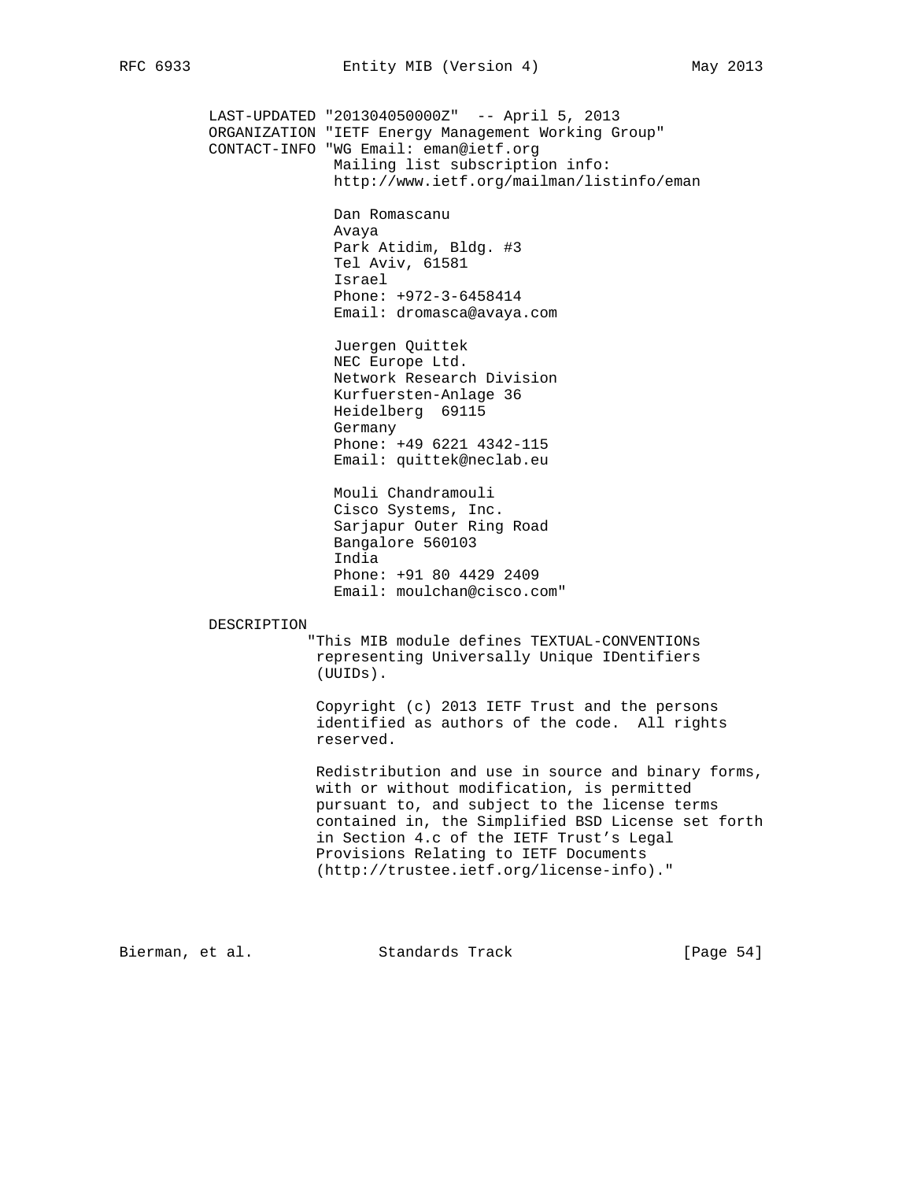```
   LAST-UPDATED "201304050000Z"  -- April 5, 2013
   ORGANIZATION "IETF Energy Management Working Group"
   CONTACT-INFO "WG Email: eman@ietf.org
                 Mailing list subscription info:
                 http://www.ietf.org/mailman/listinfo/eman

                 Dan Romascanu
                 Avaya
                 Park Atidim, Bldg. #3
                 Tel Aviv, 61581
                 Israel
                 Phone: +972-3-6458414
                 Email: dromasca@avaya.com

                 Juergen Quittek
                 NEC Europe Ltd.
                 Network Research Division
                 Kurfuersten-Anlage 36
                 Heidelberg  69115
                 Germany
                 Phone: +49 6221 4342-115
                 Email: quittek@neclab.eu

                 Mouli Chandramouli
                 Cisco Systems, Inc.
                 Sarjapur Outer Ring Road
                 Bangalore 560103
                 India
                 Phone: +91 80 4429 2409
                 Email: moulchan@cisco.com"

   DESCRIPTION
              "This MIB module defines TEXTUAL-CONVENTIONs
               representing Universally Unique IDentifiers
               (UUIDs).

               Copyright (c) 2013 IETF Trust and the persons
               identified as authors of the code.  All rights
               reserved.

               Redistribution and use in source and binary forms,
               with or without modification, is permitted
               pursuant to, and subject to the license terms
               contained in, the Simplified BSD License set forth
               in Section 4.c of the IETF Trust's Legal
               Provisions Relating to IETF Documents
               (http://trustee.ietf.org/license-info)."
```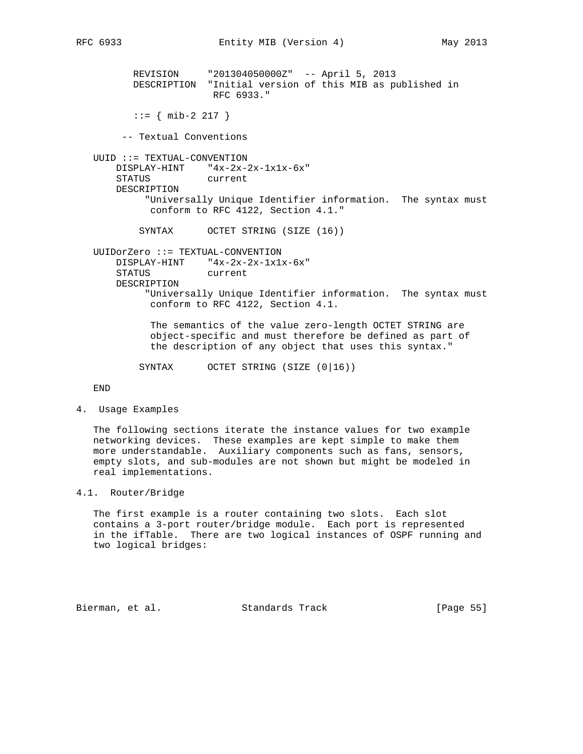```
         REVISION     "201304050000Z"  -- April 5, 2013
         DESCRIPTION  "Initial version of this MIB as published in
                       RFC 6933."

         ::= { mib-2 217 }

       -- Textual Conventions

   UUID ::= TEXTUAL-CONVENTION
       DISPLAY-HINT    "4x-2x-2x-1x1x-6x"
       STATUS          current
       DESCRIPTION
            "Universally Unique Identifier information.  The syntax must
             conform to RFC 4122, Section 4.1."

           SYNTAX      OCTET STRING (SIZE (16))

   UUIDorZero ::= TEXTUAL-CONVENTION
       DISPLAY-HINT    "4x-2x-2x-1x1x-6x"
       STATUS          current
       DESCRIPTION
            "Universally Unique Identifier information.  The syntax must
             conform to RFC 4122, Section 4.1.

             The semantics of the value zero-length OCTET STRING are
             object-specific and must therefore be defined as part of
             the description of any object that uses this syntax."

           SYNTAX      OCTET STRING (SIZE (0|16))

   END
```

## 4. Usage Examples

The following sections iterate the instance values for two example networking devices. These examples are kept simple to make them more understandable. Auxiliary components such as fans, sensors, empty slots, and sub-modules are not shown but might be modeled in real implementations.

### 4.1. Router/Bridge

The first example is a router containing two slots. Each slot contains a 3-port router/bridge module. Each port is represented in the ifTable. There are two logical instances of OSPF running and two logical bridges: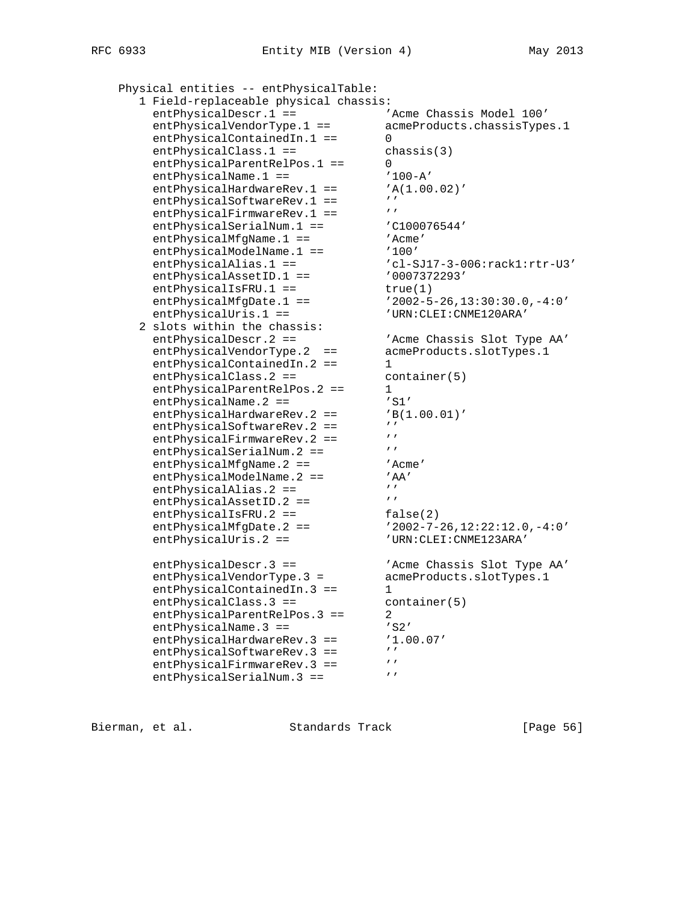```
   Physical entities -- entPhysicalTable:
      1 Field-replaceable physical chassis:
        entPhysicalDescr.1 ==            'Acme Chassis Model 100'
        entPhysicalVendorType.1 ==       acmeProducts.chassisTypes.1
        entPhysicalContainedIn.1 ==      0
        entPhysicalClass.1 ==            chassis(3)
        entPhysicalParentRelPos.1 ==     0
        entPhysicalName.1 ==             '100-A'
        entPhysicalHardwareRev.1 ==      'A(1.00.02)'
        entPhysicalSoftwareRev.1 ==      ''
        entPhysicalFirmwareRev.1 ==      ''
        entPhysicalSerialNum.1 ==        'C100076544'
        entPhysicalMfgName.1 ==          'Acme'
        entPhysicalModelName.1 ==        '100'
        entPhysicalAlias.1 ==            'cl-SJ17-3-006:rack1:rtr-U3'
        entPhysicalAssetID.1 ==          '0007372293'
        entPhysicalIsFRU.1 ==            true(1)
        entPhysicalMfgDate.1 ==          '2002-5-26,13:30:30.0,-4:0'
        entPhysicalUris.1 ==             'URN:CLEI:CNME120ARA'
      2 slots within the chassis:
        entPhysicalDescr.2 ==            'Acme Chassis Slot Type AA'
        entPhysicalVendorType.2  ==      acmeProducts.slotTypes.1
        entPhysicalContainedIn.2 ==      1
        entPhysicalClass.2 ==            container(5)
        entPhysicalParentRelPos.2 ==     1
        entPhysicalName.2 ==             'S1'
        entPhysicalHardwareRev.2 ==      'B(1.00.01)'
        entPhysicalSoftwareRev.2 ==      ''
        entPhysicalFirmwareRev.2 ==      ''
        entPhysicalSerialNum.2 ==        ''
        entPhysicalMfgName.2 ==          'Acme'
        entPhysicalModelName.2 ==        'AA'
        entPhysicalAlias.2 ==            ''
        entPhysicalAssetID.2 ==          ''
        entPhysicalIsFRU.2 ==            false(2)
        entPhysicalMfgDate.2 ==          '2002-7-26,12:22:12.0,-4:0'
        entPhysicalUris.2 ==             'URN:CLEI:CNME123ARA'

        entPhysicalDescr.3 ==            'Acme Chassis Slot Type AA'
        entPhysicalVendorType.3 =        acmeProducts.slotTypes.1
        entPhysicalContainedIn.3 ==      1
        entPhysicalClass.3 ==            container(5)
        entPhysicalParentRelPos.3 ==     2
        entPhysicalName.3 ==             'S2'
        entPhysicalHardwareRev.3 ==      '1.00.07'
        entPhysicalSoftwareRev.3 ==      ''
        entPhysicalFirmwareRev.3 ==      ''
        entPhysicalSerialNum.3 ==        ''
```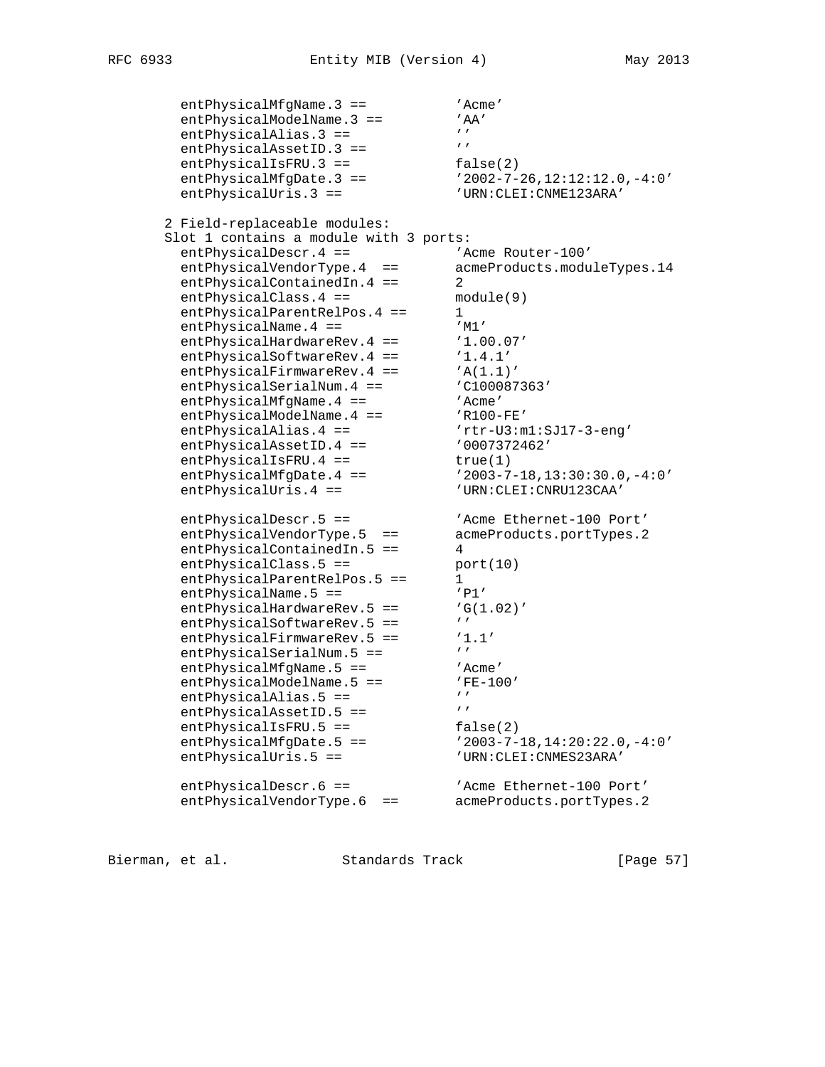```
  entPhysicalMfgName.3 ==           'Acme'
  entPhysicalModelName.3 ==         'AA'
  entPhysicalAlias.3 ==             ''
  entPhysicalAssetID.3 ==           ''
  entPhysicalIsFRU.3 ==             false(2)
  entPhysicalMfgDate.3 ==           '2002-7-26,12:12:12.0,-4:0'
  entPhysicalUris.3 ==              'URN:CLEI:CNME123ARA'

2 Field-replaceable modules:
Slot 1 contains a module with 3 ports:
  entPhysicalDescr.4 ==             'Acme Router-100'
  entPhysicalVendorType.4  ==       acmeProducts.moduleTypes.14
  entPhysicalContainedIn.4 ==       2
  entPhysicalClass.4 ==             module(9)
  entPhysicalParentRelPos.4 ==      1
  entPhysicalName.4 ==              'M1'
  entPhysicalHardwareRev.4 ==       '1.00.07'
  entPhysicalSoftwareRev.4 ==       '1.4.1'
  entPhysicalFirmwareRev.4 ==       'A(1.1)'
  entPhysicalSerialNum.4 ==         'C100087363'
  entPhysicalMfgName.4 ==           'Acme'
  entPhysicalModelName.4 ==         'R100-FE'
  entPhysicalAlias.4 ==             'rtr-U3:m1:SJ17-3-eng'
  entPhysicalAssetID.4 ==           '0007372462'
  entPhysicalIsFRU.4 ==             true(1)
  entPhysicalMfgDate.4 ==           '2003-7-18,13:30:30.0,-4:0'
  entPhysicalUris.4 ==              'URN:CLEI:CNRU123CAA'

  entPhysicalDescr.5 ==             'Acme Ethernet-100 Port'
  entPhysicalVendorType.5  ==       acmeProducts.portTypes.2
  entPhysicalContainedIn.5 ==       4
  entPhysicalClass.5 ==             port(10)
  entPhysicalParentRelPos.5 ==      1
  entPhysicalName.5 ==              'P1'
  entPhysicalHardwareRev.5 ==       'G(1.02)'
  entPhysicalSoftwareRev.5 ==       ''
  entPhysicalFirmwareRev.5 ==       '1.1'
  entPhysicalSerialNum.5 ==         ''
  entPhysicalMfgName.5 ==           'Acme'
  entPhysicalModelName.5 ==         'FE-100'
  entPhysicalAlias.5 ==             ''
  entPhysicalAssetID.5 ==           ''
  entPhysicalIsFRU.5 ==             false(2)
  entPhysicalMfgDate.5 ==           '2003-7-18,14:20:22.0,-4:0'
  entPhysicalUris.5 ==              'URN:CLEI:CNMES23ARA'

  entPhysicalDescr.6 ==             'Acme Ethernet-100 Port'
  entPhysicalVendorType.6  ==       acmeProducts.portTypes.2
```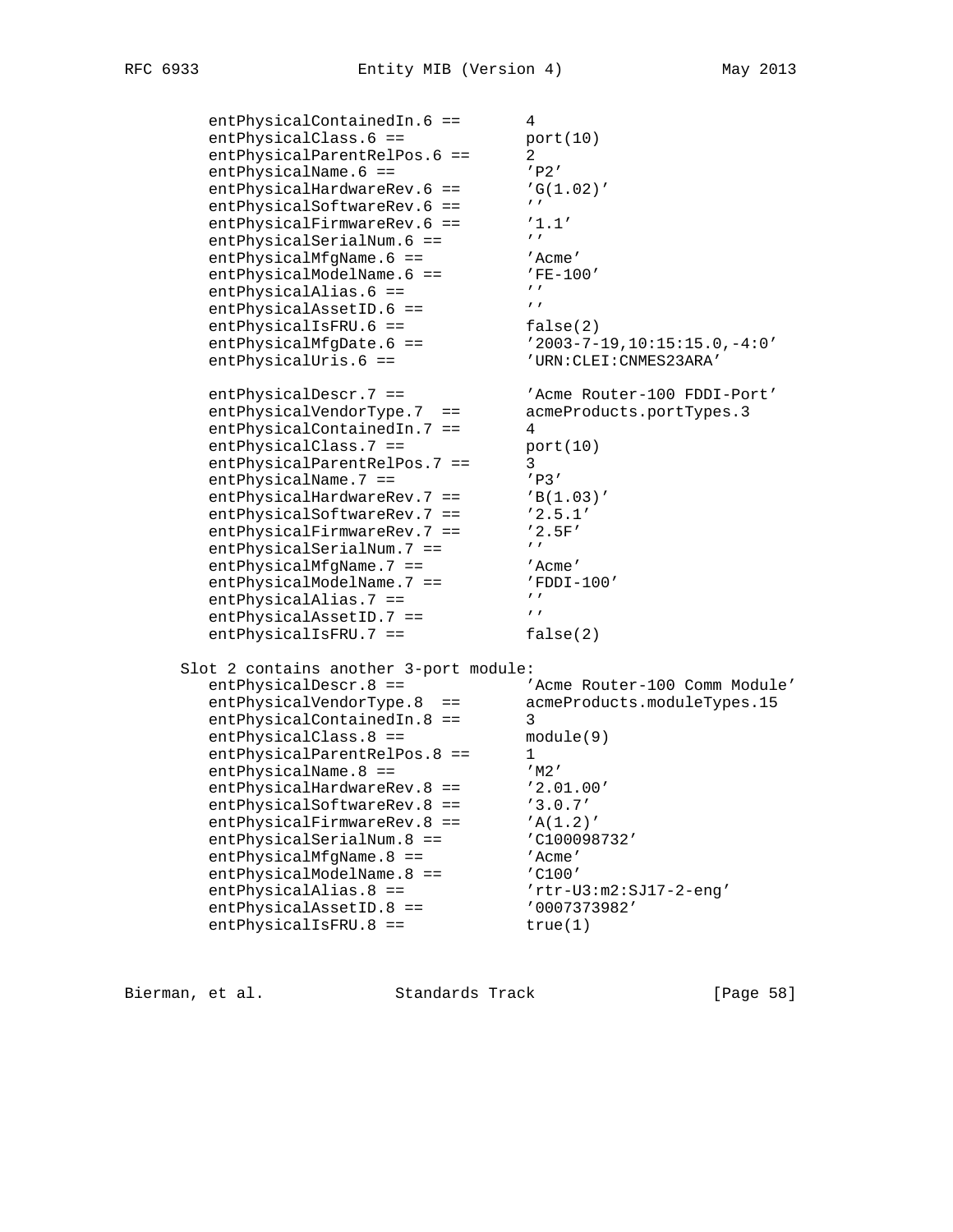```
   entPhysicalContainedIn.6 ==       4
   entPhysicalClass.6 ==             port(10)
   entPhysicalParentRelPos.6 ==      2
   entPhysicalName.6 ==              'P2'
   entPhysicalHardwareRev.6 ==       'G(1.02)'
   entPhysicalSoftwareRev.6 ==       ''
   entPhysicalFirmwareRev.6 ==       '1.1'
   entPhysicalSerialNum.6 ==         ''
   entPhysicalMfgName.6 ==           'Acme'
   entPhysicalModelName.6 ==         'FE-100'
   entPhysicalAlias.6 ==             ''
   entPhysicalAssetID.6 ==           ''
   entPhysicalIsFRU.6 ==             false(2)
   entPhysicalMfgDate.6 ==           '2003-7-19,10:15:15.0,-4:0'
   entPhysicalUris.6 ==              'URN:CLEI:CNMES23ARA'

   entPhysicalDescr.7 ==             'Acme Router-100 FDDI-Port'
   entPhysicalVendorType.7  ==       acmeProducts.portTypes.3
   entPhysicalContainedIn.7 ==       4
   entPhysicalClass.7 ==             port(10)
   entPhysicalParentRelPos.7 ==      3
   entPhysicalName.7 ==              'P3'
   entPhysicalHardwareRev.7 ==       'B(1.03)'
   entPhysicalSoftwareRev.7 ==       '2.5.1'
   entPhysicalFirmwareRev.7 ==       '2.5F'
   entPhysicalSerialNum.7 ==         ''
   entPhysicalMfgName.7 ==           'Acme'
   entPhysicalModelName.7 ==         'FDDI-100'
   entPhysicalAlias.7 ==             ''
   entPhysicalAssetID.7 ==           ''
   entPhysicalIsFRU.7 ==             false(2)

Slot 2 contains another 3-port module:
   entPhysicalDescr.8 ==             'Acme Router-100 Comm Module'
   entPhysicalVendorType.8  ==       acmeProducts.moduleTypes.15
   entPhysicalContainedIn.8 ==       3
   entPhysicalClass.8 ==             module(9)
   entPhysicalParentRelPos.8 ==      1
   entPhysicalName.8 ==              'M2'
   entPhysicalHardwareRev.8 ==       '2.01.00'
   entPhysicalSoftwareRev.8 ==       '3.0.7'
   entPhysicalFirmwareRev.8 ==       'A(1.2)'
   entPhysicalSerialNum.8 ==         'C100098732'
   entPhysicalMfgName.8 ==           'Acme'
   entPhysicalModelName.8 ==         'C100'
   entPhysicalAlias.8 ==             'rtr-U3:m2:SJ17-2-eng'
   entPhysicalAssetID.8 ==           '0007373982'
   entPhysicalIsFRU.8 ==             true(1)
```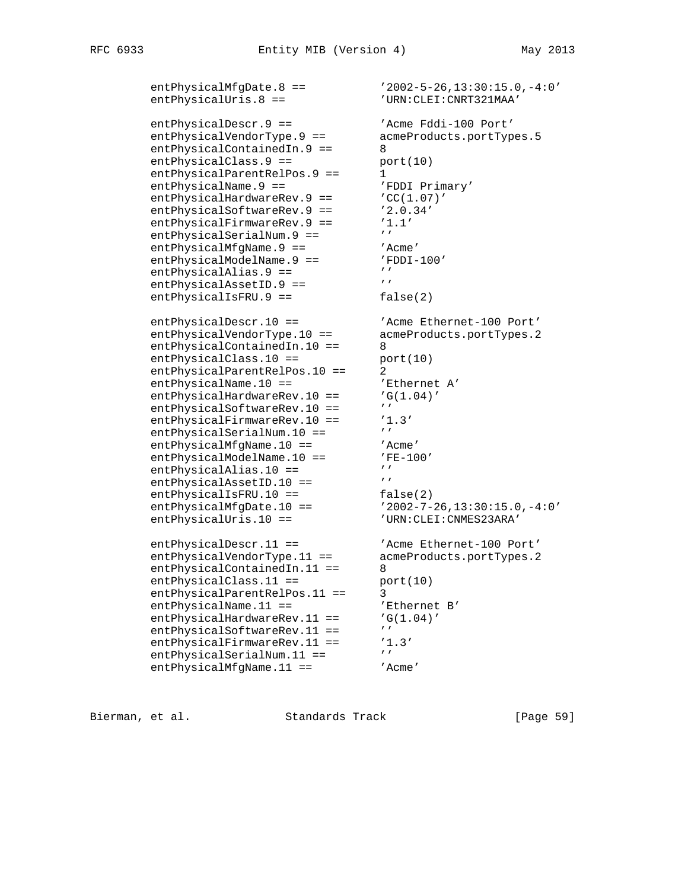```
entPhysicalMfgDate.8 ==           '2002-5-26,13:30:15.0,-4:0'
entPhysicalUris.8 ==              'URN:CLEI:CNRT321MAA'

entPhysicalDescr.9 ==             'Acme Fddi-100 Port'
entPhysicalVendorType.9 ==        acmeProducts.portTypes.5
entPhysicalContainedIn.9 ==       8
entPhysicalClass.9 ==             port(10)
entPhysicalParentRelPos.9 ==      1
entPhysicalName.9 ==              'FDDI Primary'
entPhysicalHardwareRev.9 ==       'CC(1.07)'
entPhysicalSoftwareRev.9 ==       '2.0.34'
entPhysicalFirmwareRev.9 ==       '1.1'
entPhysicalSerialNum.9 ==         ''
entPhysicalMfgName.9 ==           'Acme'
entPhysicalModelName.9 ==         'FDDI-100'
entPhysicalAlias.9 ==             ''
entPhysicalAssetID.9 ==           ''
entPhysicalIsFRU.9 ==             false(2)

entPhysicalDescr.10 ==            'Acme Ethernet-100 Port'
entPhysicalVendorType.10 ==       acmeProducts.portTypes.2
entPhysicalContainedIn.10 ==      8
entPhysicalClass.10 ==            port(10)
entPhysicalParentRelPos.10 ==     2
entPhysicalName.10 ==             'Ethernet A'
entPhysicalHardwareRev.10 ==      'G(1.04)'
entPhysicalSoftwareRev.10 ==      ''
entPhysicalFirmwareRev.10 ==      '1.3'
entPhysicalSerialNum.10 ==        ''
entPhysicalMfgName.10 ==          'Acme'
entPhysicalModelName.10 ==        'FE-100'
entPhysicalAlias.10 ==            ''
entPhysicalAssetID.10 ==          ''
entPhysicalIsFRU.10 ==            false(2)
entPhysicalMfgDate.10 ==          '2002-7-26,13:30:15.0,-4:0'
entPhysicalUris.10 ==             'URN:CLEI:CNMES23ARA'

entPhysicalDescr.11 ==            'Acme Ethernet-100 Port'
entPhysicalVendorType.11 ==       acmeProducts.portTypes.2
entPhysicalContainedIn.11 ==      8
entPhysicalClass.11 ==            port(10)
entPhysicalParentRelPos.11 ==     3
entPhysicalName.11 ==             'Ethernet B'
entPhysicalHardwareRev.11 ==      'G(1.04)'
entPhysicalSoftwareRev.11 ==      ''
entPhysicalFirmwareRev.11 ==      '1.3'
entPhysicalSerialNum.11 ==        ''
entPhysicalMfgName.11 ==          'Acme'
```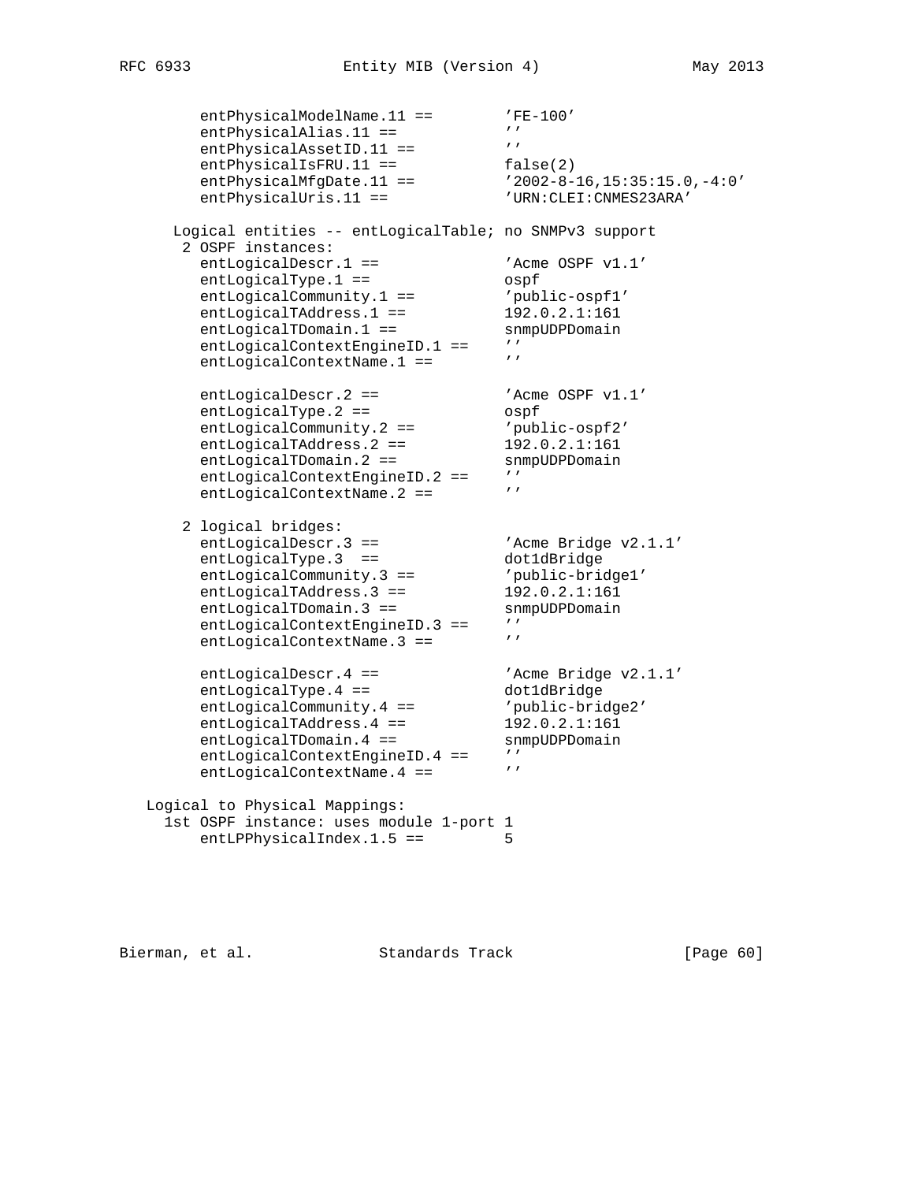```
        entPhysicalModelName.11 ==        'FE-100'
        entPhysicalAlias.11 ==            ''
        entPhysicalAssetID.11 ==          ''
        entPhysicalIsFRU.11 ==            false(2)
        entPhysicalMfgDate.11 ==          '2002-8-16,15:35:15.0,-4:0'
        entPhysicalUris.11 ==             'URN:CLEI:CNMES23ARA'

      Logical entities -- entLogicalTable; no SNMPv3 support
       2 OSPF instances:
        entLogicalDescr.1 ==              'Acme OSPF v1.1'
        entLogicalType.1 ==               ospf
        entLogicalCommunity.1 ==          'public-ospf1'
        entLogicalTAddress.1 ==           192.0.2.1:161
        entLogicalTDomain.1 ==            snmpUDPDomain
        entLogicalContextEngineID.1 ==    ''
        entLogicalContextName.1 ==        ''

        entLogicalDescr.2 ==              'Acme OSPF v1.1'
        entLogicalType.2 ==               ospf
        entLogicalCommunity.2 ==          'public-ospf2'
        entLogicalTAddress.2 ==           192.0.2.1:161
        entLogicalTDomain.2 ==            snmpUDPDomain
        entLogicalContextEngineID.2 ==    ''
        entLogicalContextName.2 ==        ''

       2 logical bridges:
        entLogicalDescr.3 ==              'Acme Bridge v2.1.1'
        entLogicalType.3  ==              dot1dBridge
        entLogicalCommunity.3 ==          'public-bridge1'
        entLogicalTAddress.3 ==           192.0.2.1:161
        entLogicalTDomain.3 ==            snmpUDPDomain
        entLogicalContextEngineID.3 ==    ''
        entLogicalContextName.3 ==        ''

        entLogicalDescr.4 ==              'Acme Bridge v2.1.1'
        entLogicalType.4 ==               dot1dBridge
        entLogicalCommunity.4 ==          'public-bridge2'
        entLogicalTAddress.4 ==           192.0.2.1:161
        entLogicalTDomain.4 ==            snmpUDPDomain
        entLogicalContextEngineID.4 ==    ''
        entLogicalContextName.4 ==        ''

   Logical to Physical Mappings:
     1st OSPF instance: uses module 1-port 1
        entLPPhysicalIndex.1.5 ==         5
```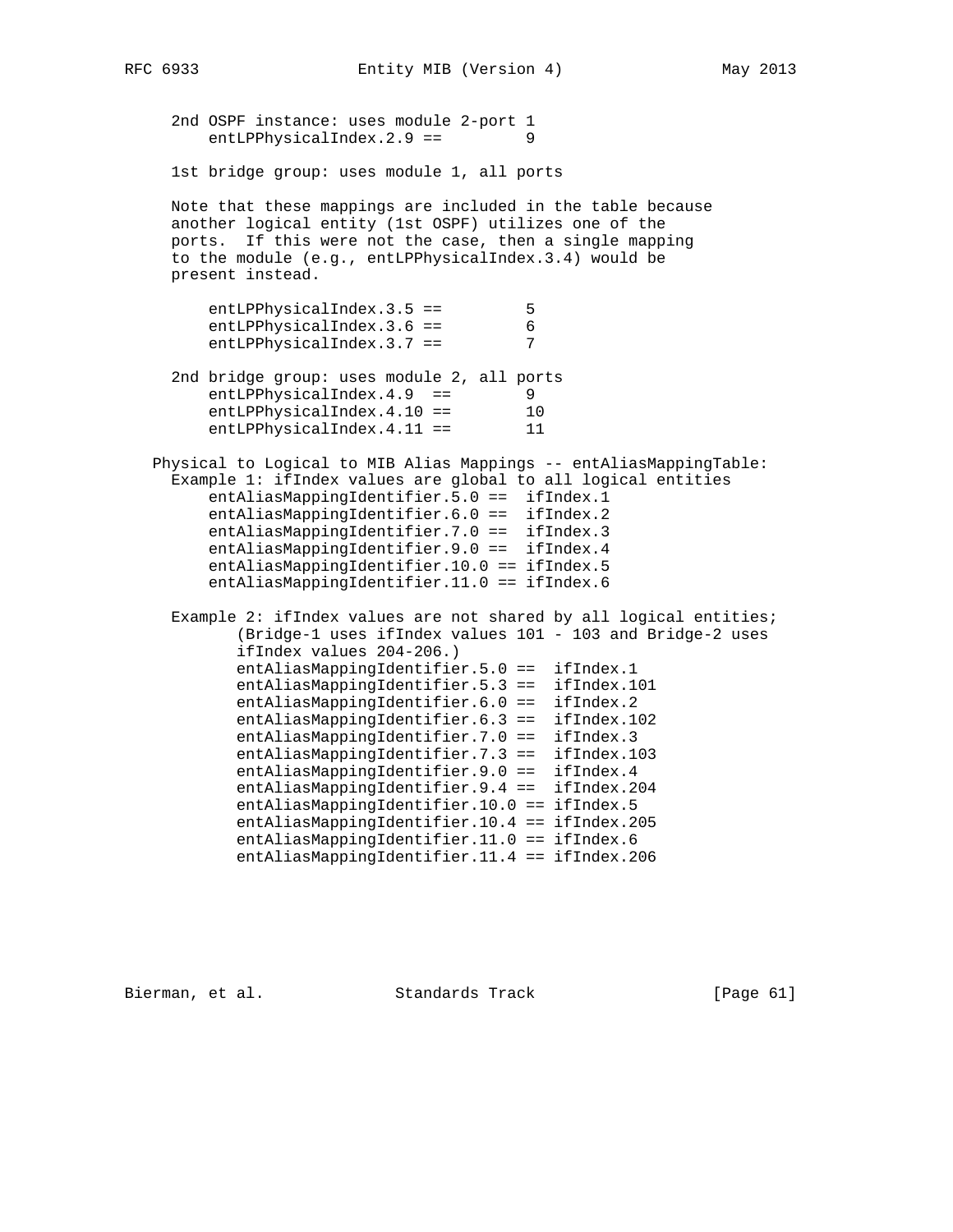```
   2nd OSPF instance: uses module 2-port 1
       entLPPhysicalIndex.2.9 ==         9

   1st bridge group: uses module 1, all ports

   Note that these mappings are included in the table because
   another logical entity (1st OSPF) utilizes one of the
   ports.  If this were not the case, then a single mapping
   to the module (e.g., entLPPhysicalIndex.3.4) would be
   present instead.

       entLPPhysicalIndex.3.5 ==         5
       entLPPhysicalIndex.3.6 ==         6
       entLPPhysicalIndex.3.7 ==         7

   2nd bridge group: uses module 2, all ports
       entLPPhysicalIndex.4.9  ==        9
       entLPPhysicalIndex.4.10 ==        10
       entLPPhysicalIndex.4.11 ==        11

 Physical to Logical to MIB Alias Mappings -- entAliasMappingTable:
   Example 1: ifIndex values are global to all logical entities
       entAliasMappingIdentifier.5.0 ==  ifIndex.1
       entAliasMappingIdentifier.6.0 ==  ifIndex.2
       entAliasMappingIdentifier.7.0 ==  ifIndex.3
       entAliasMappingIdentifier.9.0 ==  ifIndex.4
       entAliasMappingIdentifier.10.0 == ifIndex.5
       entAliasMappingIdentifier.11.0 == ifIndex.6

   Example 2: ifIndex values are not shared by all logical entities;
          (Bridge-1 uses ifIndex values 101 - 103 and Bridge-2 uses
          ifIndex values 204-206.)
          entAliasMappingIdentifier.5.0 ==  ifIndex.1
          entAliasMappingIdentifier.5.3 ==  ifIndex.101
          entAliasMappingIdentifier.6.0 ==  ifIndex.2
          entAliasMappingIdentifier.6.3 ==  ifIndex.102
          entAliasMappingIdentifier.7.0 ==  ifIndex.3
          entAliasMappingIdentifier.7.3 ==  ifIndex.103
          entAliasMappingIdentifier.9.0 ==  ifIndex.4
          entAliasMappingIdentifier.9.4 ==  ifIndex.204
          entAliasMappingIdentifier.10.0 == ifIndex.5
          entAliasMappingIdentifier.10.4 == ifIndex.205
          entAliasMappingIdentifier.11.0 == ifIndex.6
          entAliasMappingIdentifier.11.4 == ifIndex.206
```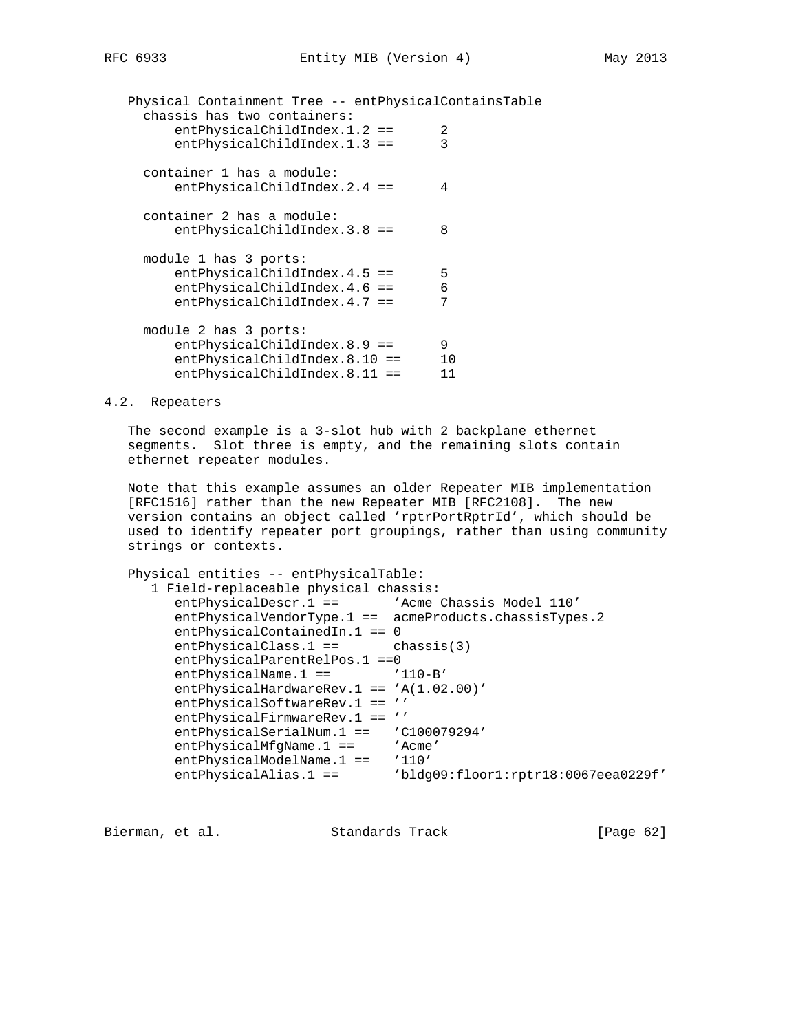```
Physical Containment Tree -- entPhysicalContainsTable
  chassis has two containers:
      entPhysicalChildIndex.1.2 ==      2
      entPhysicalChildIndex.1.3 ==      3

  container 1 has a module:
      entPhysicalChildIndex.2.4 ==      4

  container 2 has a module:
      entPhysicalChildIndex.3.8 ==      8

  module 1 has 3 ports:
      entPhysicalChildIndex.4.5 ==      5
      entPhysicalChildIndex.4.6 ==      6
      entPhysicalChildIndex.4.7 ==      7

  module 2 has 3 ports:
      entPhysicalChildIndex.8.9 ==      9
      entPhysicalChildIndex.8.10 ==     10
      entPhysicalChildIndex.8.11 ==     11
```

## 4.2. Repeaters

The second example is a 3-slot hub with 2 backplane ethernet segments. Slot three is empty, and the remaining slots contain ethernet repeater modules.

Note that this example assumes an older Repeater MIB implementation [RFC1516] rather than the new Repeater MIB [RFC2108]. The new version contains an object called 'rptrPortRptrId', which should be used to identify repeater port groupings, rather than using community strings or contexts.

```
Physical entities -- entPhysicalTable:
   1 Field-replaceable physical chassis:
      entPhysicalDescr.1 ==        'Acme Chassis Model 110'
      entPhysicalVendorType.1 ==  acmeProducts.chassisTypes.2
      entPhysicalContainedIn.1 == 0
      entPhysicalClass.1 ==        chassis(3)
      entPhysicalParentRelPos.1 ==0
      entPhysicalName.1 ==         '110-B'
      entPhysicalHardwareRev.1 == 'A(1.02.00)'
      entPhysicalSoftwareRev.1 == ''
      entPhysicalFirmwareRev.1 == ''
      entPhysicalSerialNum.1 ==    'C100079294'
      entPhysicalMfgName.1 ==      'Acme'
      entPhysicalModelName.1 ==    '110'
      entPhysicalAlias.1 ==        'bldg09:floor1:rptr18:0067eea0229f'
```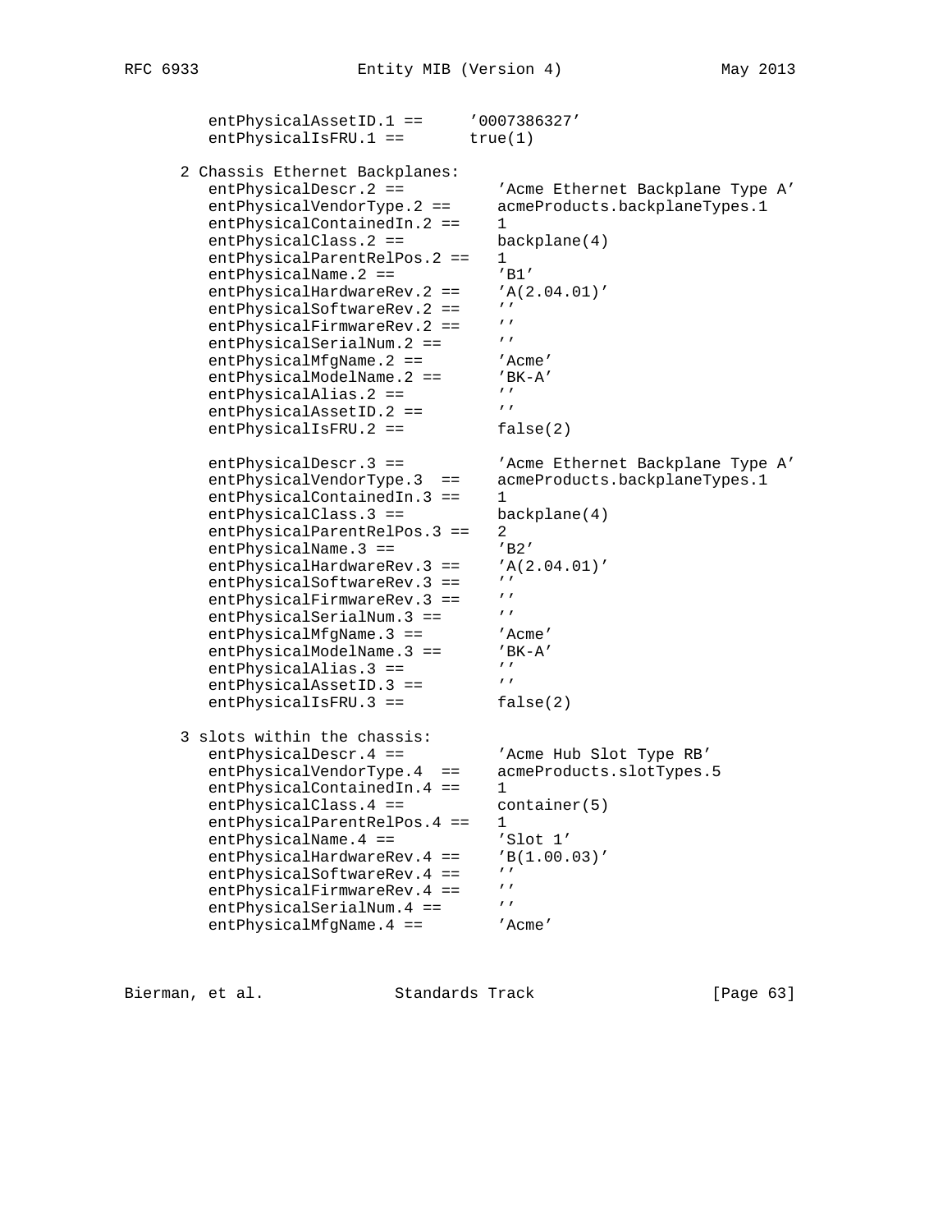```
   entPhysicalAssetID.1 ==     '0007386327'
   entPhysicalIsFRU.1 ==       true(1)

2 Chassis Ethernet Backplanes:
   entPhysicalDescr.2 ==         'Acme Ethernet Backplane Type A'
   entPhysicalVendorType.2 ==    acmeProducts.backplaneTypes.1
   entPhysicalContainedIn.2 ==   1
   entPhysicalClass.2 ==         backplane(4)
   entPhysicalParentRelPos.2 ==  1
   entPhysicalName.2 ==          'B1'
   entPhysicalHardwareRev.2 ==   'A(2.04.01)'
   entPhysicalSoftwareRev.2 ==   ''
   entPhysicalFirmwareRev.2 ==   ''
   entPhysicalSerialNum.2 ==     ''
   entPhysicalMfgName.2 ==       'Acme'
   entPhysicalModelName.2 ==     'BK-A'
   entPhysicalAlias.2 ==         ''
   entPhysicalAssetID.2 ==       ''
   entPhysicalIsFRU.2 ==         false(2)

   entPhysicalDescr.3 ==         'Acme Ethernet Backplane Type A'
   entPhysicalVendorType.3  ==   acmeProducts.backplaneTypes.1
   entPhysicalContainedIn.3 ==   1
   entPhysicalClass.3 ==         backplane(4)
   entPhysicalParentRelPos.3 ==  2
   entPhysicalName.3 ==          'B2'
   entPhysicalHardwareRev.3 ==   'A(2.04.01)'
   entPhysicalSoftwareRev.3 ==   ''
   entPhysicalFirmwareRev.3 ==   ''
   entPhysicalSerialNum.3 ==     ''
   entPhysicalMfgName.3 ==       'Acme'
   entPhysicalModelName.3 ==     'BK-A'
   entPhysicalAlias.3 ==         ''
   entPhysicalAssetID.3 ==       ''
   entPhysicalIsFRU.3 ==         false(2)

3 slots within the chassis:
   entPhysicalDescr.4 ==         'Acme Hub Slot Type RB'
   entPhysicalVendorType.4  ==   acmeProducts.slotTypes.5
   entPhysicalContainedIn.4 ==   1
   entPhysicalClass.4 ==         container(5)
   entPhysicalParentRelPos.4 ==  1
   entPhysicalName.4 ==          'Slot 1'
   entPhysicalHardwareRev.4 ==   'B(1.00.03)'
   entPhysicalSoftwareRev.4 ==   ''
   entPhysicalFirmwareRev.4 ==   ''
   entPhysicalSerialNum.4 ==     ''
   entPhysicalMfgName.4 ==       'Acme'
```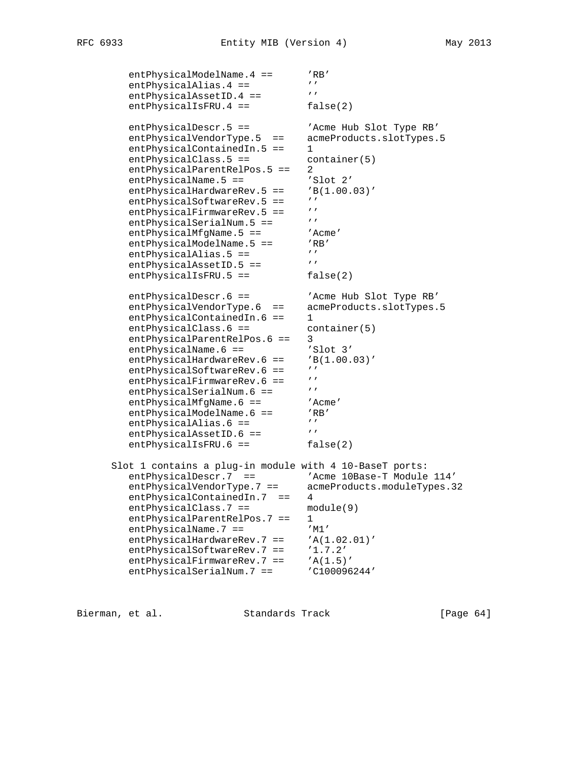```
   entPhysicalModelName.4 ==      'RB'
   entPhysicalAlias.4 ==          ''
   entPhysicalAssetID.4 ==        ''
   entPhysicalIsFRU.4 ==          false(2)

   entPhysicalDescr.5 ==          'Acme Hub Slot Type RB'
   entPhysicalVendorType.5  ==    acmeProducts.slotTypes.5
   entPhysicalContainedIn.5 ==    1
   entPhysicalClass.5 ==          container(5)
   entPhysicalParentRelPos.5 ==   2
   entPhysicalName.5 ==           'Slot 2'
   entPhysicalHardwareRev.5 ==    'B(1.00.03)'
   entPhysicalSoftwareRev.5 ==    ''
   entPhysicalFirmwareRev.5 ==    ''
   entPhysicalSerialNum.5 ==      ''
   entPhysicalMfgName.5 ==        'Acme'
   entPhysicalModelName.5 ==      'RB'
   entPhysicalAlias.5 ==          ''
   entPhysicalAssetID.5 ==        ''
   entPhysicalIsFRU.5 ==          false(2)

   entPhysicalDescr.6 ==          'Acme Hub Slot Type RB'
   entPhysicalVendorType.6  ==    acmeProducts.slotTypes.5
   entPhysicalContainedIn.6 ==    1
   entPhysicalClass.6 ==          container(5)
   entPhysicalParentRelPos.6 ==   3
   entPhysicalName.6 ==           'Slot 3'
   entPhysicalHardwareRev.6 ==    'B(1.00.03)'
   entPhysicalSoftwareRev.6 ==    ''
   entPhysicalFirmwareRev.6 ==    ''
   entPhysicalSerialNum.6 ==      ''
   entPhysicalMfgName.6 ==        'Acme'
   entPhysicalModelName.6 ==      'RB'
   entPhysicalAlias.6 ==          ''
   entPhysicalAssetID.6 ==        ''
   entPhysicalIsFRU.6 ==          false(2)

Slot 1 contains a plug-in module with 4 10-BaseT ports:
   entPhysicalDescr.7  ==         'Acme 10Base-T Module 114'
   entPhysicalVendorType.7 ==     acmeProducts.moduleTypes.32
   entPhysicalContainedIn.7  ==   4
   entPhysicalClass.7 ==          module(9)
   entPhysicalParentRelPos.7 ==   1
   entPhysicalName.7 ==           'M1'
   entPhysicalHardwareRev.7 ==    'A(1.02.01)'
   entPhysicalSoftwareRev.7 ==    '1.7.2'
   entPhysicalFirmwareRev.7 ==    'A(1.5)'
   entPhysicalSerialNum.7 ==      'C100096244'
```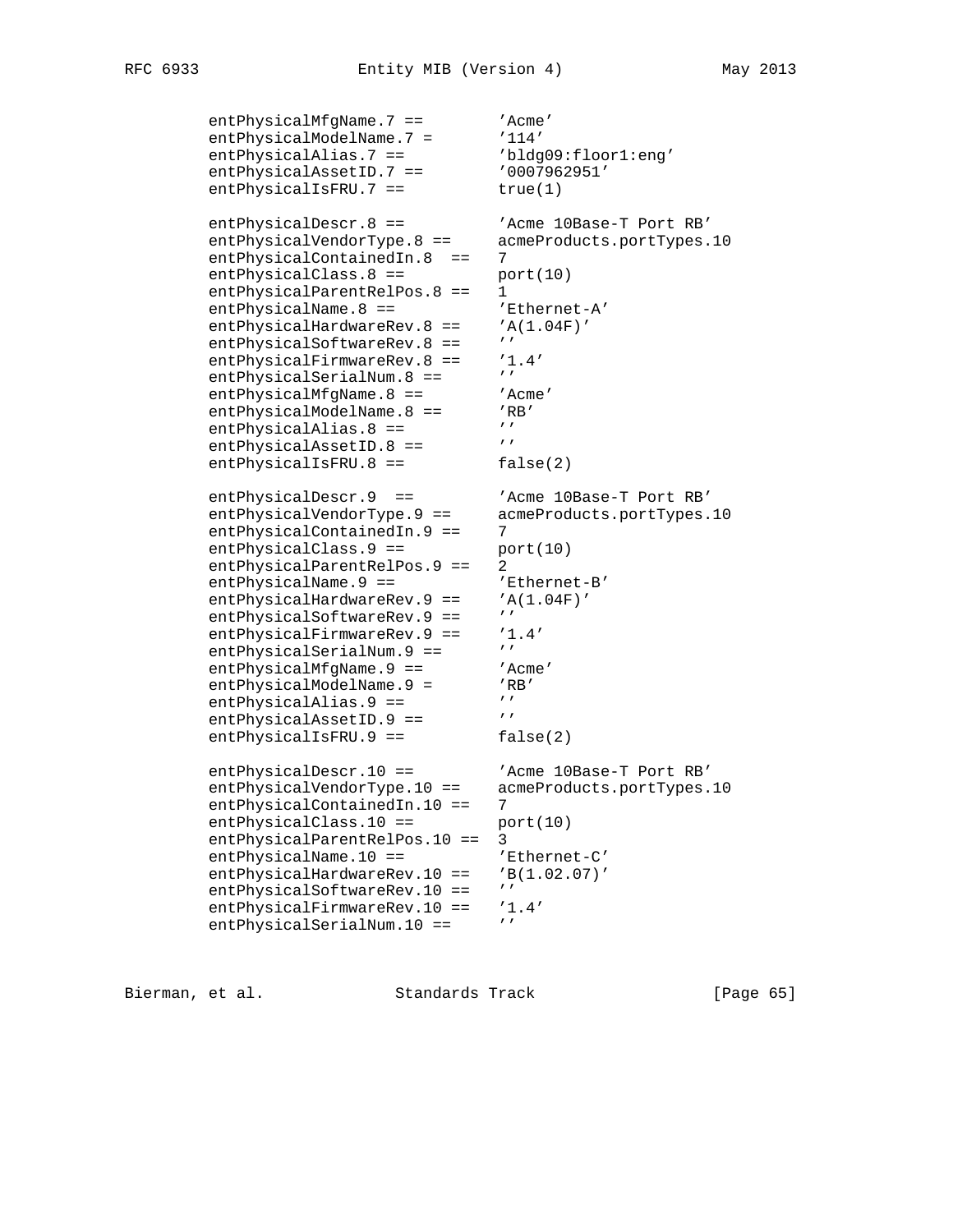```
entPhysicalMfgName.7 ==        'Acme'
entPhysicalModelName.7 =       '114'
entPhysicalAlias.7 ==          'bldg09:floor1:eng'
entPhysicalAssetID.7 ==        '0007962951'
entPhysicalIsFRU.7 ==          true(1)

entPhysicalDescr.8 ==          'Acme 10Base-T Port RB'
entPhysicalVendorType.8 ==     acmeProducts.portTypes.10
entPhysicalContainedIn.8  ==   7
entPhysicalClass.8 ==          port(10)
entPhysicalParentRelPos.8 ==   1
entPhysicalName.8 ==           'Ethernet-A'
entPhysicalHardwareRev.8 ==    'A(1.04F)'
entPhysicalSoftwareRev.8 ==    ''
entPhysicalFirmwareRev.8 ==    '1.4'
entPhysicalSerialNum.8 ==      ''
entPhysicalMfgName.8 ==        'Acme'
entPhysicalModelName.8 ==      'RB'
entPhysicalAlias.8 ==          ''
entPhysicalAssetID.8 ==        ''
entPhysicalIsFRU.8 ==          false(2)

entPhysicalDescr.9  ==         'Acme 10Base-T Port RB'
entPhysicalVendorType.9 ==     acmeProducts.portTypes.10
entPhysicalContainedIn.9 ==    7
entPhysicalClass.9 ==          port(10)
entPhysicalParentRelPos.9 ==   2
entPhysicalName.9 ==           'Ethernet-B'
entPhysicalHardwareRev.9 ==    'A(1.04F)'
entPhysicalSoftwareRev.9 ==    ''
entPhysicalFirmwareRev.9 ==    '1.4'
entPhysicalSerialNum.9 ==      ''
entPhysicalMfgName.9 ==        'Acme'
entPhysicalModelName.9 =       'RB'
entPhysicalAlias.9 ==          ''
entPhysicalAssetID.9 ==        ''
entPhysicalIsFRU.9 ==          false(2)

entPhysicalDescr.10 ==         'Acme 10Base-T Port RB'
entPhysicalVendorType.10 ==    acmeProducts.portTypes.10
entPhysicalContainedIn.10 ==   7
entPhysicalClass.10 ==         port(10)
entPhysicalParentRelPos.10 ==  3
entPhysicalName.10 ==          'Ethernet-C'
entPhysicalHardwareRev.10 ==   'B(1.02.07)'
entPhysicalSoftwareRev.10 ==   ''
entPhysicalFirmwareRev.10 ==   '1.4'
entPhysicalSerialNum.10 ==     ''
```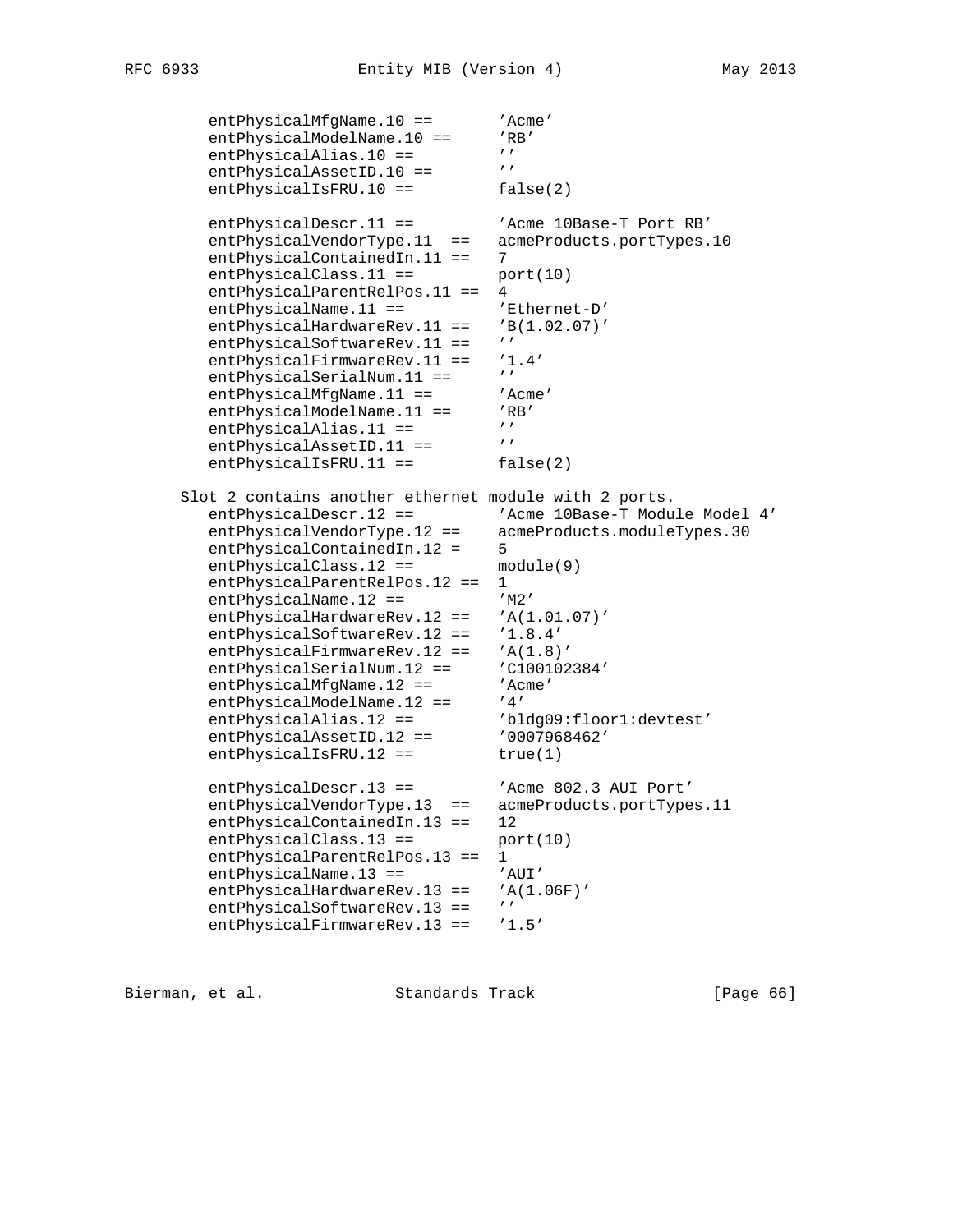```
   entPhysicalMfgName.10 ==       'Acme'
   entPhysicalModelName.10 ==     'RB'
   entPhysicalAlias.10 ==         ''
   entPhysicalAssetID.10 ==       ''
   entPhysicalIsFRU.10 ==         false(2)

   entPhysicalDescr.11 ==         'Acme 10Base-T Port RB'
   entPhysicalVendorType.11  ==   acmeProducts.portTypes.10
   entPhysicalContainedIn.11 ==   7
   entPhysicalClass.11 ==         port(10)
   entPhysicalParentRelPos.11 ==  4
   entPhysicalName.11 ==          'Ethernet-D'
   entPhysicalHardwareRev.11 ==   'B(1.02.07)'
   entPhysicalSoftwareRev.11 ==   ''
   entPhysicalFirmwareRev.11 ==   '1.4'
   entPhysicalSerialNum.11 ==     ''
   entPhysicalMfgName.11 ==       'Acme'
   entPhysicalModelName.11 ==     'RB'
   entPhysicalAlias.11 ==         ''
   entPhysicalAssetID.11 ==       ''
   entPhysicalIsFRU.11 ==         false(2)

Slot 2 contains another ethernet module with 2 ports.
   entPhysicalDescr.12 ==         'Acme 10Base-T Module Model 4'
   entPhysicalVendorType.12 ==    acmeProducts.moduleTypes.30
   entPhysicalContainedIn.12 =    5
   entPhysicalClass.12 ==         module(9)
   entPhysicalParentRelPos.12 ==  1
   entPhysicalName.12 ==          'M2'
   entPhysicalHardwareRev.12 ==   'A(1.01.07)'
   entPhysicalSoftwareRev.12 ==   '1.8.4'
   entPhysicalFirmwareRev.12 ==   'A(1.8)'
   entPhysicalSerialNum.12 ==     'C100102384'
   entPhysicalMfgName.12 ==       'Acme'
   entPhysicalModelName.12 ==     '4'
   entPhysicalAlias.12 ==         'bldg09:floor1:devtest'
   entPhysicalAssetID.12 ==       '0007968462'
   entPhysicalIsFRU.12 ==         true(1)

   entPhysicalDescr.13 ==         'Acme 802.3 AUI Port'
   entPhysicalVendorType.13  ==   acmeProducts.portTypes.11
   entPhysicalContainedIn.13 ==   12
   entPhysicalClass.13 ==         port(10)
   entPhysicalParentRelPos.13 ==  1
   entPhysicalName.13 ==          'AUI'
   entPhysicalHardwareRev.13 ==   'A(1.06F)'
   entPhysicalSoftwareRev.13 ==   ''
   entPhysicalFirmwareRev.13 ==   '1.5'
```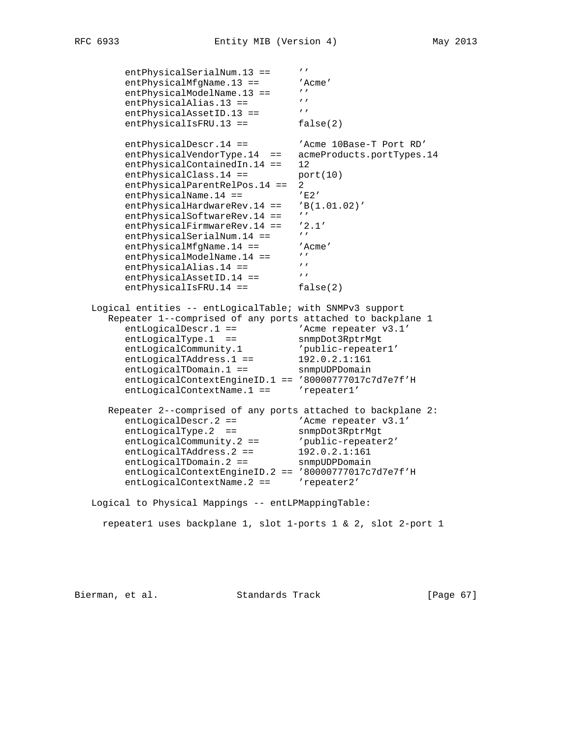```
        entPhysicalSerialNum.13 ==      ''
        entPhysicalMfgName.13 ==        'Acme'
        entPhysicalModelName.13 ==      ''
        entPhysicalAlias.13 ==          ''
        entPhysicalAssetID.13 ==        ''
        entPhysicalIsFRU.13 ==          false(2)

        entPhysicalDescr.14 ==          'Acme 10Base-T Port RD'
        entPhysicalVendorType.14  ==    acmeProducts.portTypes.14
        entPhysicalContainedIn.14 ==    12
        entPhysicalClass.14 ==          port(10)
        entPhysicalParentRelPos.14 ==   2
        entPhysicalName.14 ==           'E2'
        entPhysicalHardwareRev.14 ==    'B(1.01.02)'
        entPhysicalSoftwareRev.14 ==    ''
        entPhysicalFirmwareRev.14 ==    '2.1'
        entPhysicalSerialNum.14 ==      ''
        entPhysicalMfgName.14 ==        'Acme'
        entPhysicalModelName.14 ==      ''
        entPhysicalAlias.14 ==          ''
        entPhysicalAssetID.14 ==        ''
        entPhysicalIsFRU.14 ==          false(2)

   Logical entities -- entLogicalTable; with SNMPv3 support
      Repeater 1--comprised of any ports attached to backplane 1
        entLogicalDescr.1 ==            'Acme repeater v3.1'
        entLogicalType.1  ==            snmpDot3RptrMgt
        entLogicalCommunity.1           'public-repeater1'
        entLogicalTAddress.1 ==         192.0.2.1:161
        entLogicalTDomain.1 ==          snmpUDPDomain
        entLogicalContextEngineID.1 == '80000777017c7d7e7f'H
        entLogicalContextName.1 ==      'repeater1'

      Repeater 2--comprised of any ports attached to backplane 2:
        entLogicalDescr.2 ==            'Acme repeater v3.1'
        entLogicalType.2  ==            snmpDot3RptrMgt
        entLogicalCommunity.2 ==        'public-repeater2'
        entLogicalTAddress.2 ==         192.0.2.1:161
        entLogicalTDomain.2 ==          snmpUDPDomain
        entLogicalContextEngineID.2 == '80000777017c7d7e7f'H
        entLogicalContextName.2 ==      'repeater2'

   Logical to Physical Mappings -- entLPMappingTable:

     repeater1 uses backplane 1, slot 1-ports 1 & 2, slot 2-port 1
```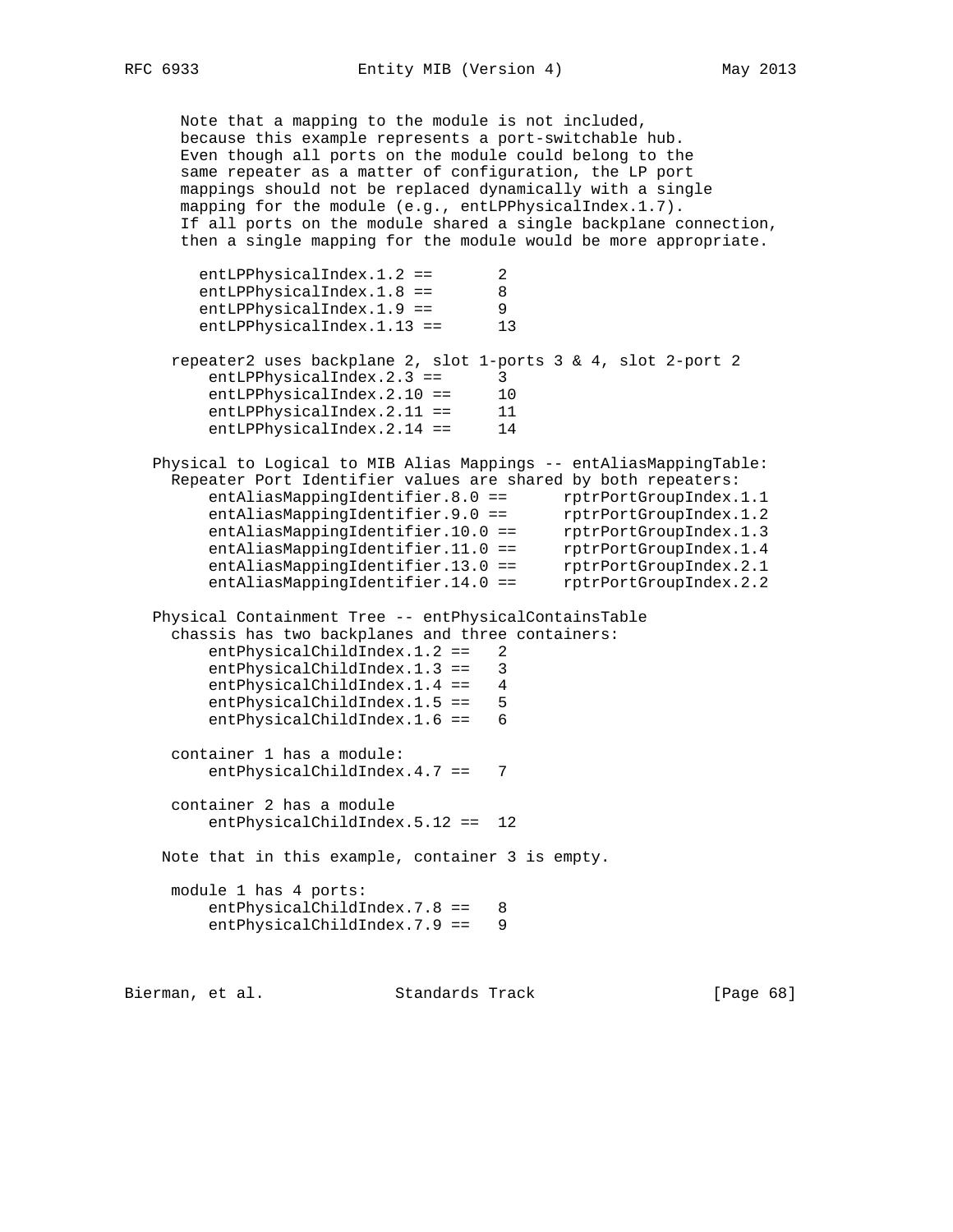```
      Note that a mapping to the module is not included,
      because this example represents a port-switchable hub.
      Even though all ports on the module could belong to the
      same repeater as a matter of configuration, the LP port
      mappings should not be replaced dynamically with a single
      mapping for the module (e.g., entLPPhysicalIndex.1.7).
      If all ports on the module shared a single backplane connection,
      then a single mapping for the module would be more appropriate.

        entLPPhysicalIndex.1.2 ==       2
        entLPPhysicalIndex.1.8 ==       8
        entLPPhysicalIndex.1.9 ==       9
        entLPPhysicalIndex.1.13 ==      13

     repeater2 uses backplane 2, slot 1-ports 3 & 4, slot 2-port 2
         entLPPhysicalIndex.2.3 ==      3
         entLPPhysicalIndex.2.10 ==     10
         entLPPhysicalIndex.2.11 ==     11
         entLPPhysicalIndex.2.14 ==     14

   Physical to Logical to MIB Alias Mappings -- entAliasMappingTable:
     Repeater Port Identifier values are shared by both repeaters:
         entAliasMappingIdentifier.8.0 ==      rptrPortGroupIndex.1.1
         entAliasMappingIdentifier.9.0 ==      rptrPortGroupIndex.1.2
         entAliasMappingIdentifier.10.0 ==     rptrPortGroupIndex.1.3
         entAliasMappingIdentifier.11.0 ==     rptrPortGroupIndex.1.4
         entAliasMappingIdentifier.13.0 ==     rptrPortGroupIndex.2.1
         entAliasMappingIdentifier.14.0 ==     rptrPortGroupIndex.2.2

   Physical Containment Tree -- entPhysicalContainsTable
     chassis has two backplanes and three containers:
         entPhysicalChildIndex.1.2 ==   2
         entPhysicalChildIndex.1.3 ==   3
         entPhysicalChildIndex.1.4 ==   4
         entPhysicalChildIndex.1.5 ==   5
         entPhysicalChildIndex.1.6 ==   6

     container 1 has a module:
         entPhysicalChildIndex.4.7 ==   7

     container 2 has a module
         entPhysicalChildIndex.5.12 ==  12

    Note that in this example, container 3 is empty.

     module 1 has 4 ports:
         entPhysicalChildIndex.7.8 ==   8
         entPhysicalChildIndex.7.9 ==   9
```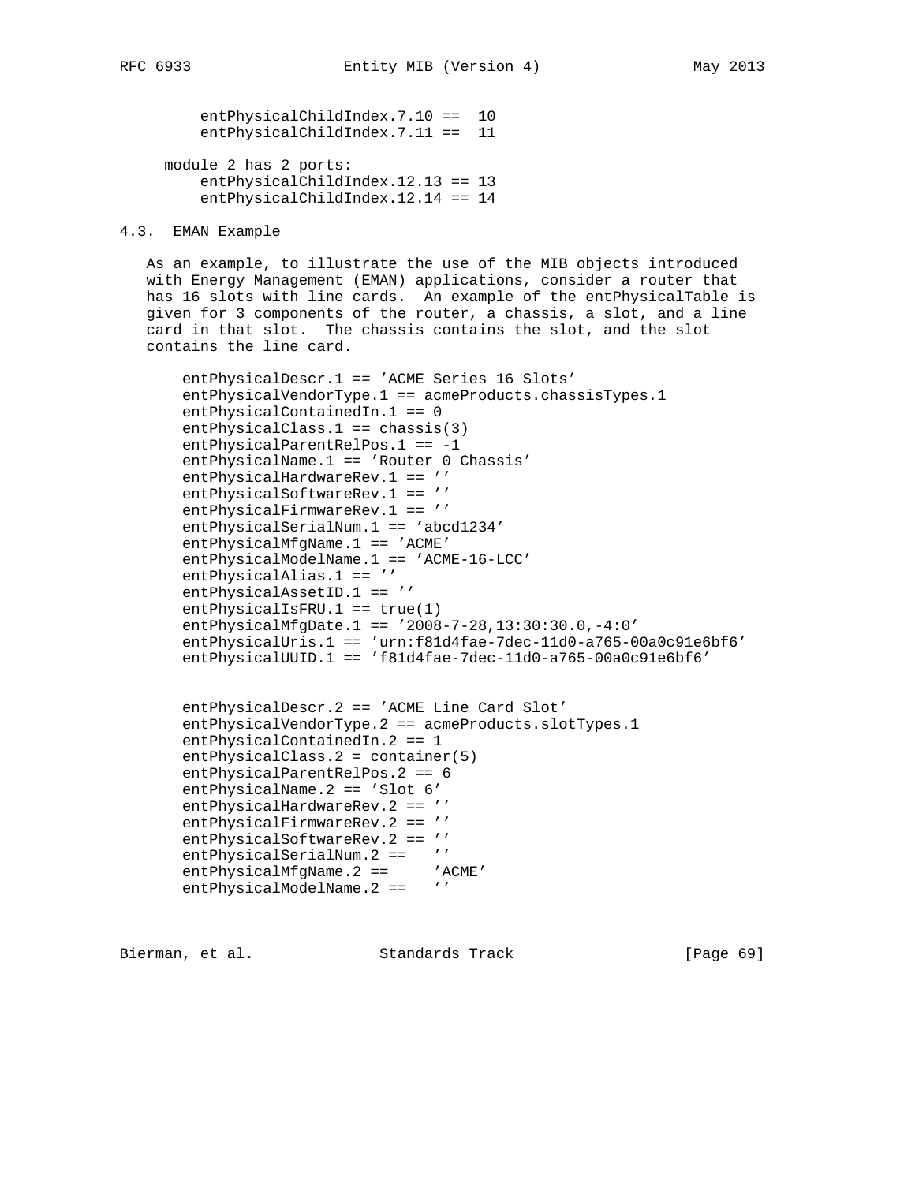```
entPhysicalChildIndex.7.10 ==  10
entPhysicalChildIndex.7.11 ==  11
```

```
module 2 has 2 ports:
    entPhysicalChildIndex.12.13 == 13
    entPhysicalChildIndex.12.14 == 14
```

### 4.3. EMAN Example

As an example, to illustrate the use of the MIB objects introduced with Energy Management (EMAN) applications, consider a router that has 16 slots with line cards. An example of the entPhysicalTable is given for 3 components of the router, a chassis, a slot, and a line card in that slot. The chassis contains the slot, and the slot contains the line card.

```
entPhysicalDescr.1 == 'ACME Series 16 Slots'
entPhysicalVendorType.1 == acmeProducts.chassisTypes.1
entPhysicalContainedIn.1 == 0
entPhysicalClass.1 == chassis(3)
entPhysicalParentRelPos.1 == -1
entPhysicalName.1 == 'Router 0 Chassis'
entPhysicalHardwareRev.1 == ''
entPhysicalSoftwareRev.1 == ''
entPhysicalFirmwareRev.1 == ''
entPhysicalSerialNum.1 == 'abcd1234'
entPhysicalMfgName.1 == 'ACME'
entPhysicalModelName.1 == 'ACME-16-LCC'
entPhysicalAlias.1 == ''
entPhysicalAssetID.1 == ''
entPhysicalIsFRU.1 == true(1)
entPhysicalMfgDate.1 == '2008-7-28,13:30:30.0,-4:0'
entPhysicalUris.1 == 'urn:f81d4fae-7dec-11d0-a765-00a0c91e6bf6'
entPhysicalUUID.1 == 'f81d4fae-7dec-11d0-a765-00a0c91e6bf6'


entPhysicalDescr.2 == 'ACME Line Card Slot'
entPhysicalVendorType.2 == acmeProducts.slotTypes.1
entPhysicalContainedIn.2 == 1
entPhysicalClass.2 = container(5)
entPhysicalParentRelPos.2 == 6
entPhysicalName.2 == 'Slot 6'
entPhysicalHardwareRev.2 == ''
entPhysicalFirmwareRev.2 == ''
entPhysicalSoftwareRev.2 == ''
entPhysicalSerialNum.2 ==   ''
entPhysicalMfgName.2 ==     'ACME'
entPhysicalModelName.2 ==   ''
```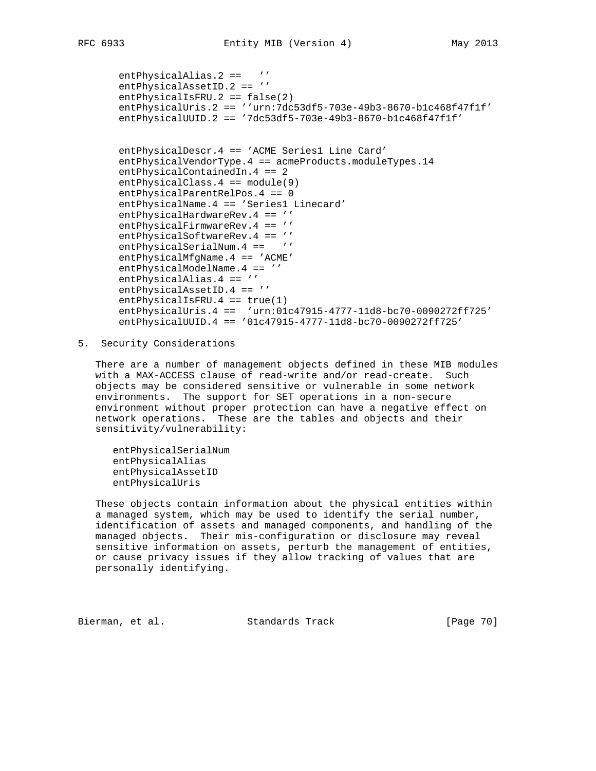```
entPhysicalAlias.2 ==   ''
entPhysicalAssetID.2 == ''
entPhysicalIsFRU.2 == false(2)
entPhysicalUris.2 == ''urn:7dc53df5-703e-49b3-8670-b1c468f47f1f'
entPhysicalUUID.2 == '7dc53df5-703e-49b3-8670-b1c468f47f1f'


entPhysicalDescr.4 == 'ACME Series1 Line Card'
entPhysicalVendorType.4 == acmeProducts.moduleTypes.14
entPhysicalContainedIn.4 == 2
entPhysicalClass.4 == module(9)
entPhysicalParentRelPos.4 == 0
entPhysicalName.4 == 'Series1 Linecard'
entPhysicalHardwareRev.4 == ''
entPhysicalFirmwareRev.4 == ''
entPhysicalSoftwareRev.4 == ''
entPhysicalSerialNum.4 ==   ''
entPhysicalMfgName.4 == 'ACME'
entPhysicalModelName.4 == ''
entPhysicalAlias.4 == ''
entPhysicalAssetID.4 == ''
entPhysicalIsFRU.4 == true(1)
entPhysicalUris.4 ==  'urn:01c47915-4777-11d8-bc70-0090272ff725'
entPhysicalUUID.4 == '01c47915-4777-11d8-bc70-0090272ff725'
```

## 5. Security Considerations

There are a number of management objects defined in these MIB modules with a MAX-ACCESS clause of read-write and/or read-create. Such objects may be considered sensitive or vulnerable in some network environments. The support for SET operations in a non-secure environment without proper protection can have a negative effect on network operations. These are the tables and objects and their sensitivity/vulnerability:

```
entPhysicalSerialNum
entPhysicalAlias
entPhysicalAssetID
entPhysicalUris
```

These objects contain information about the physical entities within a managed system, which may be used to identify the serial number, identification of assets and managed components, and handling of the managed objects. Their mis-configuration or disclosure may reveal sensitive information on assets, perturb the management of entities, or cause privacy issues if they allow tracking of values that are personally identifying.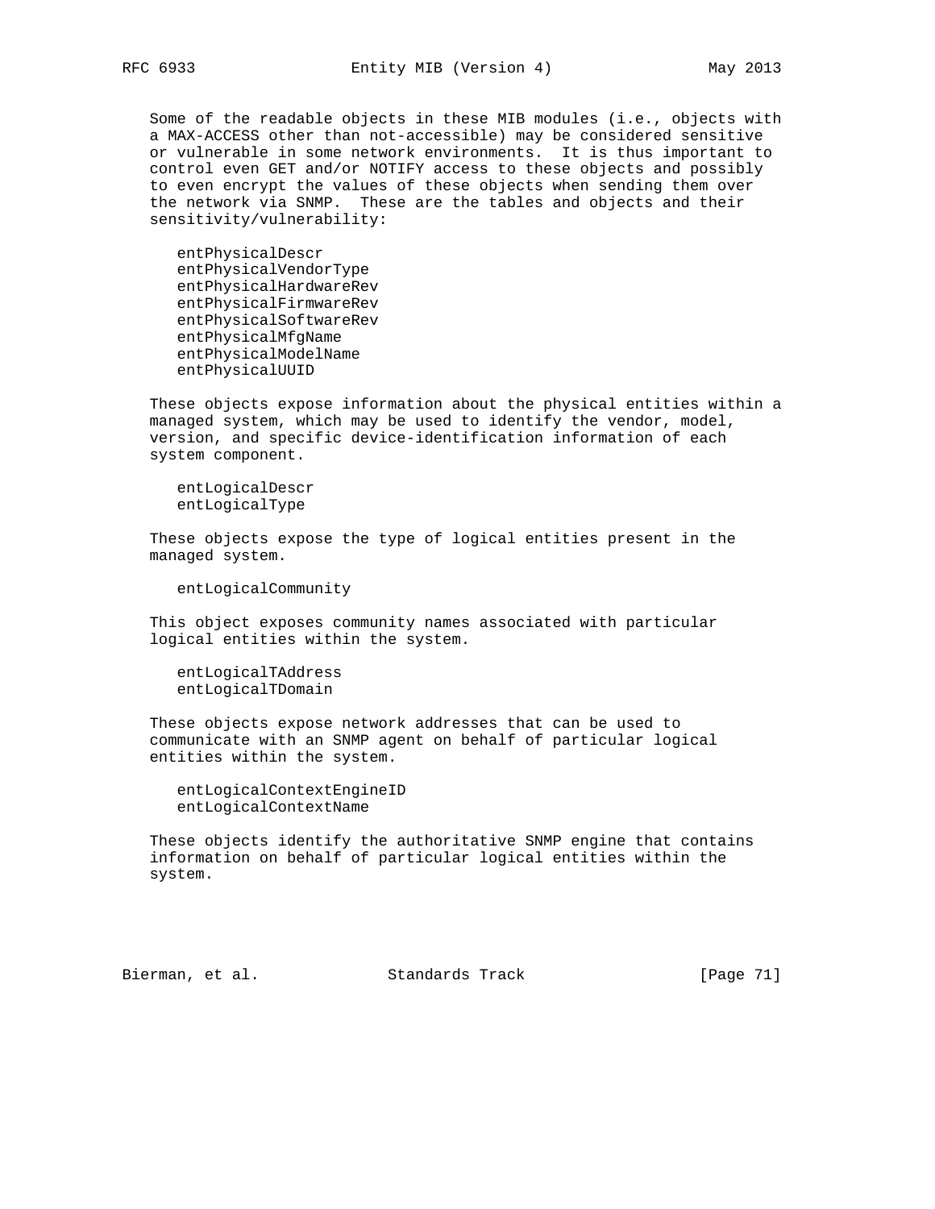Some of the readable objects in these MIB modules (i.e., objects with a MAX-ACCESS other than not-accessible) may be considered sensitive or vulnerable in some network environments. It is thus important to control even GET and/or NOTIFY access to these objects and possibly to even encrypt the values of these objects when sending them over the network via SNMP. These are the tables and objects and their sensitivity/vulnerability:

```
entPhysicalDescr
entPhysicalVendorType
entPhysicalHardwareRev
entPhysicalFirmwareRev
entPhysicalSoftwareRev
entPhysicalMfgName
entPhysicalModelName
entPhysicalUUID
```

These objects expose information about the physical entities within a managed system, which may be used to identify the vendor, model, version, and specific device-identification information of each system component.

```
entLogicalDescr
entLogicalType
```

These objects expose the type of logical entities present in the managed system.

```
entLogicalCommunity
```

This object exposes community names associated with particular logical entities within the system.

```
entLogicalTAddress
entLogicalTDomain
```

These objects expose network addresses that can be used to communicate with an SNMP agent on behalf of particular logical entities within the system.

```
entLogicalContextEngineID
entLogicalContextName
```

These objects identify the authoritative SNMP engine that contains information on behalf of particular logical entities within the system.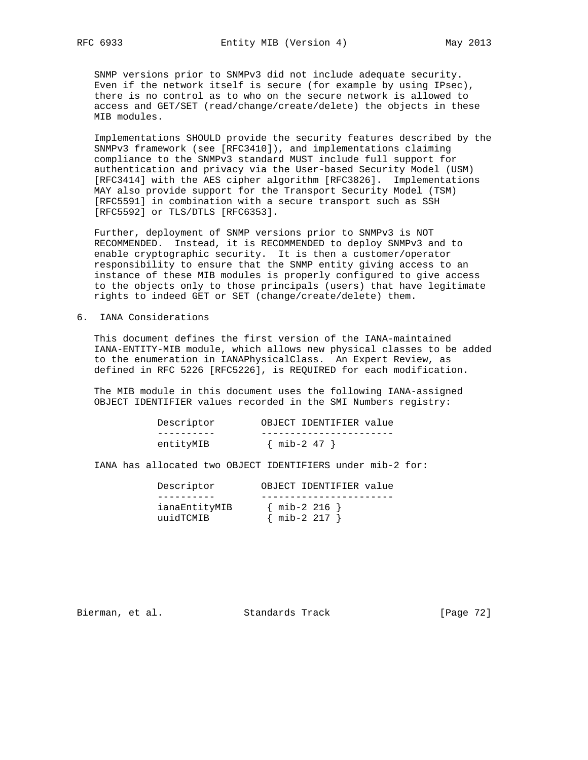SNMP versions prior to SNMPv3 did not include adequate security. Even if the network itself is secure (for example by using IPsec), there is no control as to who on the secure network is allowed to access and GET/SET (read/change/create/delete) the objects in these MIB modules.

Implementations SHOULD provide the security features described by the SNMPv3 framework (see [RFC3410]), and implementations claiming compliance to the SNMPv3 standard MUST include full support for authentication and privacy via the User-based Security Model (USM) [RFC3414] with the AES cipher algorithm [RFC3826]. Implementations MAY also provide support for the Transport Security Model (TSM) [RFC5591] in combination with a secure transport such as SSH [RFC5592] or TLS/DTLS [RFC6353].

Further, deployment of SNMP versions prior to SNMPv3 is NOT RECOMMENDED. Instead, it is RECOMMENDED to deploy SNMPv3 and to enable cryptographic security. It is then a customer/operator responsibility to ensure that the SNMP entity giving access to an instance of these MIB modules is properly configured to give access to the objects only to those principals (users) that have legitimate rights to indeed GET or SET (change/create/delete) them.

## 6. IANA Considerations

This document defines the first version of the IANA-maintained IANA-ENTITY-MIB module, which allows new physical classes to be added to the enumeration in IANAPhysicalClass. An Expert Review, as defined in RFC 5226 [RFC5226], is REQUIRED for each modification.

The MIB module in this document uses the following IANA-assigned OBJECT IDENTIFIER values recorded in the SMI Numbers registry:

| Descriptor | OBJECT IDENTIFIER value |
|---|---|
| entityMIB | { mib-2 47 } |

IANA has allocated two OBJECT IDENTIFIERS under mib-2 for:

| Descriptor | OBJECT IDENTIFIER value |
|---|---|
| ianaEntityMIB | { mib-2 216 } |
| uuidTCMIB | { mib-2 217 } |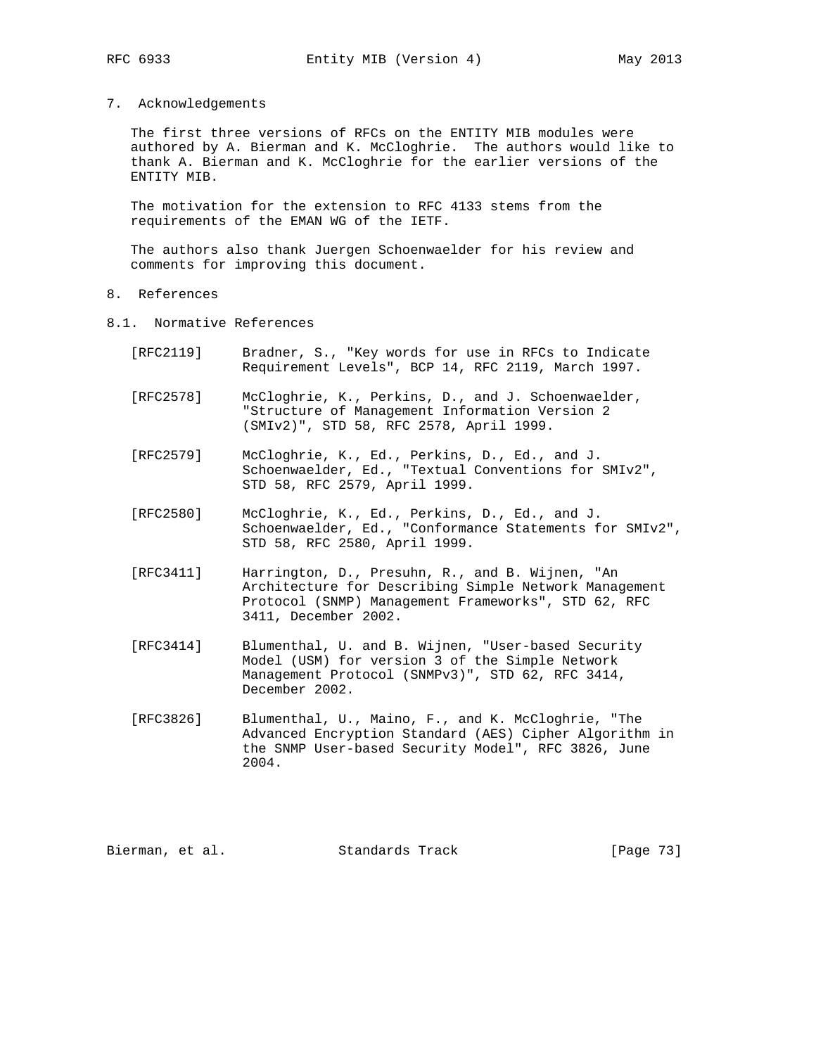## 7. Acknowledgements

The first three versions of RFCs on the ENTITY MIB modules were authored by A. Bierman and K. McCloghrie. The authors would like to thank A. Bierman and K. McCloghrie for the earlier versions of the ENTITY MIB.

The motivation for the extension to RFC 4133 stems from the requirements of the EMAN WG of the IETF.

The authors also thank Juergen Schoenwaelder for his review and comments for improving this document.

## 8. References

### 8.1. Normative References

[RFC2119] Bradner, S., "Key words for use in RFCs to Indicate Requirement Levels", BCP 14, RFC 2119, March 1997.

[RFC2578] McCloghrie, K., Perkins, D., and J. Schoenwaelder, "Structure of Management Information Version 2 (SMIv2)", STD 58, RFC 2578, April 1999.

[RFC2579] McCloghrie, K., Ed., Perkins, D., Ed., and J. Schoenwaelder, Ed., "Textual Conventions for SMIv2", STD 58, RFC 2579, April 1999.

[RFC2580] McCloghrie, K., Ed., Perkins, D., Ed., and J. Schoenwaelder, Ed., "Conformance Statements for SMIv2", STD 58, RFC 2580, April 1999.

[RFC3411] Harrington, D., Presuhn, R., and B. Wijnen, "An Architecture for Describing Simple Network Management Protocol (SNMP) Management Frameworks", STD 62, RFC 3411, December 2002.

[RFC3414] Blumenthal, U. and B. Wijnen, "User-based Security Model (USM) for version 3 of the Simple Network Management Protocol (SNMPv3)", STD 62, RFC 3414, December 2002.

[RFC3826] Blumenthal, U., Maino, F., and K. McCloghrie, "The Advanced Encryption Standard (AES) Cipher Algorithm in the SNMP User-based Security Model", RFC 3826, June 2004.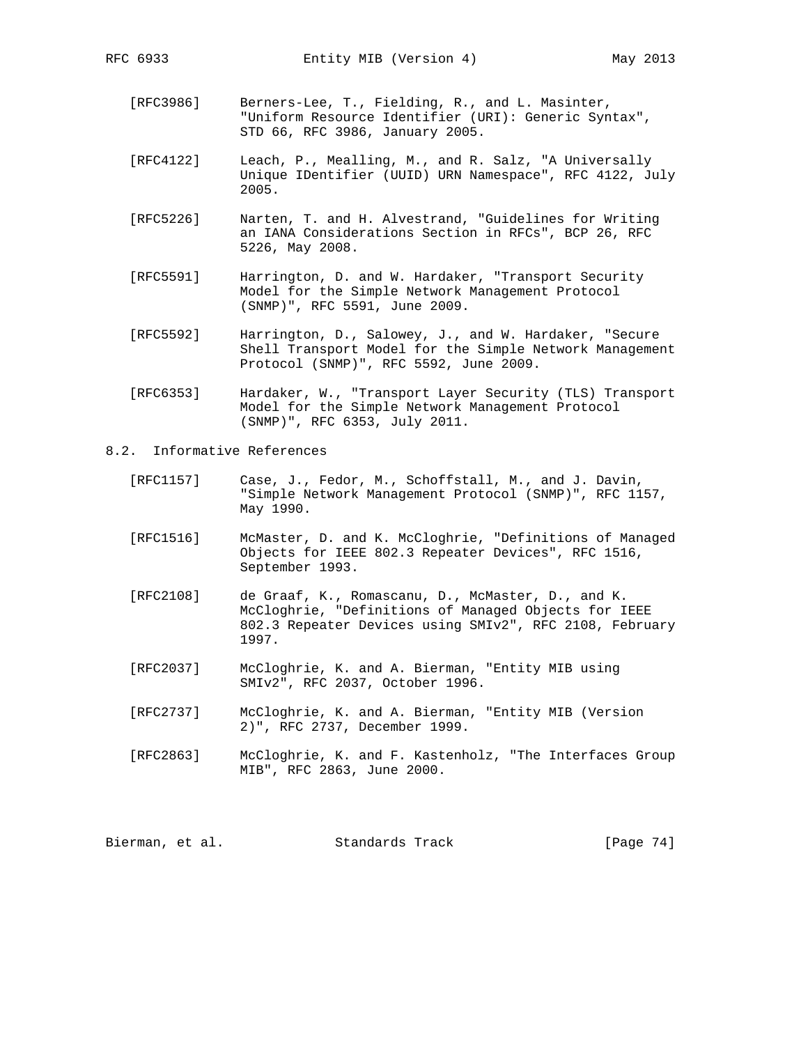[RFC3986] Berners-Lee, T., Fielding, R., and L. Masinter, "Uniform Resource Identifier (URI): Generic Syntax", STD 66, RFC 3986, January 2005.

[RFC4122] Leach, P., Mealling, M., and R. Salz, "A Universally Unique IDentifier (UUID) URN Namespace", RFC 4122, July 2005.

[RFC5226] Narten, T. and H. Alvestrand, "Guidelines for Writing an IANA Considerations Section in RFCs", BCP 26, RFC 5226, May 2008.

[RFC5591] Harrington, D. and W. Hardaker, "Transport Security Model for the Simple Network Management Protocol (SNMP)", RFC 5591, June 2009.

[RFC5592] Harrington, D., Salowey, J., and W. Hardaker, "Secure Shell Transport Model for the Simple Network Management Protocol (SNMP)", RFC 5592, June 2009.

[RFC6353] Hardaker, W., "Transport Layer Security (TLS) Transport Model for the Simple Network Management Protocol (SNMP)", RFC 6353, July 2011.

## 8.2. Informative References

[RFC1157] Case, J., Fedor, M., Schoffstall, M., and J. Davin, "Simple Network Management Protocol (SNMP)", RFC 1157, May 1990.

[RFC1516] McMaster, D. and K. McCloghrie, "Definitions of Managed Objects for IEEE 802.3 Repeater Devices", RFC 1516, September 1993.

[RFC2108] de Graaf, K., Romascanu, D., McMaster, D., and K. McCloghrie, "Definitions of Managed Objects for IEEE 802.3 Repeater Devices using SMIv2", RFC 2108, February 1997.

[RFC2037] McCloghrie, K. and A. Bierman, "Entity MIB using SMIv2", RFC 2037, October 1996.

[RFC2737] McCloghrie, K. and A. Bierman, "Entity MIB (Version 2)", RFC 2737, December 1999.

[RFC2863] McCloghrie, K. and F. Kastenholz, "The Interfaces Group MIB", RFC 2863, June 2000.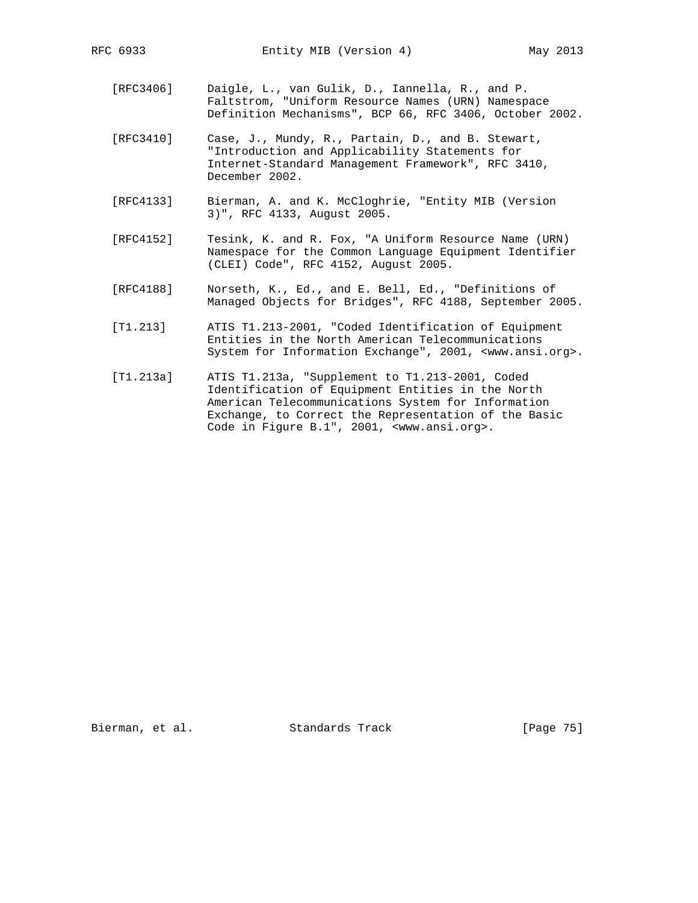[RFC3406] Daigle, L., van Gulik, D., Iannella, R., and P. Faltstrom, "Uniform Resource Names (URN) Namespace Definition Mechanisms", BCP 66, RFC 3406, October 2002.

[RFC3410] Case, J., Mundy, R., Partain, D., and B. Stewart, "Introduction and Applicability Statements for Internet-Standard Management Framework", RFC 3410, December 2002.

[RFC4133] Bierman, A. and K. McCloghrie, "Entity MIB (Version 3)", RFC 4133, August 2005.

[RFC4152] Tesink, K. and R. Fox, "A Uniform Resource Name (URN) Namespace for the Common Language Equipment Identifier (CLEI) Code", RFC 4152, August 2005.

[RFC4188] Norseth, K., Ed., and E. Bell, Ed., "Definitions of Managed Objects for Bridges", RFC 4188, September 2005.

[T1.213] ATIS T1.213-2001, "Coded Identification of Equipment Entities in the North American Telecommunications System for Information Exchange", 2001, <www.ansi.org>.

[T1.213a] ATIS T1.213a, "Supplement to T1.213-2001, Coded Identification of Equipment Entities in the North American Telecommunications System for Information Exchange, to Correct the Representation of the Basic Code in Figure B.1", 2001, <www.ansi.org>.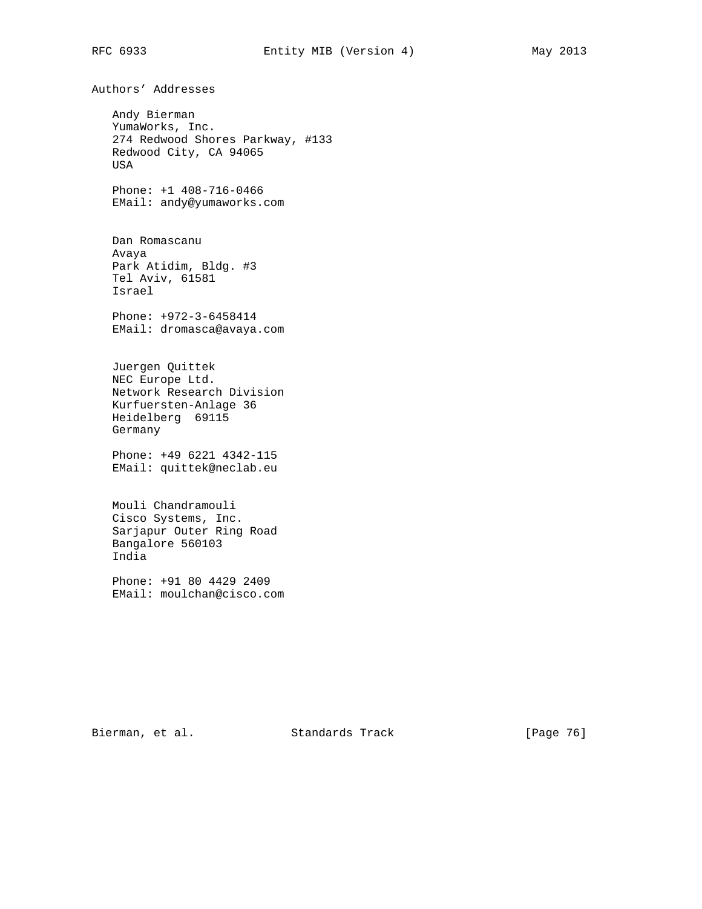# Authors' Addresses

Andy Bierman
YumaWorks, Inc.
274 Redwood Shores Parkway, #133
Redwood City, CA 94065
USA

Phone: +1 408-716-0466
EMail: andy@yumaworks.com

Dan Romascanu
Avaya
Park Atidim, Bldg. #3
Tel Aviv, 61581
Israel

Phone: +972-3-6458414
EMail: dromasca@avaya.com

Juergen Quittek
NEC Europe Ltd.
Network Research Division
Kurfuersten-Anlage 36
Heidelberg  69115
Germany

Phone: +49 6221 4342-115
EMail: quittek@neclab.eu

Mouli Chandramouli
Cisco Systems, Inc.
Sarjapur Outer Ring Road
Bangalore 560103
India

Phone: +91 80 4429 2409
EMail: moulchan@cisco.com